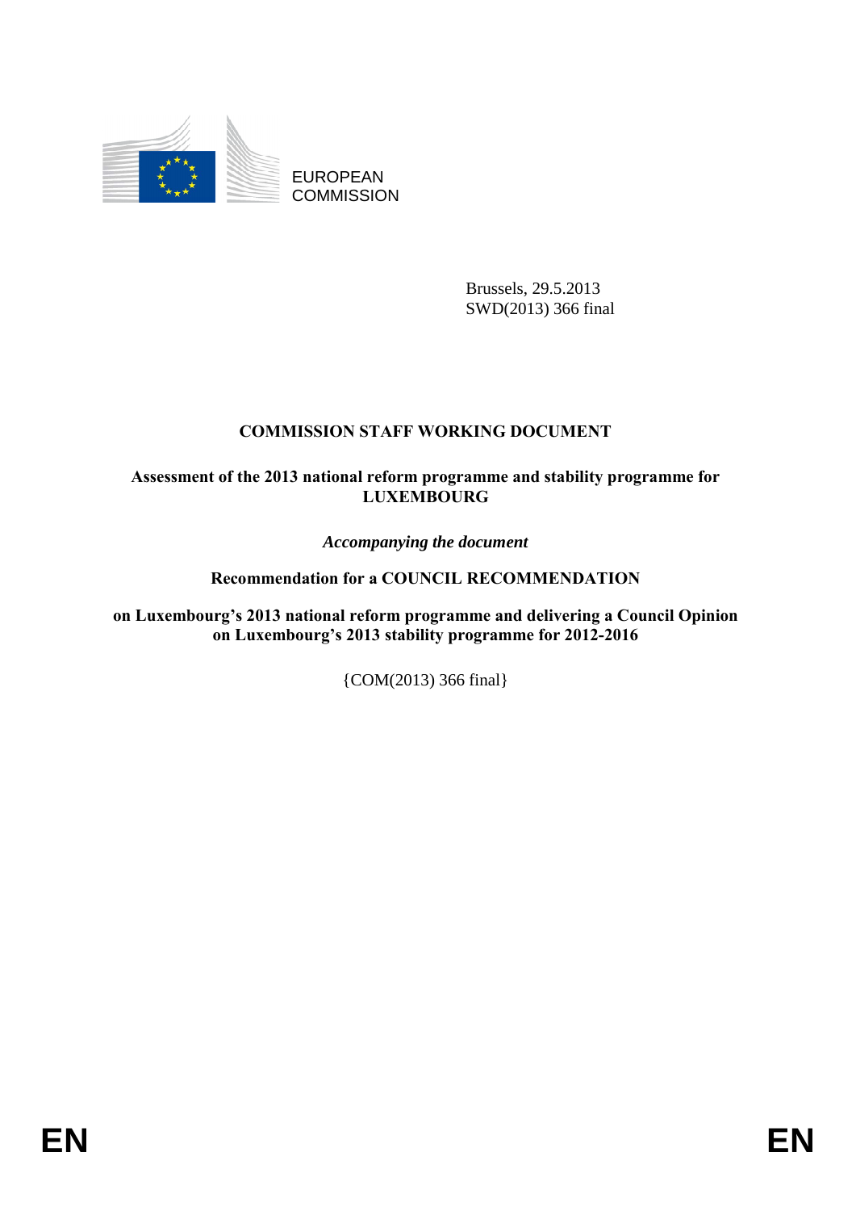EUROPEAN COMMISSION

Brussels, 29.5.2013
SWD(2013) 366 final

# COMMISSION STAFF WORKING DOCUMENT

**Assessment of the 2013 national reform programme and stability programme for LUXEMBOURG**

*Accompanying the document*

**Recommendation for a COUNCIL RECOMMENDATION**

**on Luxembourg's 2013 national reform programme and delivering a Council Opinion on Luxembourg's 2013 stability programme for 2012-2016**

{COM(2013) 366 final}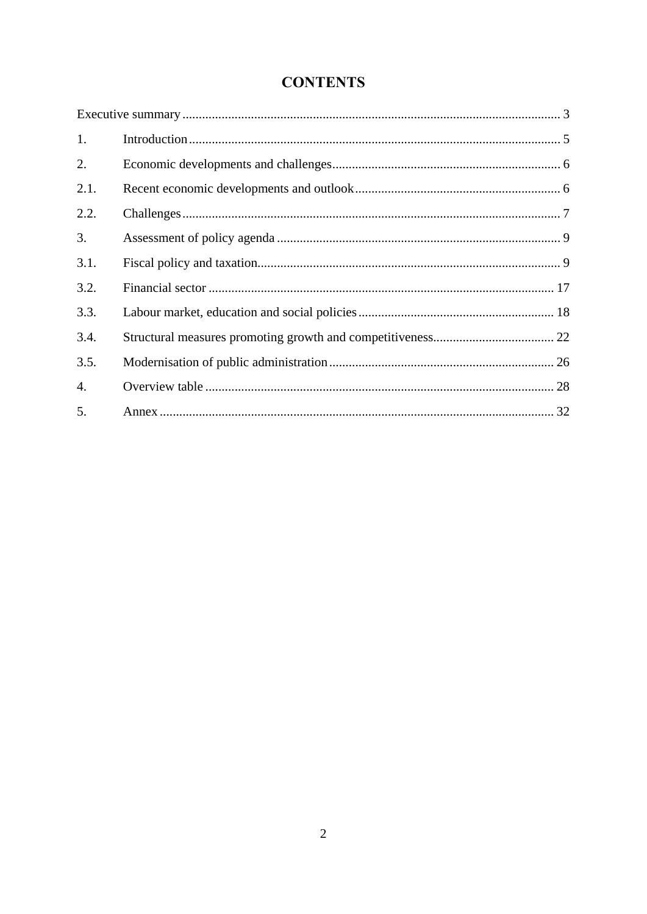# CONTENTS

Executive summary ............................................................ 3

1. Introduction ............................................................ 5

2. Economic developments and challenges ............................................................ 6

2.1. Recent economic developments and outlook ............................................................ 6

2.2. Challenges ............................................................ 7

3. Assessment of policy agenda ............................................................ 9

3.1. Fiscal policy and taxation ............................................................ 9

3.2. Financial sector ............................................................ 17

3.3. Labour market, education and social policies ............................................................ 18

3.4. Structural measures promoting growth and competitiveness ............................................................ 22

3.5. Modernisation of public administration ............................................................ 26

4. Overview table ............................................................ 28

5. Annex ............................................................ 32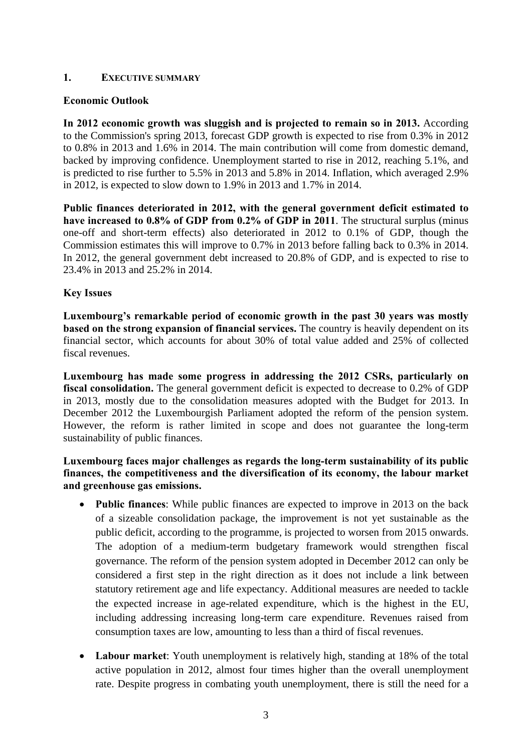## 1. EXECUTIVE SUMMARY

**Economic Outlook**

**In 2012 economic growth was sluggish and is projected to remain so in 2013.** According to the Commission's spring 2013, forecast GDP growth is expected to rise from 0.3% in 2012 to 0.8% in 2013 and 1.6% in 2014. The main contribution will come from domestic demand, backed by improving confidence. Unemployment started to rise in 2012, reaching 5.1%, and is predicted to rise further to 5.5% in 2013 and 5.8% in 2014. Inflation, which averaged 2.9% in 2012, is expected to slow down to 1.9% in 2013 and 1.7% in 2014.

**Public finances deteriorated in 2012, with the general government deficit estimated to have increased to 0.8% of GDP from 0.2% of GDP in 2011**. The structural surplus (minus one-off and short-term effects) also deteriorated in 2012 to 0.1% of GDP, though the Commission estimates this will improve to 0.7% in 2013 before falling back to 0.3% in 2014. In 2012, the general government debt increased to 20.8% of GDP, and is expected to rise to 23.4% in 2013 and 25.2% in 2014.

**Key Issues**

**Luxembourg's remarkable period of economic growth in the past 30 years was mostly based on the strong expansion of financial services.** The country is heavily dependent on its financial sector, which accounts for about 30% of total value added and 25% of collected fiscal revenues.

**Luxembourg has made some progress in addressing the 2012 CSRs, particularly on fiscal consolidation.** The general government deficit is expected to decrease to 0.2% of GDP in 2013, mostly due to the consolidation measures adopted with the Budget for 2013. In December 2012 the Luxembourgish Parliament adopted the reform of the pension system. However, the reform is rather limited in scope and does not guarantee the long-term sustainability of public finances.

**Luxembourg faces major challenges as regards the long-term sustainability of its public finances, the competitiveness and the diversification of its economy, the labour market and greenhouse gas emissions.**

- **Public finances**: While public finances are expected to improve in 2013 on the back of a sizeable consolidation package, the improvement is not yet sustainable as the public deficit, according to the programme, is projected to worsen from 2015 onwards. The adoption of a medium-term budgetary framework would strengthen fiscal governance. The reform of the pension system adopted in December 2012 can only be considered a first step in the right direction as it does not include a link between statutory retirement age and life expectancy. Additional measures are needed to tackle the expected increase in age-related expenditure, which is the highest in the EU, including addressing increasing long-term care expenditure. Revenues raised from consumption taxes are low, amounting to less than a third of fiscal revenues.

- **Labour market**: Youth unemployment is relatively high, standing at 18% of the total active population in 2012, almost four times higher than the overall unemployment rate. Despite progress in combating youth unemployment, there is still the need for a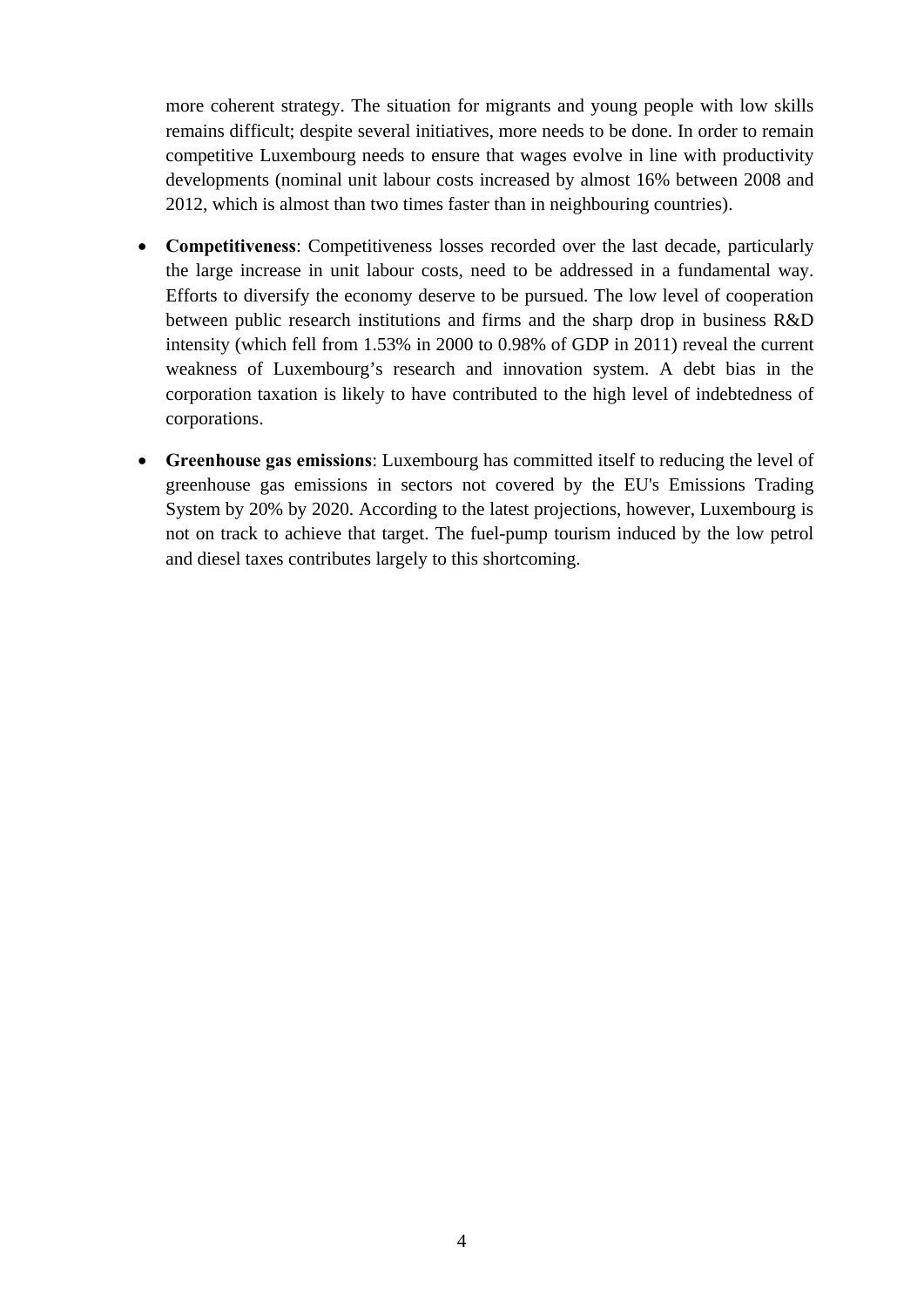more coherent strategy. The situation for migrants and young people with low skills remains difficult; despite several initiatives, more needs to be done. In order to remain competitive Luxembourg needs to ensure that wages evolve in line with productivity developments (nominal unit labour costs increased by almost 16% between 2008 and 2012, which is almost than two times faster than in neighbouring countries).

- **Competitiveness**: Competitiveness losses recorded over the last decade, particularly the large increase in unit labour costs, need to be addressed in a fundamental way. Efforts to diversify the economy deserve to be pursued. The low level of cooperation between public research institutions and firms and the sharp drop in business R&D intensity (which fell from 1.53% in 2000 to 0.98% of GDP in 2011) reveal the current weakness of Luxembourg's research and innovation system. A debt bias in the corporation taxation is likely to have contributed to the high level of indebtedness of corporations.

- **Greenhouse gas emissions**: Luxembourg has committed itself to reducing the level of greenhouse gas emissions in sectors not covered by the EU's Emissions Trading System by 20% by 2020. According to the latest projections, however, Luxembourg is not on track to achieve that target. The fuel-pump tourism induced by the low petrol and diesel taxes contributes largely to this shortcoming.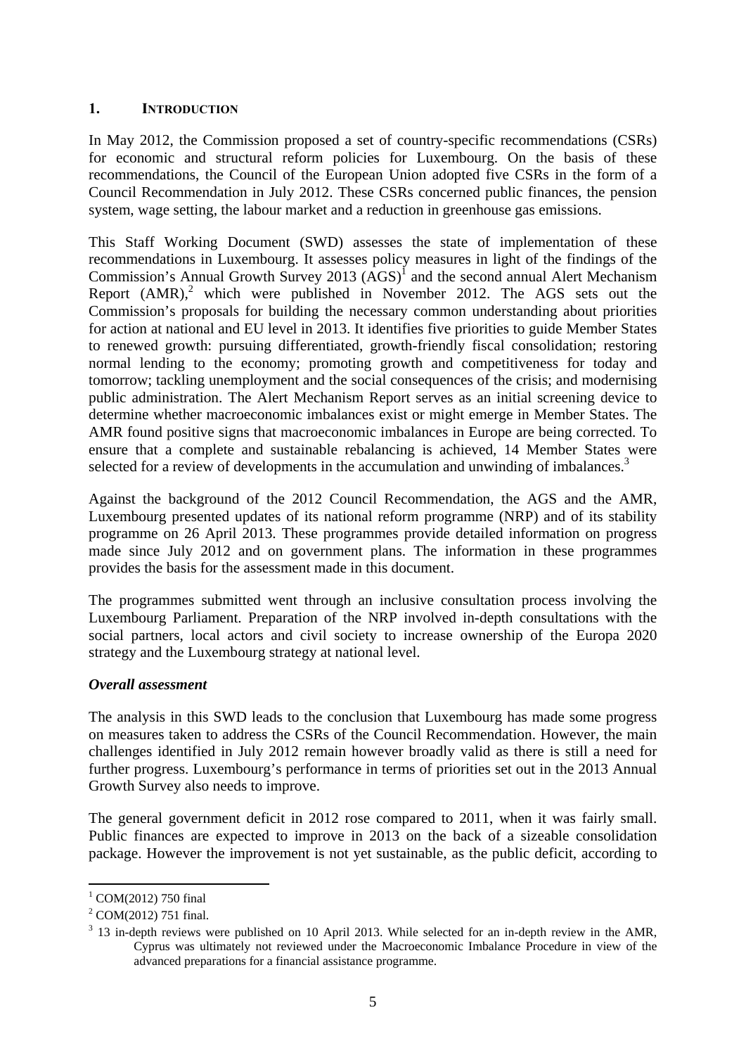## 1. INTRODUCTION

In May 2012, the Commission proposed a set of country-specific recommendations (CSRs) for economic and structural reform policies for Luxembourg. On the basis of these recommendations, the Council of the European Union adopted five CSRs in the form of a Council Recommendation in July 2012. These CSRs concerned public finances, the pension system, wage setting, the labour market and a reduction in greenhouse gas emissions.

This Staff Working Document (SWD) assesses the state of implementation of these recommendations in Luxembourg. It assesses policy measures in light of the findings of the Commission's Annual Growth Survey 2013 (AGS)[1] and the second annual Alert Mechanism Report (AMR),[2] which were published in November 2012. The AGS sets out the Commission's proposals for building the necessary common understanding about priorities for action at national and EU level in 2013. It identifies five priorities to guide Member States to renewed growth: pursuing differentiated, growth-friendly fiscal consolidation; restoring normal lending to the economy; promoting growth and competitiveness for today and tomorrow; tackling unemployment and the social consequences of the crisis; and modernising public administration. The Alert Mechanism Report serves as an initial screening device to determine whether macroeconomic imbalances exist or might emerge in Member States. The AMR found positive signs that macroeconomic imbalances in Europe are being corrected. To ensure that a complete and sustainable rebalancing is achieved, 14 Member States were selected for a review of developments in the accumulation and unwinding of imbalances.[3]

Against the background of the 2012 Council Recommendation, the AGS and the AMR, Luxembourg presented updates of its national reform programme (NRP) and of its stability programme on 26 April 2013. These programmes provide detailed information on progress made since July 2012 and on government plans. The information in these programmes provides the basis for the assessment made in this document.

The programmes submitted went through an inclusive consultation process involving the Luxembourg Parliament. Preparation of the NRP involved in-depth consultations with the social partners, local actors and civil society to increase ownership of the Europa 2020 strategy and the Luxembourg strategy at national level.

***Overall assessment***

The analysis in this SWD leads to the conclusion that Luxembourg has made some progress on measures taken to address the CSRs of the Council Recommendation. However, the main challenges identified in July 2012 remain however broadly valid as there is still a need for further progress. Luxembourg's performance in terms of priorities set out in the 2013 Annual Growth Survey also needs to improve.

The general government deficit in 2012 rose compared to 2011, when it was fairly small. Public finances are expected to improve in 2013 on the back of a sizeable consolidation package. However the improvement is not yet sustainable, as the public deficit, according to

---

[1] COM(2012) 750 final

[2] COM(2012) 751 final.

[3] 13 in-depth reviews were published on 10 April 2013. While selected for an in-depth review in the AMR, Cyprus was ultimately not reviewed under the Macroeconomic Imbalance Procedure in view of the advanced preparations for a financial assistance programme.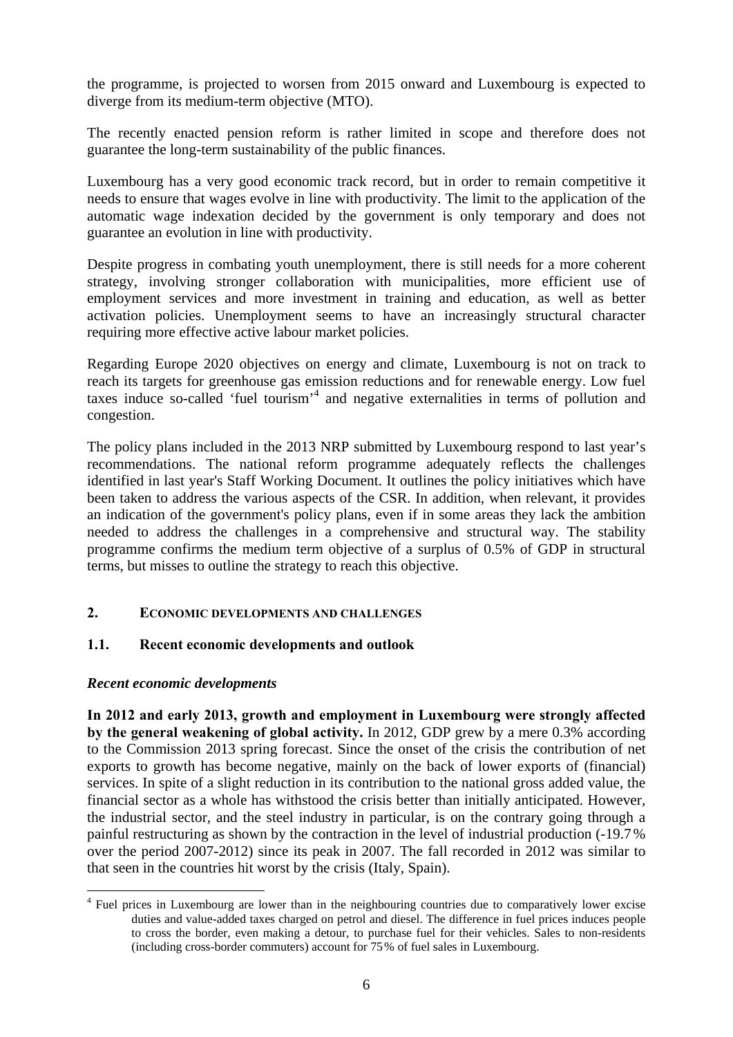the programme, is projected to worsen from 2015 onward and Luxembourg is expected to diverge from its medium-term objective (MTO).

The recently enacted pension reform is rather limited in scope and therefore does not guarantee the long-term sustainability of the public finances.

Luxembourg has a very good economic track record, but in order to remain competitive it needs to ensure that wages evolve in line with productivity. The limit to the application of the automatic wage indexation decided by the government is only temporary and does not guarantee an evolution in line with productivity.

Despite progress in combating youth unemployment, there is still needs for a more coherent strategy, involving stronger collaboration with municipalities, more efficient use of employment services and more investment in training and education, as well as better activation policies. Unemployment seems to have an increasingly structural character requiring more effective active labour market policies.

Regarding Europe 2020 objectives on energy and climate, Luxembourg is not on track to reach its targets for greenhouse gas emission reductions and for renewable energy. Low fuel taxes induce so-called 'fuel tourism'[4] and negative externalities in terms of pollution and congestion.

The policy plans included in the 2013 NRP submitted by Luxembourg respond to last year's recommendations. The national reform programme adequately reflects the challenges identified in last year's Staff Working Document. It outlines the policy initiatives which have been taken to address the various aspects of the CSR. In addition, when relevant, it provides an indication of the government's policy plans, even if in some areas they lack the ambition needed to address the challenges in a comprehensive and structural way. The stability programme confirms the medium term objective of a surplus of 0.5% of GDP in structural terms, but misses to outline the strategy to reach this objective.

## 2. Economic developments and challenges

### 1.1. Recent economic developments and outlook

***Recent economic developments***

**In 2012 and early 2013, growth and employment in Luxembourg were strongly affected by the general weakening of global activity.** In 2012, GDP grew by a mere 0.3% according to the Commission 2013 spring forecast. Since the onset of the crisis the contribution of net exports to growth has become negative, mainly on the back of lower exports of (financial) services. In spite of a slight reduction in its contribution to the national gross added value, the financial sector as a whole has withstood the crisis better than initially anticipated. However, the industrial sector, and the steel industry in particular, is on the contrary going through a painful restructuring as shown by the contraction in the level of industrial production (-19.7% over the period 2007-2012) since its peak in 2007. The fall recorded in 2012 was similar to that seen in the countries hit worst by the crisis (Italy, Spain).

[4] Fuel prices in Luxembourg are lower than in the neighbouring countries due to comparatively lower excise duties and value-added taxes charged on petrol and diesel. The difference in fuel prices induces people to cross the border, even making a detour, to purchase fuel for their vehicles. Sales to non-residents (including cross-border commuters) account for 75% of fuel sales in Luxembourg.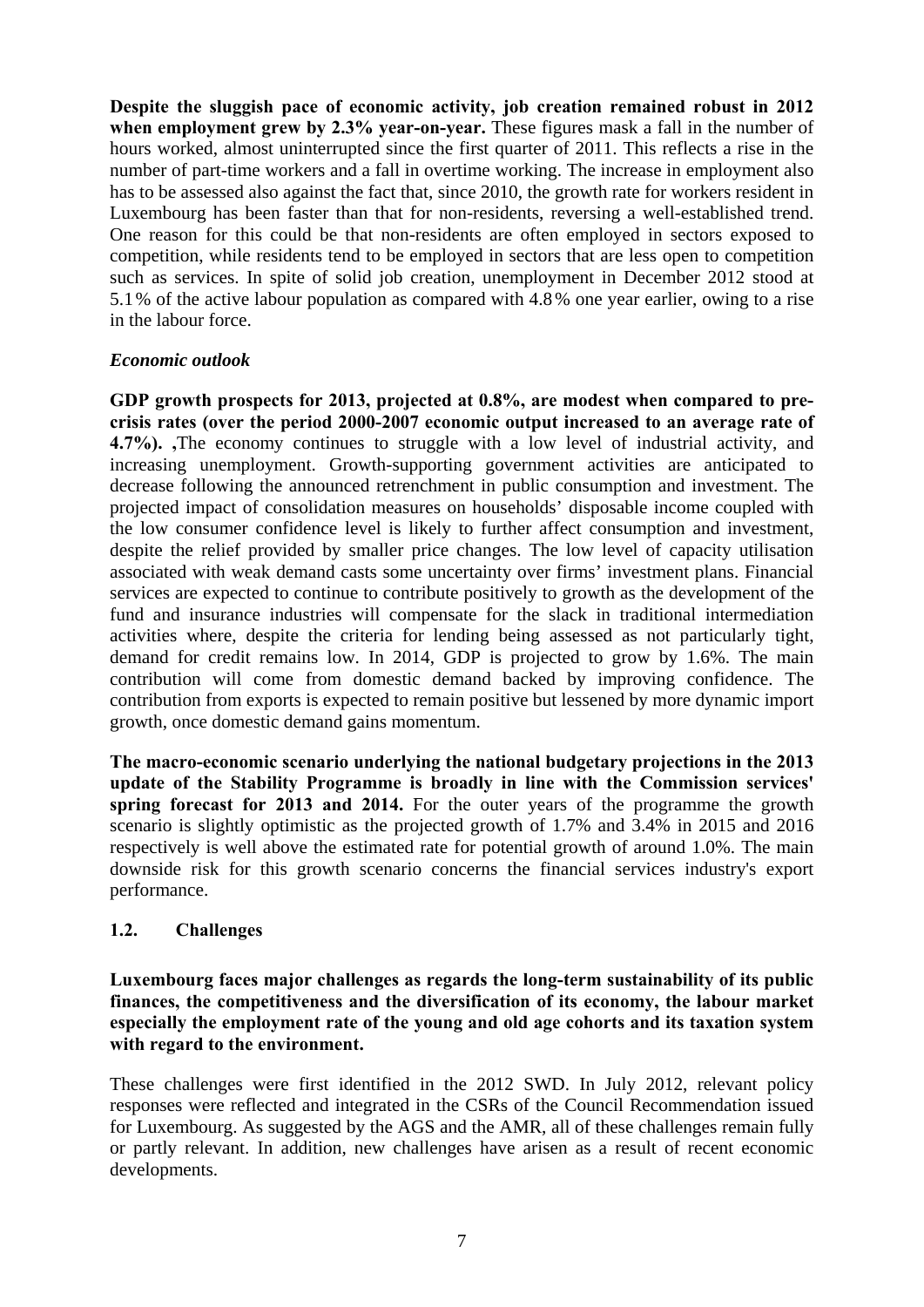**Despite the sluggish pace of economic activity, job creation remained robust in 2012 when employment grew by 2.3% year-on-year.** These figures mask a fall in the number of hours worked, almost uninterrupted since the first quarter of 2011. This reflects a rise in the number of part-time workers and a fall in overtime working. The increase in employment also has to be assessed also against the fact that, since 2010, the growth rate for workers resident in Luxembourg has been faster than that for non-residents, reversing a well-established trend. One reason for this could be that non-residents are often employed in sectors exposed to competition, while residents tend to be employed in sectors that are less open to competition such as services. In spite of solid job creation, unemployment in December 2012 stood at 5.1% of the active labour population as compared with 4.8% one year earlier, owing to a rise in the labour force.

***Economic outlook***

**GDP growth prospects for 2013, projected at 0.8%, are modest when compared to pre-crisis rates (over the period 2000-2007 economic output increased to an average rate of 4.7%). ,**The economy continues to struggle with a low level of industrial activity, and increasing unemployment. Growth-supporting government activities are anticipated to decrease following the announced retrenchment in public consumption and investment. The projected impact of consolidation measures on households' disposable income coupled with the low consumer confidence level is likely to further affect consumption and investment, despite the relief provided by smaller price changes. The low level of capacity utilisation associated with weak demand casts some uncertainty over firms' investment plans. Financial services are expected to continue to contribute positively to growth as the development of the fund and insurance industries will compensate for the slack in traditional intermediation activities where, despite the criteria for lending being assessed as not particularly tight, demand for credit remains low. In 2014, GDP is projected to grow by 1.6%. The main contribution will come from domestic demand backed by improving confidence. The contribution from exports is expected to remain positive but lessened by more dynamic import growth, once domestic demand gains momentum.

**The macro-economic scenario underlying the national budgetary projections in the 2013 update of the Stability Programme is broadly in line with the Commission services' spring forecast for 2013 and 2014.** For the outer years of the programme the growth scenario is slightly optimistic as the projected growth of 1.7% and 3.4% in 2015 and 2016 respectively is well above the estimated rate for potential growth of around 1.0%. The main downside risk for this growth scenario concerns the financial services industry's export performance.

### 1.2. Challenges

**Luxembourg faces major challenges as regards the long-term sustainability of its public finances, the competitiveness and the diversification of its economy, the labour market especially the employment rate of the young and old age cohorts and its taxation system with regard to the environment.**

These challenges were first identified in the 2012 SWD. In July 2012, relevant policy responses were reflected and integrated in the CSRs of the Council Recommendation issued for Luxembourg. As suggested by the AGS and the AMR, all of these challenges remain fully or partly relevant. In addition, new challenges have arisen as a result of recent economic developments.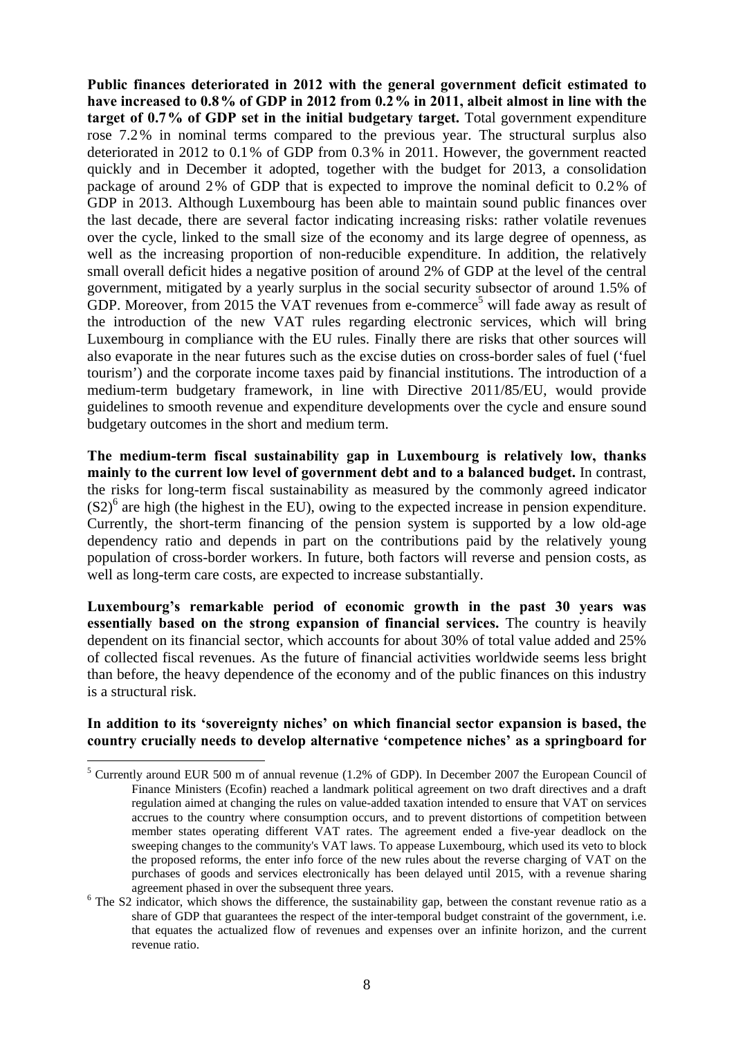**Public finances deteriorated in 2012 with the general government deficit estimated to have increased to 0.8 % of GDP in 2012 from 0.2 % in 2011, albeit almost in line with the target of 0.7 % of GDP set in the initial budgetary target.** Total government expenditure rose 7.2 % in nominal terms compared to the previous year. The structural surplus also deteriorated in 2012 to 0.1 % of GDP from 0.3 % in 2011. However, the government reacted quickly and in December it adopted, together with the budget for 2013, a consolidation package of around 2 % of GDP that is expected to improve the nominal deficit to 0.2 % of GDP in 2013. Although Luxembourg has been able to maintain sound public finances over the last decade, there are several factor indicating increasing risks: rather volatile revenues over the cycle, linked to the small size of the economy and its large degree of openness, as well as the increasing proportion of non-reducible expenditure. In addition, the relatively small overall deficit hides a negative position of around 2% of GDP at the level of the central government, mitigated by a yearly surplus in the social security subsector of around 1.5% of GDP. Moreover, from 2015 the VAT revenues from e-commerce[5] will fade away as result of the introduction of the new VAT rules regarding electronic services, which will bring Luxembourg in compliance with the EU rules. Finally there are risks that other sources will also evaporate in the near futures such as the excise duties on cross-border sales of fuel ('fuel tourism') and the corporate income taxes paid by financial institutions. The introduction of a medium-term budgetary framework, in line with Directive 2011/85/EU, would provide guidelines to smooth revenue and expenditure developments over the cycle and ensure sound budgetary outcomes in the short and medium term.

**The medium-term fiscal sustainability gap in Luxembourg is relatively low, thanks mainly to the current low level of government debt and to a balanced budget.** In contrast, the risks for long-term fiscal sustainability as measured by the commonly agreed indicator (S2)[6] are high (the highest in the EU), owing to the expected increase in pension expenditure. Currently, the short-term financing of the pension system is supported by a low old-age dependency ratio and depends in part on the contributions paid by the relatively young population of cross-border workers. In future, both factors will reverse and pension costs, as well as long-term care costs, are expected to increase substantially.

**Luxembourg's remarkable period of economic growth in the past 30 years was essentially based on the strong expansion of financial services.** The country is heavily dependent on its financial sector, which accounts for about 30% of total value added and 25% of collected fiscal revenues. As the future of financial activities worldwide seems less bright than before, the heavy dependence of the economy and of the public finances on this industry is a structural risk.

**In addition to its 'sovereignty niches' on which financial sector expansion is based, the country crucially needs to develop alternative 'competence niches' as a springboard for**

---

[5] Currently around EUR 500 m of annual revenue (1.2% of GDP). In December 2007 the European Council of Finance Ministers (Ecofin) reached a landmark political agreement on two draft directives and a draft regulation aimed at changing the rules on value-added taxation intended to ensure that VAT on services accrues to the country where consumption occurs, and to prevent distortions of competition between member states operating different VAT rates. The agreement ended a five-year deadlock on the sweeping changes to the community's VAT laws. To appease Luxembourg, which used its veto to block the proposed reforms, the enter info force of the new rules about the reverse charging of VAT on the purchases of goods and services electronically has been delayed until 2015, with a revenue sharing agreement phased in over the subsequent three years.

[6] The S2 indicator, which shows the difference, the sustainability gap, between the constant revenue ratio as a share of GDP that guarantees the respect of the inter-temporal budget constraint of the government, i.e. that equates the actualized flow of revenues and expenses over an infinite horizon, and the current revenue ratio.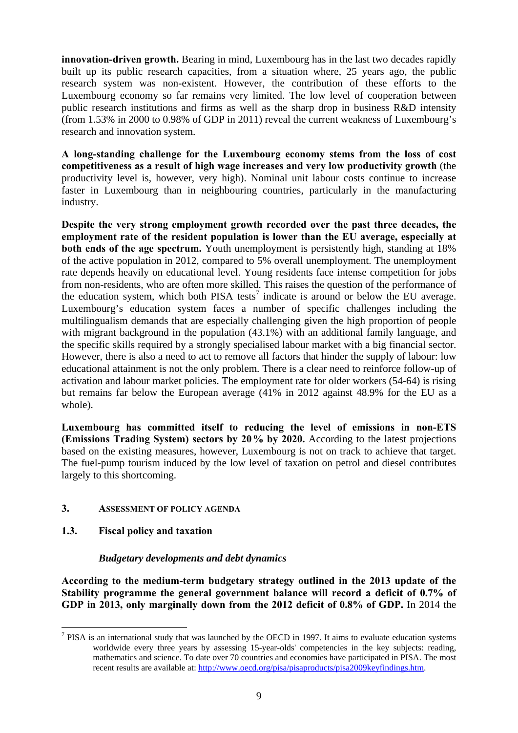**innovation-driven growth.** Bearing in mind, Luxembourg has in the last two decades rapidly built up its public research capacities, from a situation where, 25 years ago, the public research system was non-existent. However, the contribution of these efforts to the Luxembourg economy so far remains very limited. The low level of cooperation between public research institutions and firms as well as the sharp drop in business R&D intensity (from 1.53% in 2000 to 0.98% of GDP in 2011) reveal the current weakness of Luxembourg's research and innovation system.

**A long-standing challenge for the Luxembourg economy stems from the loss of cost competitiveness as a result of high wage increases and very low productivity growth** (the productivity level is, however, very high). Nominal unit labour costs continue to increase faster in Luxembourg than in neighbouring countries, particularly in the manufacturing industry.

**Despite the very strong employment growth recorded over the past three decades, the employment rate of the resident population is lower than the EU average, especially at both ends of the age spectrum.** Youth unemployment is persistently high, standing at 18% of the active population in 2012, compared to 5% overall unemployment. The unemployment rate depends heavily on educational level. Young residents face intense competition for jobs from non-residents, who are often more skilled. This raises the question of the performance of the education system, which both PISA tests[7] indicate is around or below the EU average. Luxembourg's education system faces a number of specific challenges including the multilingualism demands that are especially challenging given the high proportion of people with migrant background in the population (43.1%) with an additional family language, and the specific skills required by a strongly specialised labour market with a big financial sector. However, there is also a need to act to remove all factors that hinder the supply of labour: low educational attainment is not the only problem. There is a clear need to reinforce follow-up of activation and labour market policies. The employment rate for older workers (54-64) is rising but remains far below the European average (41% in 2012 against 48.9% for the EU as a whole).

**Luxembourg has committed itself to reducing the level of emissions in non-ETS (Emissions Trading System) sectors by 20% by 2020.** According to the latest projections based on the existing measures, however, Luxembourg is not on track to achieve that target. The fuel-pump tourism induced by the low level of taxation on petrol and diesel contributes largely to this shortcoming.

## 3. Assessment of policy agenda

### 1.3. Fiscal policy and taxation

#### *Budgetary developments and debt dynamics*

**According to the medium-term budgetary strategy outlined in the 2013 update of the Stability programme the general government balance will record a deficit of 0.7% of GDP in 2013, only marginally down from the 2012 deficit of 0.8% of GDP.** In 2014 the

[7] PISA is an international study that was launched by the OECD in 1997. It aims to evaluate education systems worldwide every three years by assessing 15-year-olds' competencies in the key subjects: reading, mathematics and science. To date over 70 countries and economies have participated in PISA. The most recent results are available at: http://www.oecd.org/pisa/pisaproducts/pisa2009keyfindings.htm.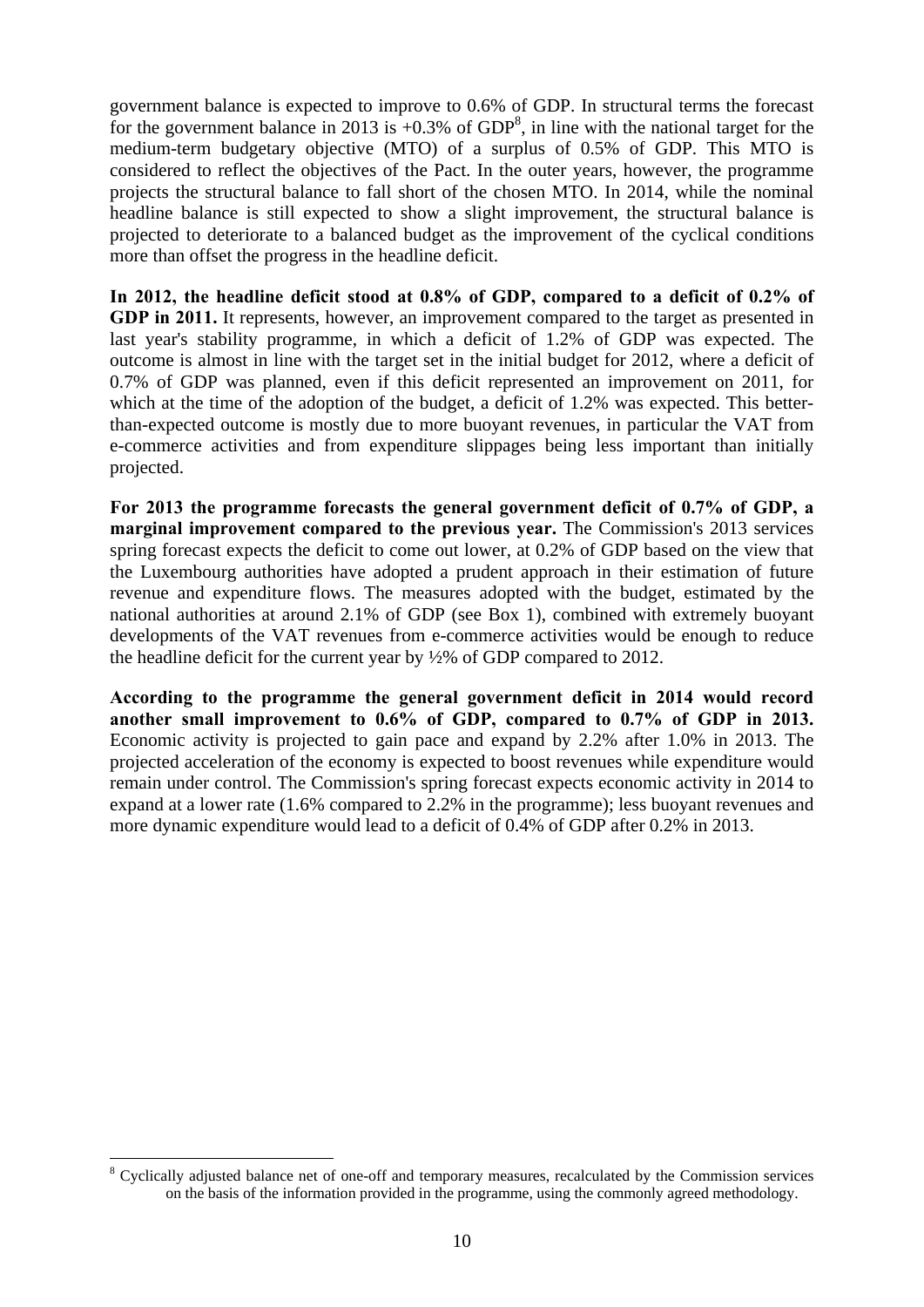government balance is expected to improve to 0.6% of GDP. In structural terms the forecast for the government balance in 2013 is +0.3% of GDP[8], in line with the national target for the medium-term budgetary objective (MTO) of a surplus of 0.5% of GDP. This MTO is considered to reflect the objectives of the Pact. In the outer years, however, the programme projects the structural balance to fall short of the chosen MTO. In 2014, while the nominal headline balance is still expected to show a slight improvement, the structural balance is projected to deteriorate to a balanced budget as the improvement of the cyclical conditions more than offset the progress in the headline deficit.

**In 2012, the headline deficit stood at 0.8% of GDP, compared to a deficit of 0.2% of GDP in 2011.** It represents, however, an improvement compared to the target as presented in last year's stability programme, in which a deficit of 1.2% of GDP was expected. The outcome is almost in line with the target set in the initial budget for 2012, where a deficit of 0.7% of GDP was planned, even if this deficit represented an improvement on 2011, for which at the time of the adoption of the budget, a deficit of 1.2% was expected. This better-than-expected outcome is mostly due to more buoyant revenues, in particular the VAT from e-commerce activities and from expenditure slippages being less important than initially projected.

**For 2013 the programme forecasts the general government deficit of 0.7% of GDP, a marginal improvement compared to the previous year.** The Commission's 2013 services spring forecast expects the deficit to come out lower, at 0.2% of GDP based on the view that the Luxembourg authorities have adopted a prudent approach in their estimation of future revenue and expenditure flows. The measures adopted with the budget, estimated by the national authorities at around 2.1% of GDP (see Box 1), combined with extremely buoyant developments of the VAT revenues from e-commerce activities would be enough to reduce the headline deficit for the current year by ½% of GDP compared to 2012.

**According to the programme the general government deficit in 2014 would record another small improvement to 0.6% of GDP, compared to 0.7% of GDP in 2013.** Economic activity is projected to gain pace and expand by 2.2% after 1.0% in 2013. The projected acceleration of the economy is expected to boost revenues while expenditure would remain under control. The Commission's spring forecast expects economic activity in 2014 to expand at a lower rate (1.6% compared to 2.2% in the programme); less buoyant revenues and more dynamic expenditure would lead to a deficit of 0.4% of GDP after 0.2% in 2013.

---

[8] Cyclically adjusted balance net of one-off and temporary measures, recalculated by the Commission services on the basis of the information provided in the programme, using the commonly agreed methodology.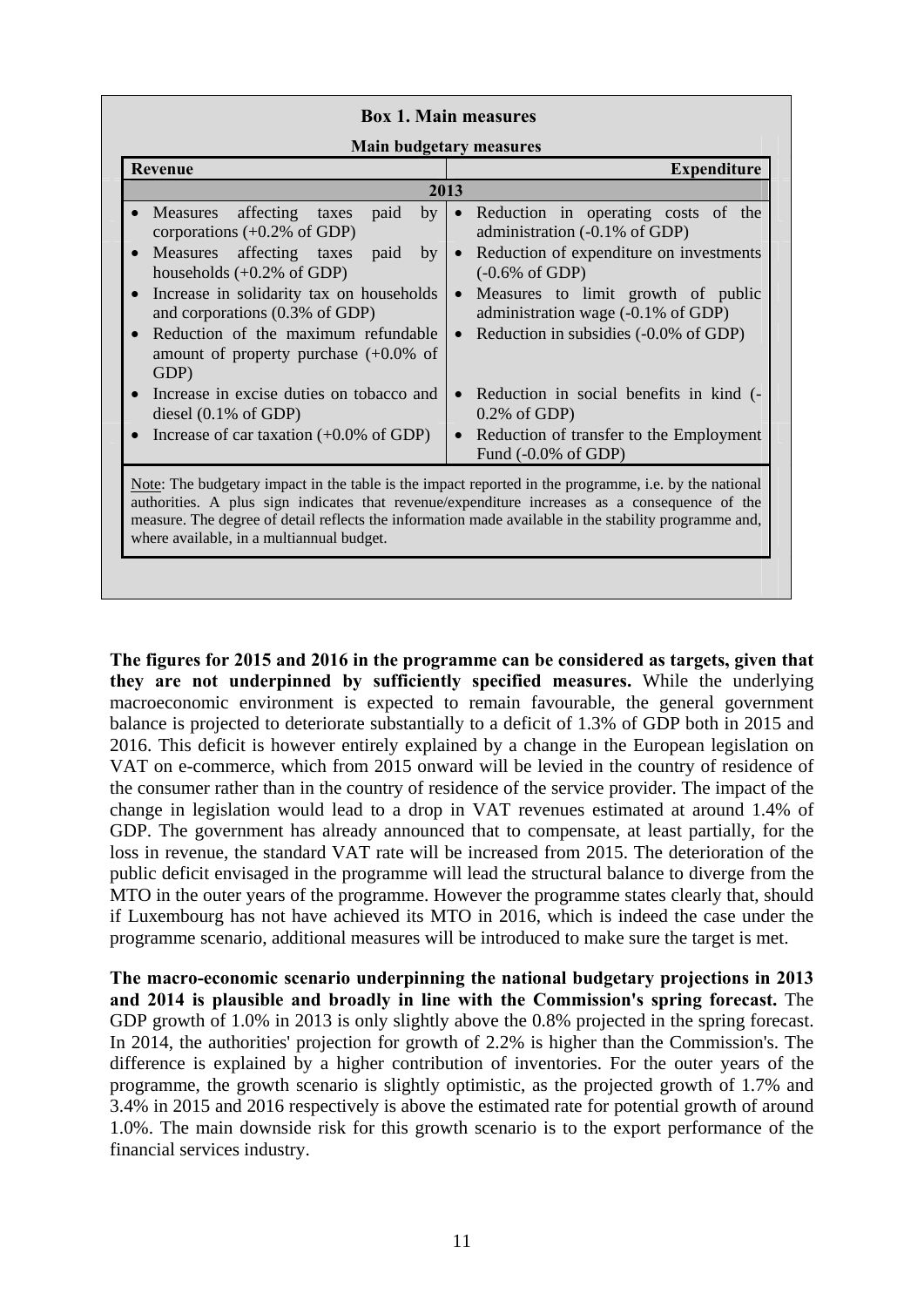**Box 1. Main measures**

**Main budgetary measures**

| Revenue | Expenditure |
|---|---|
| **2013** | |
| • Measures affecting taxes paid by corporations (+0.2% of GDP)<br>• Measures affecting taxes paid by households (+0.2% of GDP)<br>• Increase in solidarity tax on households and corporations (0.3% of GDP)<br>• Reduction of the maximum refundable amount of property purchase (+0.0% of GDP) | • Reduction in operating costs of the administration (-0.1% of GDP)<br>• Reduction of expenditure on investments (-0.6% of GDP)<br>• Measures to limit growth of public administration wage (-0.1% of GDP)<br>• Reduction in subsidies (-0.0% of GDP) |
| • Increase in excise duties on tobacco and diesel (0.1% of GDP)<br>• Increase of car taxation (+0.0% of GDP) | • Reduction in social benefits in kind (-0.2% of GDP)<br>• Reduction of transfer to the Employment Fund (-0.0% of GDP) |

Note: The budgetary impact in the table is the impact reported in the programme, i.e. by the national authorities. A plus sign indicates that revenue/expenditure increases as a consequence of the measure. The degree of detail reflects the information made available in the stability programme and, where available, in a multiannual budget.

**The figures for 2015 and 2016 in the programme can be considered as targets, given that they are not underpinned by sufficiently specified measures.** While the underlying macroeconomic environment is expected to remain favourable, the general government balance is projected to deteriorate substantially to a deficit of 1.3% of GDP both in 2015 and 2016. This deficit is however entirely explained by a change in the European legislation on VAT on e-commerce, which from 2015 onward will be levied in the country of residence of the consumer rather than in the country of residence of the service provider. The impact of the change in legislation would lead to a drop in VAT revenues estimated at around 1.4% of GDP. The government has already announced that to compensate, at least partially, for the loss in revenue, the standard VAT rate will be increased from 2015. The deterioration of the public deficit envisaged in the programme will lead the structural balance to diverge from the MTO in the outer years of the programme. However the programme states clearly that, should if Luxembourg has not have achieved its MTO in 2016, which is indeed the case under the programme scenario, additional measures will be introduced to make sure the target is met.

**The macro-economic scenario underpinning the national budgetary projections in 2013 and 2014 is plausible and broadly in line with the Commission's spring forecast.** The GDP growth of 1.0% in 2013 is only slightly above the 0.8% projected in the spring forecast. In 2014, the authorities' projection for growth of 2.2% is higher than the Commission's. The difference is explained by a higher contribution of inventories. For the outer years of the programme, the growth scenario is slightly optimistic, as the projected growth of 1.7% and 3.4% in 2015 and 2016 respectively is above the estimated rate for potential growth of around 1.0%. The main downside risk for this growth scenario is to the export performance of the financial services industry.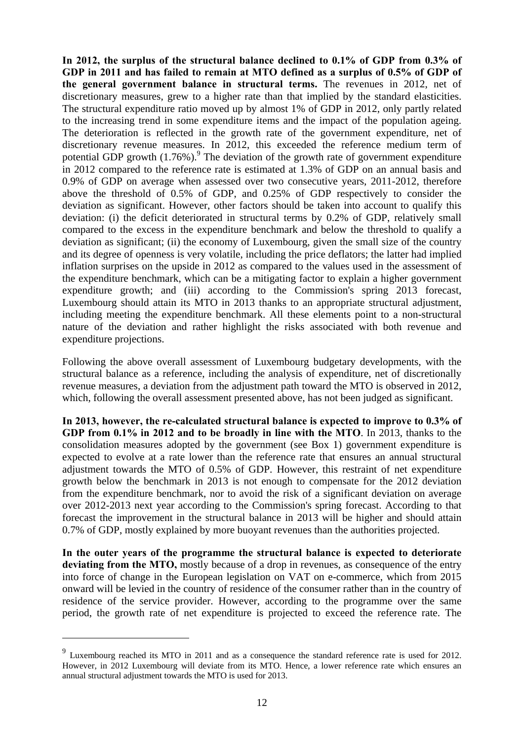**In 2012, the surplus of the structural balance declined to 0.1% of GDP from 0.3% of GDP in 2011 and has failed to remain at MTO defined as a surplus of 0.5% of GDP of the general government balance in structural terms.** The revenues in 2012, net of discretionary measures, grew to a higher rate than that implied by the standard elasticities. The structural expenditure ratio moved up by almost 1% of GDP in 2012, only partly related to the increasing trend in some expenditure items and the impact of the population ageing. The deterioration is reflected in the growth rate of the government expenditure, net of discretionary revenue measures. In 2012, this exceeded the reference medium term of potential GDP growth (1.76%).[9] The deviation of the growth rate of government expenditure in 2012 compared to the reference rate is estimated at 1.3% of GDP on an annual basis and 0.9% of GDP on average when assessed over two consecutive years, 2011-2012, therefore above the threshold of 0.5% of GDP, and 0.25% of GDP respectively to consider the deviation as significant. However, other factors should be taken into account to qualify this deviation: (i) the deficit deteriorated in structural terms by 0.2% of GDP, relatively small compared to the excess in the expenditure benchmark and below the threshold to qualify a deviation as significant; (ii) the economy of Luxembourg, given the small size of the country and its degree of openness is very volatile, including the price deflators; the latter had implied inflation surprises on the upside in 2012 as compared to the values used in the assessment of the expenditure benchmark, which can be a mitigating factor to explain a higher government expenditure growth; and (iii) according to the Commission's spring 2013 forecast, Luxembourg should attain its MTO in 2013 thanks to an appropriate structural adjustment, including meeting the expenditure benchmark. All these elements point to a non-structural nature of the deviation and rather highlight the risks associated with both revenue and expenditure projections.

Following the above overall assessment of Luxembourg budgetary developments, with the structural balance as a reference, including the analysis of expenditure, net of discretionally revenue measures, a deviation from the adjustment path toward the MTO is observed in 2012, which, following the overall assessment presented above, has not been judged as significant.

**In 2013, however, the re-calculated structural balance is expected to improve to 0.3% of GDP from 0.1% in 2012 and to be broadly in line with the MTO**. In 2013, thanks to the consolidation measures adopted by the government (see Box 1) government expenditure is expected to evolve at a rate lower than the reference rate that ensures an annual structural adjustment towards the MTO of 0.5% of GDP. However, this restraint of net expenditure growth below the benchmark in 2013 is not enough to compensate for the 2012 deviation from the expenditure benchmark, nor to avoid the risk of a significant deviation on average over 2012-2013 next year according to the Commission's spring forecast. According to that forecast the improvement in the structural balance in 2013 will be higher and should attain 0.7% of GDP, mostly explained by more buoyant revenues than the authorities projected.

**In the outer years of the programme the structural balance is expected to deteriorate deviating from the MTO,** mostly because of a drop in revenues, as consequence of the entry into force of change in the European legislation on VAT on e-commerce, which from 2015 onward will be levied in the country of residence of the consumer rather than in the country of residence of the service provider. However, according to the programme over the same period, the growth rate of net expenditure is projected to exceed the reference rate. The

[9] Luxembourg reached its MTO in 2011 and as a consequence the standard reference rate is used for 2012. However, in 2012 Luxembourg will deviate from its MTO. Hence, a lower reference rate which ensures an annual structural adjustment towards the MTO is used for 2013.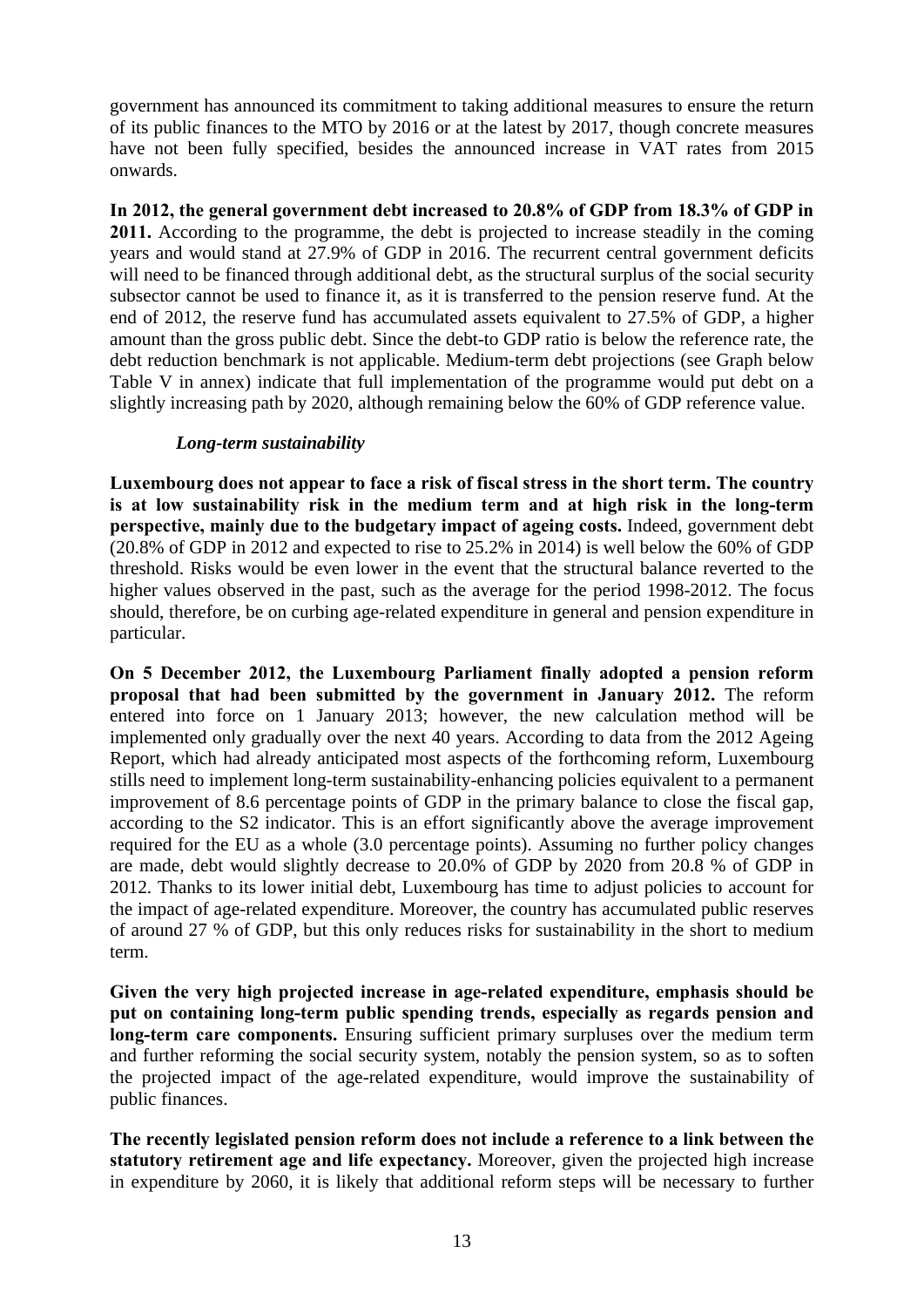government has announced its commitment to taking additional measures to ensure the return of its public finances to the MTO by 2016 or at the latest by 2017, though concrete measures have not been fully specified, besides the announced increase in VAT rates from 2015 onwards.

**In 2012, the general government debt increased to 20.8% of GDP from 18.3% of GDP in 2011.** According to the programme, the debt is projected to increase steadily in the coming years and would stand at 27.9% of GDP in 2016. The recurrent central government deficits will need to be financed through additional debt, as the structural surplus of the social security subsector cannot be used to finance it, as it is transferred to the pension reserve fund. At the end of 2012, the reserve fund has accumulated assets equivalent to 27.5% of GDP, a higher amount than the gross public debt. Since the debt-to GDP ratio is below the reference rate, the debt reduction benchmark is not applicable. Medium-term debt projections (see Graph below Table V in annex) indicate that full implementation of the programme would put debt on a slightly increasing path by 2020, although remaining below the 60% of GDP reference value.

***Long-term sustainability***

**Luxembourg does not appear to face a risk of fiscal stress in the short term. The country is at low sustainability risk in the medium term and at high risk in the long-term perspective, mainly due to the budgetary impact of ageing costs.** Indeed, government debt (20.8% of GDP in 2012 and expected to rise to 25.2% in 2014) is well below the 60% of GDP threshold. Risks would be even lower in the event that the structural balance reverted to the higher values observed in the past, such as the average for the period 1998-2012. The focus should, therefore, be on curbing age-related expenditure in general and pension expenditure in particular.

**On 5 December 2012, the Luxembourg Parliament finally adopted a pension reform proposal that had been submitted by the government in January 2012.** The reform entered into force on 1 January 2013; however, the new calculation method will be implemented only gradually over the next 40 years. According to data from the 2012 Ageing Report, which had already anticipated most aspects of the forthcoming reform, Luxembourg stills need to implement long-term sustainability-enhancing policies equivalent to a permanent improvement of 8.6 percentage points of GDP in the primary balance to close the fiscal gap, according to the S2 indicator. This is an effort significantly above the average improvement required for the EU as a whole (3.0 percentage points). Assuming no further policy changes are made, debt would slightly decrease to 20.0% of GDP by 2020 from 20.8 % of GDP in 2012. Thanks to its lower initial debt, Luxembourg has time to adjust policies to account for the impact of age-related expenditure. Moreover, the country has accumulated public reserves of around 27 % of GDP, but this only reduces risks for sustainability in the short to medium term.

**Given the very high projected increase in age-related expenditure, emphasis should be put on containing long-term public spending trends, especially as regards pension and long-term care components.** Ensuring sufficient primary surpluses over the medium term and further reforming the social security system, notably the pension system, so as to soften the projected impact of the age-related expenditure, would improve the sustainability of public finances.

**The recently legislated pension reform does not include a reference to a link between the statutory retirement age and life expectancy.** Moreover, given the projected high increase in expenditure by 2060, it is likely that additional reform steps will be necessary to further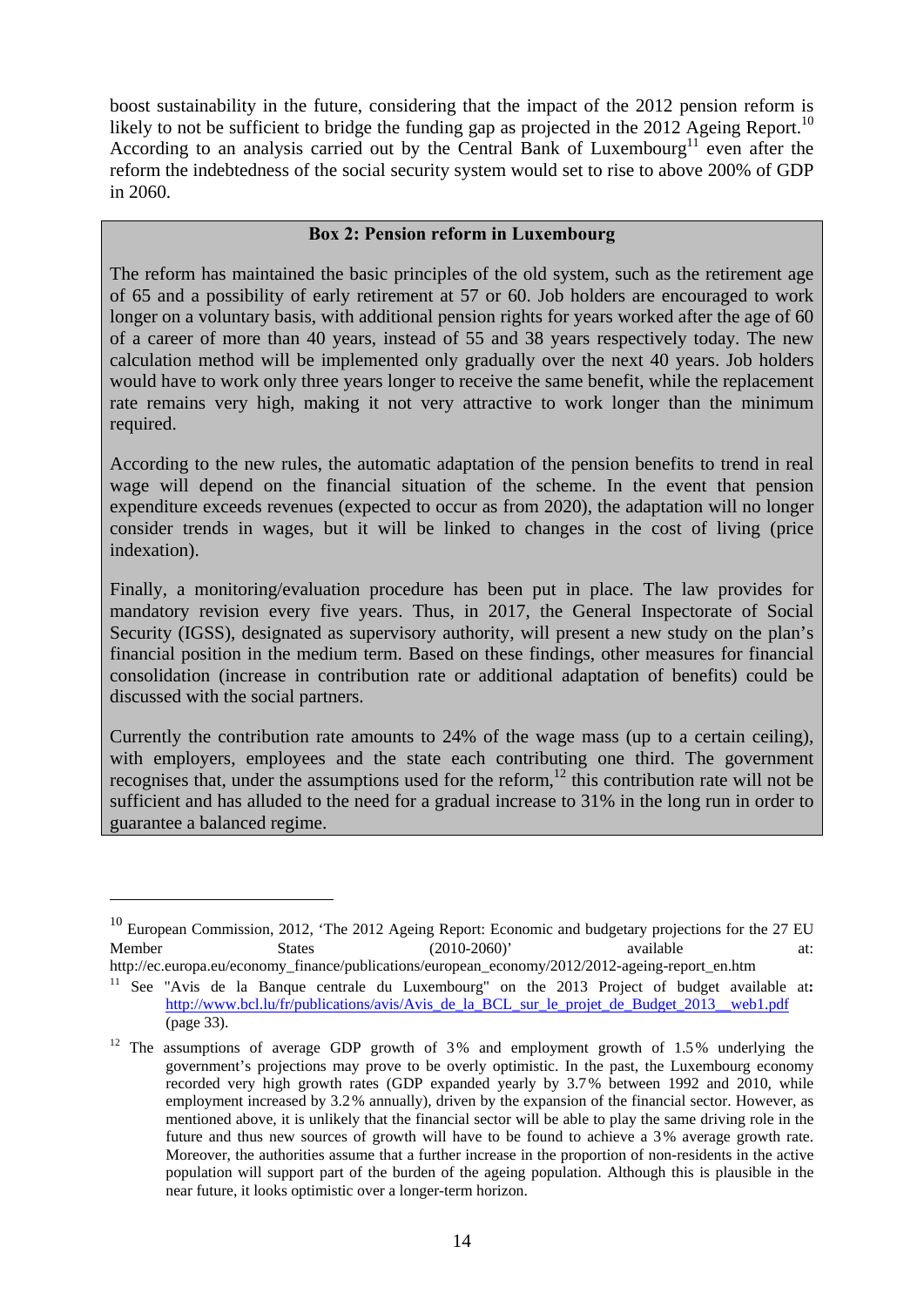boost sustainability in the future, considering that the impact of the 2012 pension reform is likely to not be sufficient to bridge the funding gap as projected in the 2012 Ageing Report.[10] According to an analysis carried out by the Central Bank of Luxembourg[11] even after the reform the indebtedness of the social security system would set to rise to above 200% of GDP in 2060.

> **Box 2: Pension reform in Luxembourg**
>
> The reform has maintained the basic principles of the old system, such as the retirement age of 65 and a possibility of early retirement at 57 or 60. Job holders are encouraged to work longer on a voluntary basis, with additional pension rights for years worked after the age of 60 of a career of more than 40 years, instead of 55 and 38 years respectively today. The new calculation method will be implemented only gradually over the next 40 years. Job holders would have to work only three years longer to receive the same benefit, while the replacement rate remains very high, making it not very attractive to work longer than the minimum required.
>
> According to the new rules, the automatic adaptation of the pension benefits to trend in real wage will depend on the financial situation of the scheme. In the event that pension expenditure exceeds revenues (expected to occur as from 2020), the adaptation will no longer consider trends in wages, but it will be linked to changes in the cost of living (price indexation).
>
> Finally, a monitoring/evaluation procedure has been put in place. The law provides for mandatory revision every five years. Thus, in 2017, the General Inspectorate of Social Security (IGSS), designated as supervisory authority, will present a new study on the plan's financial position in the medium term. Based on these findings, other measures for financial consolidation (increase in contribution rate or additional adaptation of benefits) could be discussed with the social partners.
>
> Currently the contribution rate amounts to 24% of the wage mass (up to a certain ceiling), with employers, employees and the state each contributing one third. The government recognises that, under the assumptions used for the reform,[12] this contribution rate will not be sufficient and has alluded to the need for a gradual increase to 31% in the long run in order to guarantee a balanced regime.

---

[10] European Commission, 2012, 'The 2012 Ageing Report: Economic and budgetary projections for the 27 EU Member States (2010-2060)' available at: http://ec.europa.eu/economy_finance/publications/european_economy/2012/2012-ageing-report_en.htm

[11] See "Avis de la Banque centrale du Luxembourg" on the 2013 Project of budget available at: http://www.bcl.lu/fr/publications/avis/Avis_de_la_BCL_sur_le_projet_de_Budget_2013__web1.pdf (page 33).

[12] The assumptions of average GDP growth of 3% and employment growth of 1.5% underlying the government's projections may prove to be overly optimistic. In the past, the Luxembourg economy recorded very high growth rates (GDP expanded yearly by 3.7% between 1992 and 2010, while employment increased by 3.2% annually), driven by the expansion of the financial sector. However, as mentioned above, it is unlikely that the financial sector will be able to play the same driving role in the future and thus new sources of growth will have to be found to achieve a 3% average growth rate. Moreover, the authorities assume that a further increase in the proportion of non-residents in the active population will support part of the burden of the ageing population. Although this is plausible in the near future, it looks optimistic over a longer-term horizon.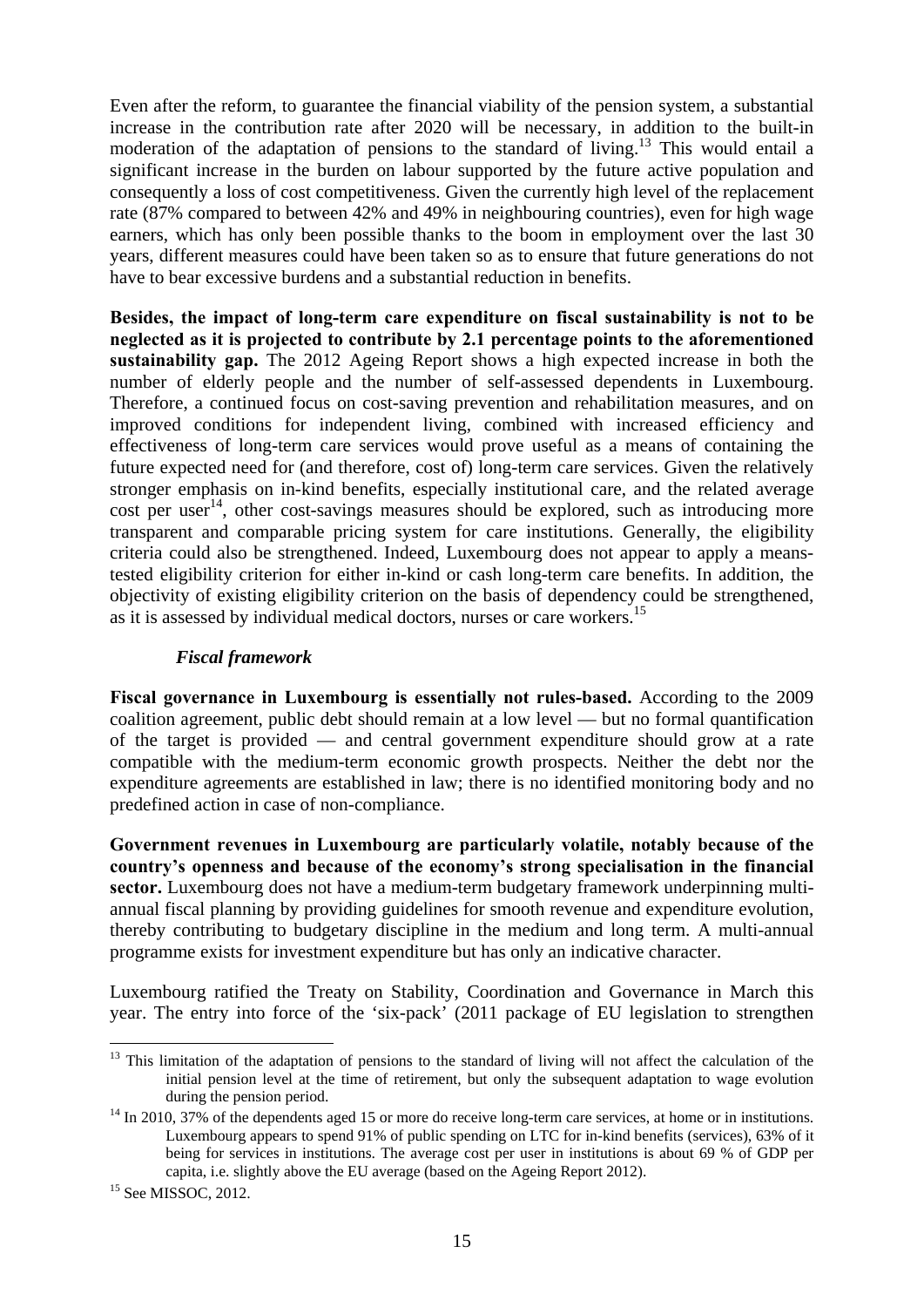Even after the reform, to guarantee the financial viability of the pension system, a substantial increase in the contribution rate after 2020 will be necessary, in addition to the built-in moderation of the adaptation of pensions to the standard of living.[13] This would entail a significant increase in the burden on labour supported by the future active population and consequently a loss of cost competitiveness. Given the currently high level of the replacement rate (87% compared to between 42% and 49% in neighbouring countries), even for high wage earners, which has only been possible thanks to the boom in employment over the last 30 years, different measures could have been taken so as to ensure that future generations do not have to bear excessive burdens and a substantial reduction in benefits.

**Besides, the impact of long-term care expenditure on fiscal sustainability is not to be neglected as it is projected to contribute by 2.1 percentage points to the aforementioned sustainability gap.** The 2012 Ageing Report shows a high expected increase in both the number of elderly people and the number of self-assessed dependents in Luxembourg. Therefore, a continued focus on cost-saving prevention and rehabilitation measures, and on improved conditions for independent living, combined with increased efficiency and effectiveness of long-term care services would prove useful as a means of containing the future expected need for (and therefore, cost of) long-term care services. Given the relatively stronger emphasis on in-kind benefits, especially institutional care, and the related average cost per user[14], other cost-savings measures should be explored, such as introducing more transparent and comparable pricing system for care institutions. Generally, the eligibility criteria could also be strengthened. Indeed, Luxembourg does not appear to apply a means-tested eligibility criterion for either in-kind or cash long-term care benefits. In addition, the objectivity of existing eligibility criterion on the basis of dependency could be strengthened, as it is assessed by individual medical doctors, nurses or care workers.[15]

### *Fiscal framework*

**Fiscal governance in Luxembourg is essentially not rules-based.** According to the 2009 coalition agreement, public debt should remain at a low level — but no formal quantification of the target is provided — and central government expenditure should grow at a rate compatible with the medium-term economic growth prospects. Neither the debt nor the expenditure agreements are established in law; there is no identified monitoring body and no predefined action in case of non-compliance.

**Government revenues in Luxembourg are particularly volatile, notably because of the country's openness and because of the economy's strong specialisation in the financial sector.** Luxembourg does not have a medium-term budgetary framework underpinning multi-annual fiscal planning by providing guidelines for smooth revenue and expenditure evolution, thereby contributing to budgetary discipline in the medium and long term. A multi-annual programme exists for investment expenditure but has only an indicative character.

Luxembourg ratified the Treaty on Stability, Coordination and Governance in March this year. The entry into force of the 'six-pack' (2011 package of EU legislation to strengthen

---

[13] This limitation of the adaptation of pensions to the standard of living will not affect the calculation of the initial pension level at the time of retirement, but only the subsequent adaptation to wage evolution during the pension period.

[14] In 2010, 37% of the dependents aged 15 or more do receive long-term care services, at home or in institutions. Luxembourg appears to spend 91% of public spending on LTC for in-kind benefits (services), 63% of it being for services in institutions. The average cost per user in institutions is about 69 % of GDP per capita, i.e. slightly above the EU average (based on the Ageing Report 2012).

[15] See MISSOC, 2012.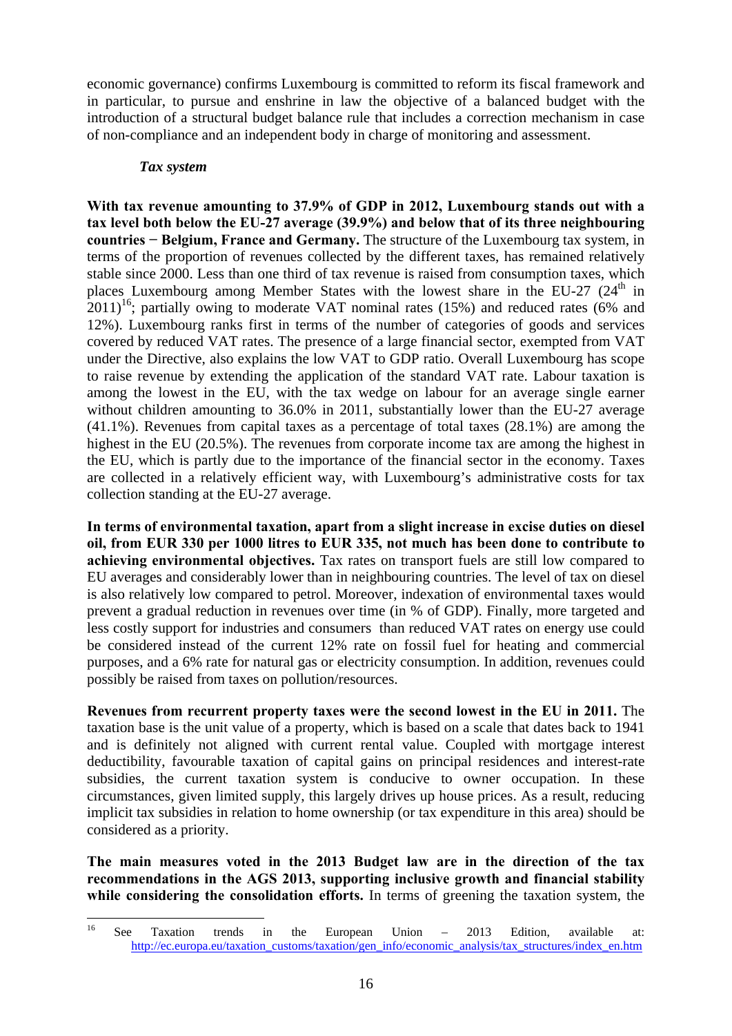economic governance) confirms Luxembourg is committed to reform its fiscal framework and in particular, to pursue and enshrine in law the objective of a balanced budget with the introduction of a structural budget balance rule that includes a correction mechanism in case of non-compliance and an independent body in charge of monitoring and assessment.

*Tax system*

**With tax revenue amounting to 37.9% of GDP in 2012, Luxembourg stands out with a tax level both below the EU-27 average (39.9%) and below that of its three neighbouring countries − Belgium, France and Germany.** The structure of the Luxembourg tax system, in terms of the proportion of revenues collected by the different taxes, has remained relatively stable since 2000. Less than one third of tax revenue is raised from consumption taxes, which places Luxembourg among Member States with the lowest share in the EU-27 (24th in 2011)[16]; partially owing to moderate VAT nominal rates (15%) and reduced rates (6% and 12%). Luxembourg ranks first in terms of the number of categories of goods and services covered by reduced VAT rates. The presence of a large financial sector, exempted from VAT under the Directive, also explains the low VAT to GDP ratio. Overall Luxembourg has scope to raise revenue by extending the application of the standard VAT rate. Labour taxation is among the lowest in the EU, with the tax wedge on labour for an average single earner without children amounting to 36.0% in 2011, substantially lower than the EU-27 average (41.1%). Revenues from capital taxes as a percentage of total taxes (28.1%) are among the highest in the EU (20.5%). The revenues from corporate income tax are among the highest in the EU, which is partly due to the importance of the financial sector in the economy. Taxes are collected in a relatively efficient way, with Luxembourg's administrative costs for tax collection standing at the EU-27 average.

**In terms of environmental taxation, apart from a slight increase in excise duties on diesel oil, from EUR 330 per 1000 litres to EUR 335, not much has been done to contribute to achieving environmental objectives.** Tax rates on transport fuels are still low compared to EU averages and considerably lower than in neighbouring countries. The level of tax on diesel is also relatively low compared to petrol. Moreover, indexation of environmental taxes would prevent a gradual reduction in revenues over time (in % of GDP). Finally, more targeted and less costly support for industries and consumers than reduced VAT rates on energy use could be considered instead of the current 12% rate on fossil fuel for heating and commercial purposes, and a 6% rate for natural gas or electricity consumption. In addition, revenues could possibly be raised from taxes on pollution/resources.

**Revenues from recurrent property taxes were the second lowest in the EU in 2011.** The taxation base is the unit value of a property, which is based on a scale that dates back to 1941 and is definitely not aligned with current rental value. Coupled with mortgage interest deductibility, favourable taxation of capital gains on principal residences and interest-rate subsidies, the current taxation system is conducive to owner occupation. In these circumstances, given limited supply, this largely drives up house prices. As a result, reducing implicit tax subsidies in relation to home ownership (or tax expenditure in this area) should be considered as a priority.

**The main measures voted in the 2013 Budget law are in the direction of the tax recommendations in the AGS 2013, supporting inclusive growth and financial stability while considering the consolidation efforts.** In terms of greening the taxation system, the

[16] See Taxation trends in the European Union – 2013 Edition, available at: http://ec.europa.eu/taxation_customs/taxation/gen_info/economic_analysis/tax_structures/index_en.htm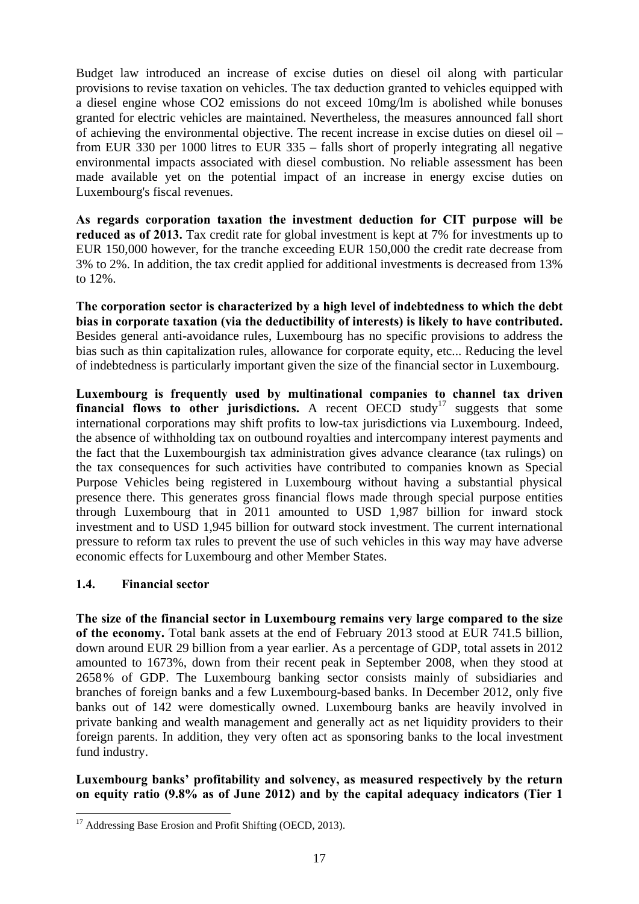Budget law introduced an increase of excise duties on diesel oil along with particular provisions to revise taxation on vehicles. The tax deduction granted to vehicles equipped with a diesel engine whose $CO_2$ emissions do not exceed 10mg/lm is abolished while bonuses granted for electric vehicles are maintained. Nevertheless, the measures announced fall short of achieving the environmental objective. The recent increase in excise duties on diesel oil – from EUR 330 per 1000 litres to EUR 335 – falls short of properly integrating all negative environmental impacts associated with diesel combustion. No reliable assessment has been made available yet on the potential impact of an increase in energy excise duties on Luxembourg's fiscal revenues.

**As regards corporation taxation the investment deduction for CIT purpose will be reduced as of 2013.** Tax credit rate for global investment is kept at 7% for investments up to EUR 150,000 however, for the tranche exceeding EUR 150,000 the credit rate decrease from 3% to 2%. In addition, the tax credit applied for additional investments is decreased from 13% to 12%.

**The corporation sector is characterized by a high level of indebtedness to which the debt bias in corporate taxation (via the deductibility of interests) is likely to have contributed.** Besides general anti-avoidance rules, Luxembourg has no specific provisions to address the bias such as thin capitalization rules, allowance for corporate equity, etc... Reducing the level of indebtedness is particularly important given the size of the financial sector in Luxembourg.

**Luxembourg is frequently used by multinational companies to channel tax driven financial flows to other jurisdictions.** A recent OECD study[17] suggests that some international corporations may shift profits to low-tax jurisdictions via Luxembourg. Indeed, the absence of withholding tax on outbound royalties and intercompany interest payments and the fact that the Luxembourgish tax administration gives advance clearance (tax rulings) on the tax consequences for such activities have contributed to companies known as Special Purpose Vehicles being registered in Luxembourg without having a substantial physical presence there. This generates gross financial flows made through special purpose entities through Luxembourg that in 2011 amounted to USD 1,987 billion for inward stock investment and to USD 1,945 billion for outward stock investment. The current international pressure to reform tax rules to prevent the use of such vehicles in this way may have adverse economic effects for Luxembourg and other Member States.

### 1.4. Financial sector

**The size of the financial sector in Luxembourg remains very large compared to the size of the economy.** Total bank assets at the end of February 2013 stood at EUR 741.5 billion, down around EUR 29 billion from a year earlier. As a percentage of GDP, total assets in 2012 amounted to 1673%, down from their recent peak in September 2008, when they stood at 2658% of GDP. The Luxembourg banking sector consists mainly of subsidiaries and branches of foreign banks and a few Luxembourg-based banks. In December 2012, only five banks out of 142 were domestically owned. Luxembourg banks are heavily involved in private banking and wealth management and generally act as net liquidity providers to their foreign parents. In addition, they very often act as sponsoring banks to the local investment fund industry.

**Luxembourg banks' profitability and solvency, as measured respectively by the return on equity ratio (9.8% as of June 2012) and by the capital adequacy indicators (Tier 1**

[17] Addressing Base Erosion and Profit Shifting (OECD, 2013).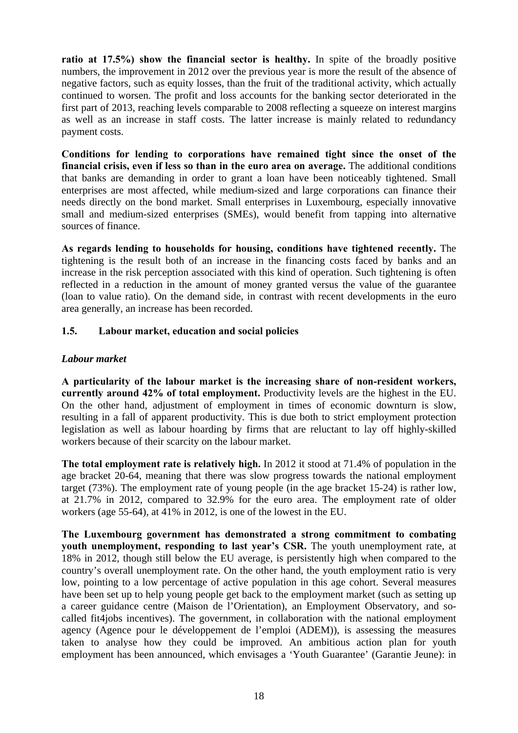**ratio at 17.5%) show the financial sector is healthy.** In spite of the broadly positive numbers, the improvement in 2012 over the previous year is more the result of the absence of negative factors, such as equity losses, than the fruit of the traditional activity, which actually continued to worsen. The profit and loss accounts for the banking sector deteriorated in the first part of 2013, reaching levels comparable to 2008 reflecting a squeeze on interest margins as well as an increase in staff costs. The latter increase is mainly related to redundancy payment costs.

**Conditions for lending to corporations have remained tight since the onset of the financial crisis, even if less so than in the euro area on average.** The additional conditions that banks are demanding in order to grant a loan have been noticeably tightened. Small enterprises are most affected, while medium-sized and large corporations can finance their needs directly on the bond market. Small enterprises in Luxembourg, especially innovative small and medium-sized enterprises (SMEs), would benefit from tapping into alternative sources of finance.

**As regards lending to households for housing, conditions have tightened recently.** The tightening is the result both of an increase in the financing costs faced by banks and an increase in the risk perception associated with this kind of operation. Such tightening is often reflected in a reduction in the amount of money granted versus the value of the guarantee (loan to value ratio). On the demand side, in contrast with recent developments in the euro area generally, an increase has been recorded.

### 1.5. Labour market, education and social policies

***Labour market***

**A particularity of the labour market is the increasing share of non-resident workers, currently around 42% of total employment.** Productivity levels are the highest in the EU. On the other hand, adjustment of employment in times of economic downturn is slow, resulting in a fall of apparent productivity. This is due both to strict employment protection legislation as well as labour hoarding by firms that are reluctant to lay off highly-skilled workers because of their scarcity on the labour market.

**The total employment rate is relatively high.** In 2012 it stood at 71.4% of population in the age bracket 20-64, meaning that there was slow progress towards the national employment target (73%). The employment rate of young people (in the age bracket 15-24) is rather low, at 21.7% in 2012, compared to 32.9% for the euro area. The employment rate of older workers (age 55-64), at 41% in 2012, is one of the lowest in the EU.

**The Luxembourg government has demonstrated a strong commitment to combating youth unemployment, responding to last year's CSR.** The youth unemployment rate, at 18% in 2012, though still below the EU average, is persistently high when compared to the country's overall unemployment rate. On the other hand, the youth employment ratio is very low, pointing to a low percentage of active population in this age cohort. Several measures have been set up to help young people get back to the employment market (such as setting up a career guidance centre (Maison de l'Orientation), an Employment Observatory, and so-called fit4jobs incentives). The government, in collaboration with the national employment agency (Agence pour le développement de l'emploi (ADEM)), is assessing the measures taken to analyse how they could be improved. An ambitious action plan for youth employment has been announced, which envisages a 'Youth Guarantee' (Garantie Jeune): in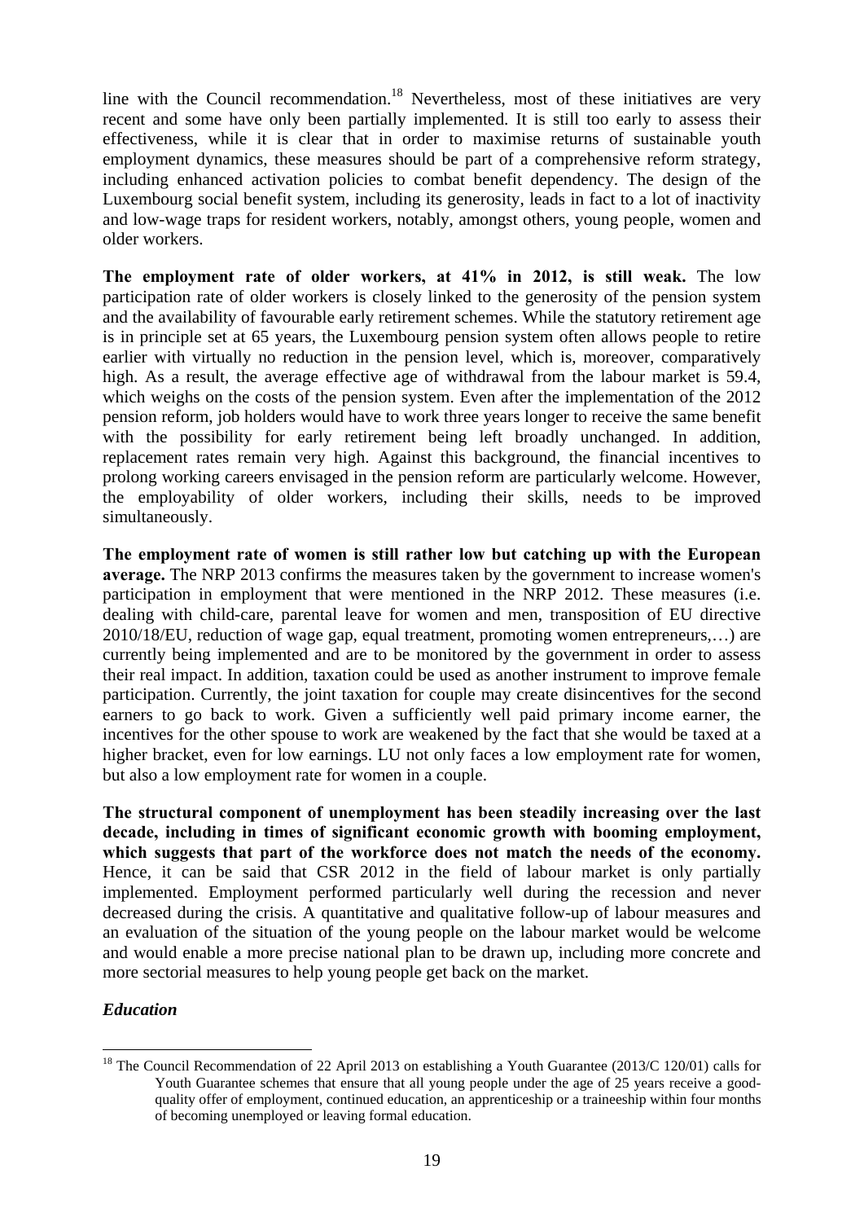line with the Council recommendation.[18] Nevertheless, most of these initiatives are very recent and some have only been partially implemented. It is still too early to assess their effectiveness, while it is clear that in order to maximise returns of sustainable youth employment dynamics, these measures should be part of a comprehensive reform strategy, including enhanced activation policies to combat benefit dependency. The design of the Luxembourg social benefit system, including its generosity, leads in fact to a lot of inactivity and low-wage traps for resident workers, notably, amongst others, young people, women and older workers.

**The employment rate of older workers, at 41% in 2012, is still weak.** The low participation rate of older workers is closely linked to the generosity of the pension system and the availability of favourable early retirement schemes. While the statutory retirement age is in principle set at 65 years, the Luxembourg pension system often allows people to retire earlier with virtually no reduction in the pension level, which is, moreover, comparatively high. As a result, the average effective age of withdrawal from the labour market is 59.4, which weighs on the costs of the pension system. Even after the implementation of the 2012 pension reform, job holders would have to work three years longer to receive the same benefit with the possibility for early retirement being left broadly unchanged. In addition, replacement rates remain very high. Against this background, the financial incentives to prolong working careers envisaged in the pension reform are particularly welcome. However, the employability of older workers, including their skills, needs to be improved simultaneously.

**The employment rate of women is still rather low but catching up with the European average.** The NRP 2013 confirms the measures taken by the government to increase women's participation in employment that were mentioned in the NRP 2012. These measures (i.e. dealing with child-care, parental leave for women and men, transposition of EU directive 2010/18/EU, reduction of wage gap, equal treatment, promoting women entrepreneurs,…) are currently being implemented and are to be monitored by the government in order to assess their real impact. In addition, taxation could be used as another instrument to improve female participation. Currently, the joint taxation for couple may create disincentives for the second earners to go back to work. Given a sufficiently well paid primary income earner, the incentives for the other spouse to work are weakened by the fact that she would be taxed at a higher bracket, even for low earnings. LU not only faces a low employment rate for women, but also a low employment rate for women in a couple.

**The structural component of unemployment has been steadily increasing over the last decade, including in times of significant economic growth with booming employment, which suggests that part of the workforce does not match the needs of the economy.** Hence, it can be said that CSR 2012 in the field of labour market is only partially implemented. Employment performed particularly well during the recession and never decreased during the crisis. A quantitative and qualitative follow-up of labour measures and an evaluation of the situation of the young people on the labour market would be welcome and would enable a more precise national plan to be drawn up, including more concrete and more sectorial measures to help young people get back on the market.

***Education***

[18] The Council Recommendation of 22 April 2013 on establishing a Youth Guarantee (2013/C 120/01) calls for Youth Guarantee schemes that ensure that all young people under the age of 25 years receive a good-quality offer of employment, continued education, an apprenticeship or a traineeship within four months of becoming unemployed or leaving formal education.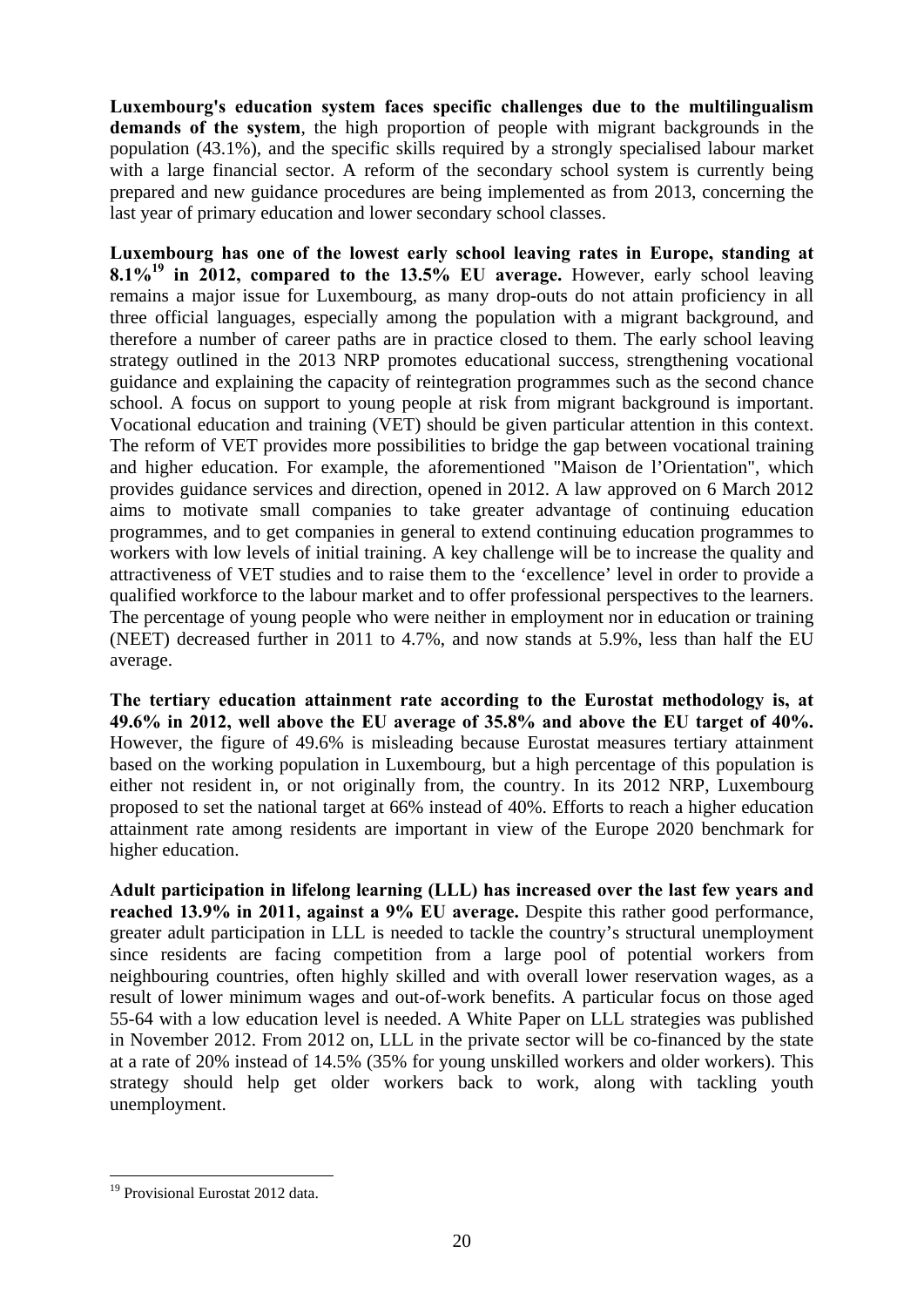**Luxembourg's education system faces specific challenges due to the multilingualism demands of the system**, the high proportion of people with migrant backgrounds in the population (43.1%), and the specific skills required by a strongly specialised labour market with a large financial sector. A reform of the secondary school system is currently being prepared and new guidance procedures are being implemented as from 2013, concerning the last year of primary education and lower secondary school classes.

**Luxembourg has one of the lowest early school leaving rates in Europe, standing at 8.1%[19] in 2012, compared to the 13.5% EU average.** However, early school leaving remains a major issue for Luxembourg, as many drop-outs do not attain proficiency in all three official languages, especially among the population with a migrant background, and therefore a number of career paths are in practice closed to them. The early school leaving strategy outlined in the 2013 NRP promotes educational success, strengthening vocational guidance and explaining the capacity of reintegration programmes such as the second chance school. A focus on support to young people at risk from migrant background is important. Vocational education and training (VET) should be given particular attention in this context. The reform of VET provides more possibilities to bridge the gap between vocational training and higher education. For example, the aforementioned "Maison de l'Orientation", which provides guidance services and direction, opened in 2012. A law approved on 6 March 2012 aims to motivate small companies to take greater advantage of continuing education programmes, and to get companies in general to extend continuing education programmes to workers with low levels of initial training. A key challenge will be to increase the quality and attractiveness of VET studies and to raise them to the 'excellence' level in order to provide a qualified workforce to the labour market and to offer professional perspectives to the learners. The percentage of young people who were neither in employment nor in education or training (NEET) decreased further in 2011 to 4.7%, and now stands at 5.9%, less than half the EU average.

**The tertiary education attainment rate according to the Eurostat methodology is, at 49.6% in 2012, well above the EU average of 35.8% and above the EU target of 40%.** However, the figure of 49.6% is misleading because Eurostat measures tertiary attainment based on the working population in Luxembourg, but a high percentage of this population is either not resident in, or not originally from, the country. In its 2012 NRP, Luxembourg proposed to set the national target at 66% instead of 40%. Efforts to reach a higher education attainment rate among residents are important in view of the Europe 2020 benchmark for higher education.

**Adult participation in lifelong learning (LLL) has increased over the last few years and reached 13.9% in 2011, against a 9% EU average.** Despite this rather good performance, greater adult participation in LLL is needed to tackle the country's structural unemployment since residents are facing competition from a large pool of potential workers from neighbouring countries, often highly skilled and with overall lower reservation wages, as a result of lower minimum wages and out-of-work benefits. A particular focus on those aged 55-64 with a low education level is needed. A White Paper on LLL strategies was published in November 2012. From 2012 on, LLL in the private sector will be co-financed by the state at a rate of 20% instead of 14.5% (35% for young unskilled workers and older workers). This strategy should help get older workers back to work, along with tackling youth unemployment.

[19] Provisional Eurostat 2012 data.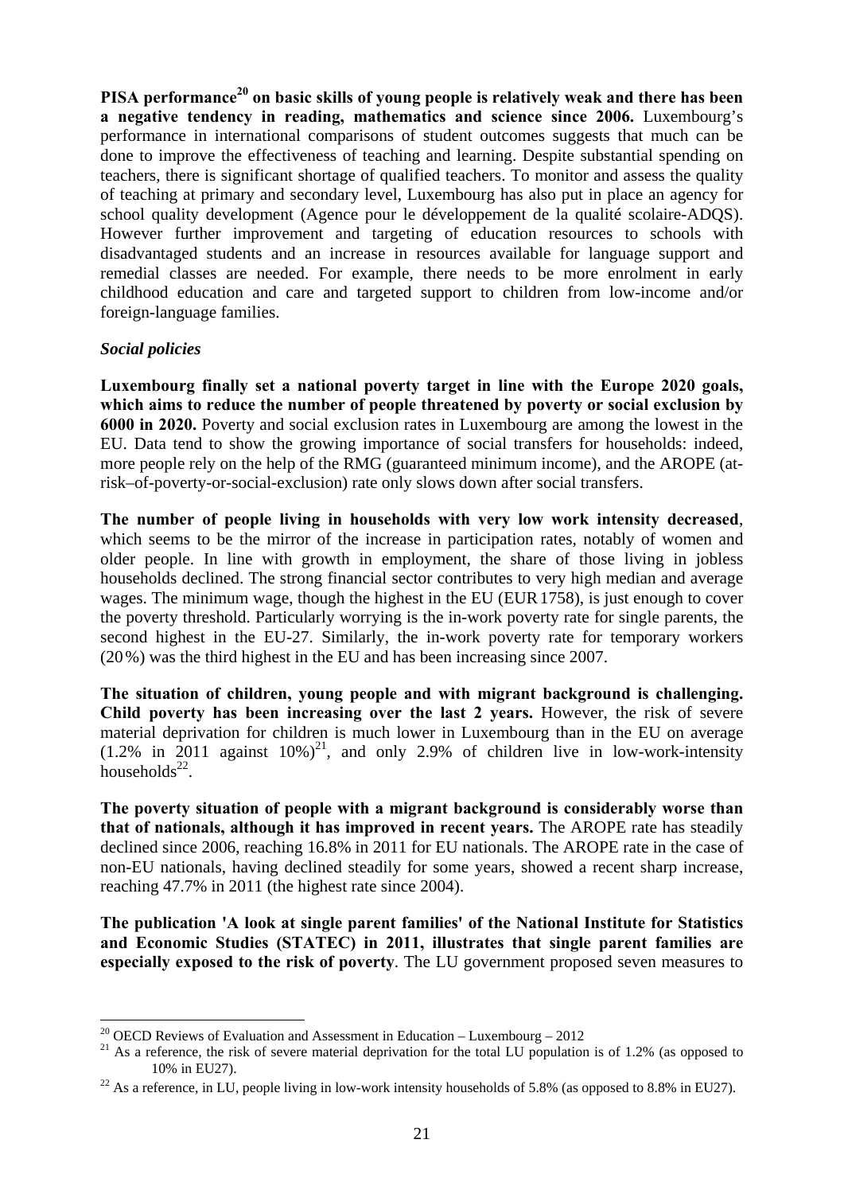**PISA performance[20] on basic skills of young people is relatively weak and there has been a negative tendency in reading, mathematics and science since 2006.** Luxembourg's performance in international comparisons of student outcomes suggests that much can be done to improve the effectiveness of teaching and learning. Despite substantial spending on teachers, there is significant shortage of qualified teachers. To monitor and assess the quality of teaching at primary and secondary level, Luxembourg has also put in place an agency for school quality development (Agence pour le développement de la qualité scolaire-ADQS). However further improvement and targeting of education resources to schools with disadvantaged students and an increase in resources available for language support and remedial classes are needed. For example, there needs to be more enrolment in early childhood education and care and targeted support to children from low-income and/or foreign-language families.

***Social policies***

**Luxembourg finally set a national poverty target in line with the Europe 2020 goals, which aims to reduce the number of people threatened by poverty or social exclusion by 6000 in 2020.** Poverty and social exclusion rates in Luxembourg are among the lowest in the EU. Data tend to show the growing importance of social transfers for households: indeed, more people rely on the help of the RMG (guaranteed minimum income), and the AROPE (at-risk–of-poverty-or-social-exclusion) rate only slows down after social transfers.

**The number of people living in households with very low work intensity decreased**, which seems to be the mirror of the increase in participation rates, notably of women and older people. In line with growth in employment, the share of those living in jobless households declined. The strong financial sector contributes to very high median and average wages. The minimum wage, though the highest in the EU (EUR 1758), is just enough to cover the poverty threshold. Particularly worrying is the in-work poverty rate for single parents, the second highest in the EU-27. Similarly, the in-work poverty rate for temporary workers (20 %) was the third highest in the EU and has been increasing since 2007.

**The situation of children, young people and with migrant background is challenging. Child poverty has been increasing over the last 2 years.** However, the risk of severe material deprivation for children is much lower in Luxembourg than in the EU on average (1.2% in 2011 against 10%)[21], and only 2.9% of children live in low-work-intensity households[22].

**The poverty situation of people with a migrant background is considerably worse than that of nationals, although it has improved in recent years.** The AROPE rate has steadily declined since 2006, reaching 16.8% in 2011 for EU nationals. The AROPE rate in the case of non-EU nationals, having declined steadily for some years, showed a recent sharp increase, reaching 47.7% in 2011 (the highest rate since 2004).

**The publication 'A look at single parent families' of the National Institute for Statistics and Economic Studies (STATEC) in 2011, illustrates that single parent families are especially exposed to the risk of poverty**. The LU government proposed seven measures to

---

[20] OECD Reviews of Evaluation and Assessment in Education – Luxembourg – 2012

[21] As a reference, the risk of severe material deprivation for the total LU population is of 1.2% (as opposed to 10% in EU27).

[22] As a reference, in LU, people living in low-work intensity households of 5.8% (as opposed to 8.8% in EU27).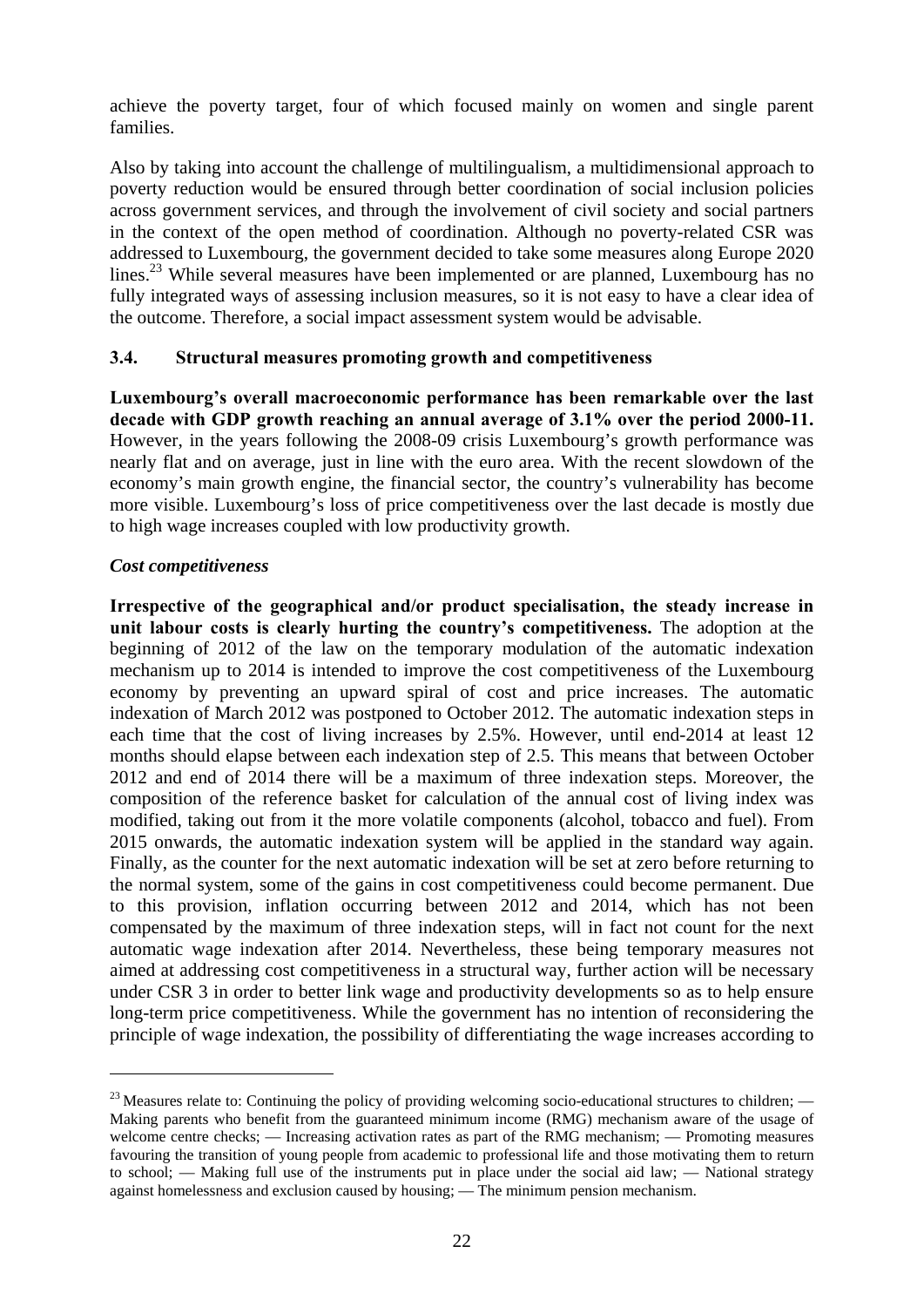achieve the poverty target, four of which focused mainly on women and single parent families.

Also by taking into account the challenge of multilingualism, a multidimensional approach to poverty reduction would be ensured through better coordination of social inclusion policies across government services, and through the involvement of civil society and social partners in the context of the open method of coordination. Although no poverty-related CSR was addressed to Luxembourg, the government decided to take some measures along Europe 2020 lines.[23] While several measures have been implemented or are planned, Luxembourg has no fully integrated ways of assessing inclusion measures, so it is not easy to have a clear idea of the outcome. Therefore, a social impact assessment system would be advisable.

### 3.4. Structural measures promoting growth and competitiveness

**Luxembourg's overall macroeconomic performance has been remarkable over the last decade with GDP growth reaching an annual average of 3.1% over the period 2000-11.** However, in the years following the 2008-09 crisis Luxembourg's growth performance was nearly flat and on average, just in line with the euro area. With the recent slowdown of the economy's main growth engine, the financial sector, the country's vulnerability has become more visible. Luxembourg's loss of price competitiveness over the last decade is mostly due to high wage increases coupled with low productivity growth.

#### *Cost competitiveness*

**Irrespective of the geographical and/or product specialisation, the steady increase in unit labour costs is clearly hurting the country's competitiveness.** The adoption at the beginning of 2012 of the law on the temporary modulation of the automatic indexation mechanism up to 2014 is intended to improve the cost competitiveness of the Luxembourg economy by preventing an upward spiral of cost and price increases. The automatic indexation of March 2012 was postponed to October 2012. The automatic indexation steps in each time that the cost of living increases by 2.5%. However, until end-2014 at least 12 months should elapse between each indexation step of 2.5. This means that between October 2012 and end of 2014 there will be a maximum of three indexation steps. Moreover, the composition of the reference basket for calculation of the annual cost of living index was modified, taking out from it the more volatile components (alcohol, tobacco and fuel). From 2015 onwards, the automatic indexation system will be applied in the standard way again. Finally, as the counter for the next automatic indexation will be set at zero before returning to the normal system, some of the gains in cost competitiveness could become permanent. Due to this provision, inflation occurring between 2012 and 2014, which has not been compensated by the maximum of three indexation steps, will in fact not count for the next automatic wage indexation after 2014. Nevertheless, these being temporary measures not aimed at addressing cost competitiveness in a structural way, further action will be necessary under CSR 3 in order to better link wage and productivity developments so as to help ensure long-term price competitiveness. While the government has no intention of reconsidering the principle of wage indexation, the possibility of differentiating the wage increases according to

---

[23] Measures relate to: Continuing the policy of providing welcoming socio-educational structures to children; — Making parents who benefit from the guaranteed minimum income (RMG) mechanism aware of the usage of welcome centre checks; — Increasing activation rates as part of the RMG mechanism; — Promoting measures favouring the transition of young people from academic to professional life and those motivating them to return to school; — Making full use of the instruments put in place under the social aid law; — National strategy against homelessness and exclusion caused by housing; — The minimum pension mechanism.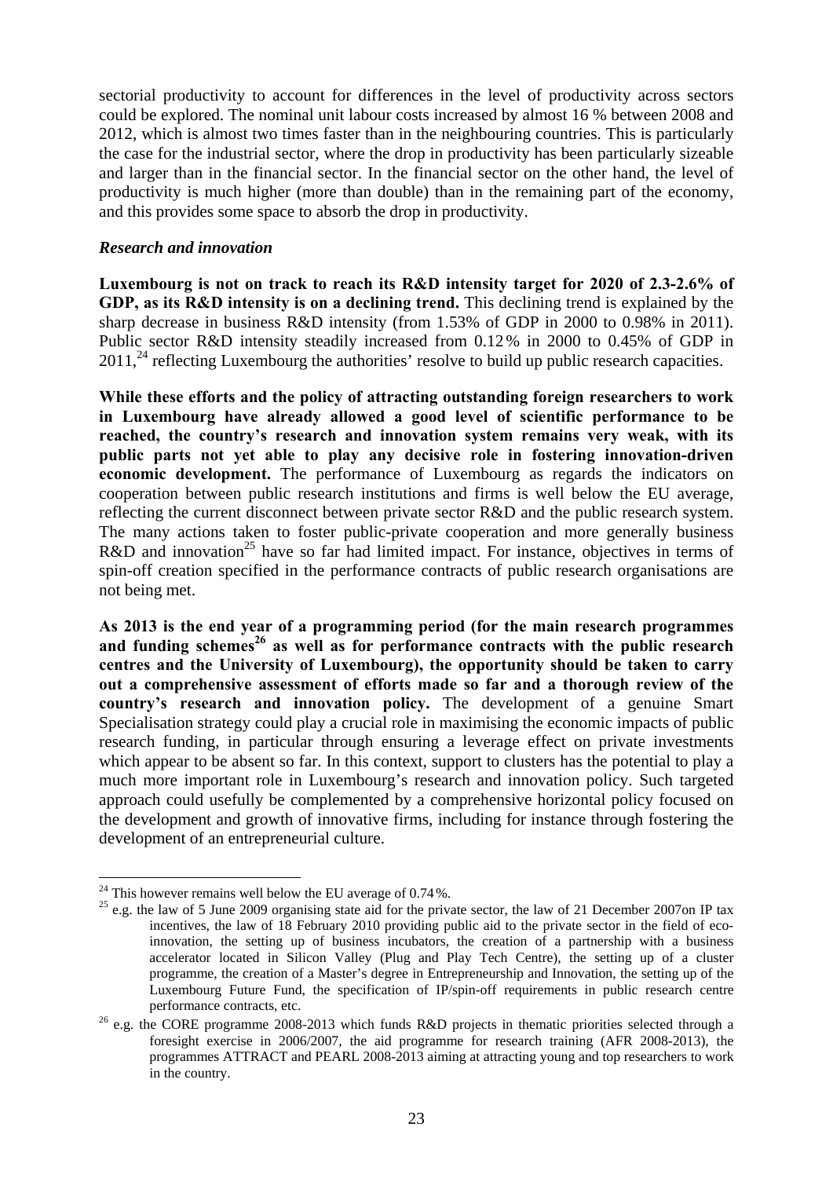sectorial productivity to account for differences in the level of productivity across sectors could be explored. The nominal unit labour costs increased by almost 16 % between 2008 and 2012, which is almost two times faster than in the neighbouring countries. This is particularly the case for the industrial sector, where the drop in productivity has been particularly sizeable and larger than in the financial sector. In the financial sector on the other hand, the level of productivity is much higher (more than double) than in the remaining part of the economy, and this provides some space to absorb the drop in productivity.

***Research and innovation***

**Luxembourg is not on track to reach its R&D intensity target for 2020 of 2.3-2.6% of GDP, as its R&D intensity is on a declining trend.** This declining trend is explained by the sharp decrease in business R&D intensity (from 1.53% of GDP in 2000 to 0.98% in 2011). Public sector R&D intensity steadily increased from 0.12 % in 2000 to 0.45% of GDP in 2011,[24] reflecting Luxembourg the authorities' resolve to build up public research capacities.

**While these efforts and the policy of attracting outstanding foreign researchers to work in Luxembourg have already allowed a good level of scientific performance to be reached, the country's research and innovation system remains very weak, with its public parts not yet able to play any decisive role in fostering innovation-driven economic development.** The performance of Luxembourg as regards the indicators on cooperation between public research institutions and firms is well below the EU average, reflecting the current disconnect between private sector R&D and the public research system. The many actions taken to foster public-private cooperation and more generally business R&D and innovation[25] have so far had limited impact. For instance, objectives in terms of spin-off creation specified in the performance contracts of public research organisations are not being met.

**As 2013 is the end year of a programming period (for the main research programmes and funding schemes[26] as well as for performance contracts with the public research centres and the University of Luxembourg), the opportunity should be taken to carry out a comprehensive assessment of efforts made so far and a thorough review of the country's research and innovation policy.** The development of a genuine Smart Specialisation strategy could play a crucial role in maximising the economic impacts of public research funding, in particular through ensuring a leverage effect on private investments which appear to be absent so far. In this context, support to clusters has the potential to play a much more important role in Luxembourg's research and innovation policy. Such targeted approach could usefully be complemented by a comprehensive horizontal policy focused on the development and growth of innovative firms, including for instance through fostering the development of an entrepreneurial culture.

---

[24] This however remains well below the EU average of 0.74 %.

[25] e.g. the law of 5 June 2009 organising state aid for the private sector, the law of 21 December 2007on IP tax incentives, the law of 18 February 2010 providing public aid to the private sector in the field of eco-innovation, the setting up of business incubators, the creation of a partnership with a business accelerator located in Silicon Valley (Plug and Play Tech Centre), the setting up of a cluster programme, the creation of a Master's degree in Entrepreneurship and Innovation, the setting up of the Luxembourg Future Fund, the specification of IP/spin-off requirements in public research centre performance contracts, etc.

[26] e.g. the CORE programme 2008-2013 which funds R&D projects in thematic priorities selected through a foresight exercise in 2006/2007, the aid programme for research training (AFR 2008-2013), the programmes ATTRACT and PEARL 2008-2013 aiming at attracting young and top researchers to work in the country.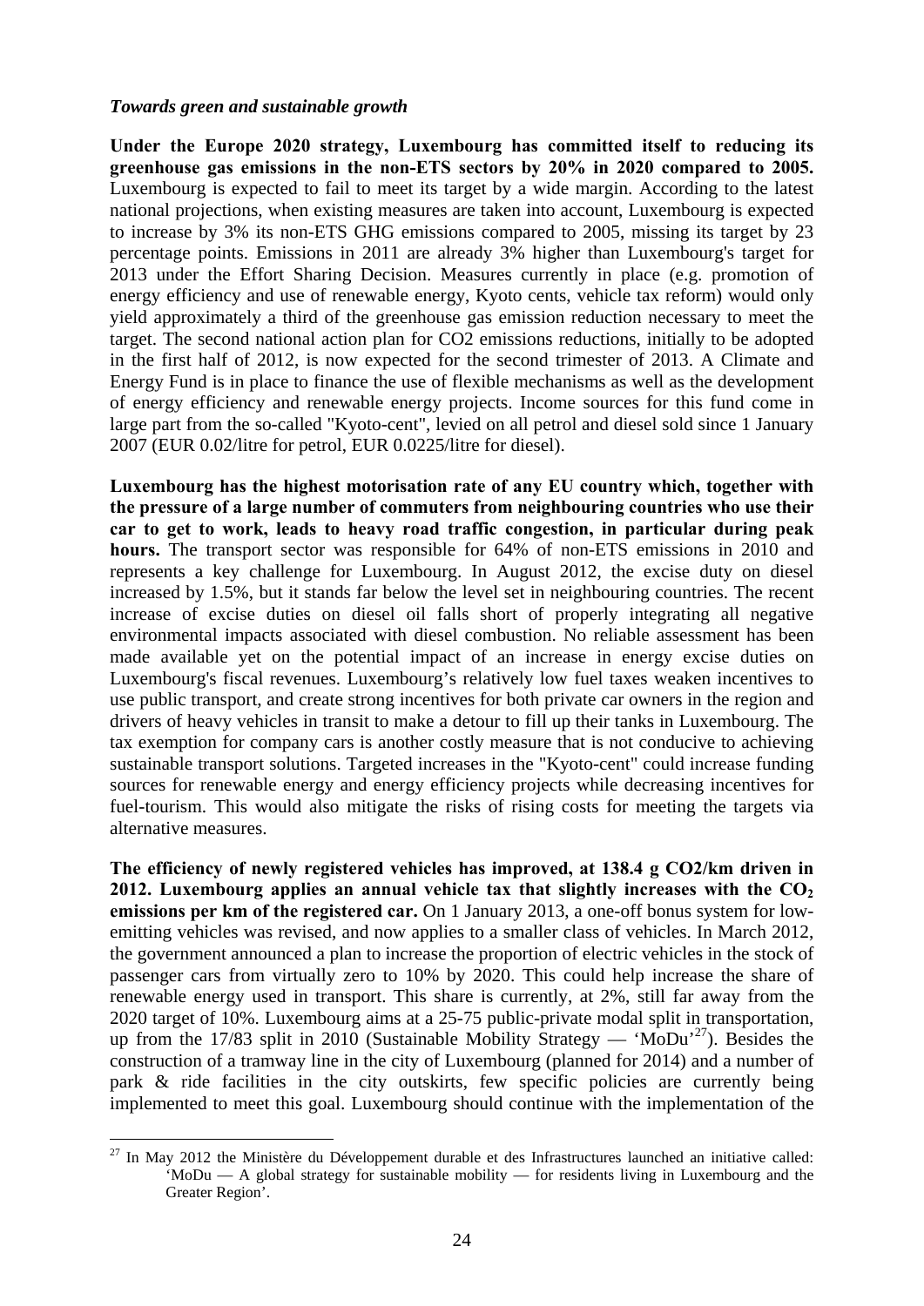*Towards green and sustainable growth*

**Under the Europe 2020 strategy, Luxembourg has committed itself to reducing its greenhouse gas emissions in the non-ETS sectors by 20% in 2020 compared to 2005.** Luxembourg is expected to fail to meet its target by a wide margin. According to the latest national projections, when existing measures are taken into account, Luxembourg is expected to increase by 3% its non-ETS GHG emissions compared to 2005, missing its target by 23 percentage points. Emissions in 2011 are already 3% higher than Luxembourg's target for 2013 under the Effort Sharing Decision. Measures currently in place (e.g. promotion of energy efficiency and use of renewable energy, Kyoto cents, vehicle tax reform) would only yield approximately a third of the greenhouse gas emission reduction necessary to meet the target. The second national action plan for CO2 emissions reductions, initially to be adopted in the first half of 2012, is now expected for the second trimester of 2013. A Climate and Energy Fund is in place to finance the use of flexible mechanisms as well as the development of energy efficiency and renewable energy projects. Income sources for this fund come in large part from the so-called "Kyoto-cent", levied on all petrol and diesel sold since 1 January 2007 (EUR 0.02/litre for petrol, EUR 0.0225/litre for diesel).

**Luxembourg has the highest motorisation rate of any EU country which, together with the pressure of a large number of commuters from neighbouring countries who use their car to get to work, leads to heavy road traffic congestion, in particular during peak hours.** The transport sector was responsible for 64% of non-ETS emissions in 2010 and represents a key challenge for Luxembourg. In August 2012, the excise duty on diesel increased by 1.5%, but it stands far below the level set in neighbouring countries. The recent increase of excise duties on diesel oil falls short of properly integrating all negative environmental impacts associated with diesel combustion. No reliable assessment has been made available yet on the potential impact of an increase in energy excise duties on Luxembourg's fiscal revenues. Luxembourg's relatively low fuel taxes weaken incentives to use public transport, and create strong incentives for both private car owners in the region and drivers of heavy vehicles in transit to make a detour to fill up their tanks in Luxembourg. The tax exemption for company cars is another costly measure that is not conducive to achieving sustainable transport solutions. Targeted increases in the "Kyoto-cent" could increase funding sources for renewable energy and energy efficiency projects while decreasing incentives for fuel-tourism. This would also mitigate the risks of rising costs for meeting the targets via alternative measures.

**The efficiency of newly registered vehicles has improved, at 138.4 g CO2/km driven in 2012. Luxembourg applies an annual vehicle tax that slightly increases with the $CO_2$ emissions per km of the registered car.** On 1 January 2013, a one-off bonus system for low-emitting vehicles was revised, and now applies to a smaller class of vehicles. In March 2012, the government announced a plan to increase the proportion of electric vehicles in the stock of passenger cars from virtually zero to 10% by 2020. This could help increase the share of renewable energy used in transport. This share is currently, at 2%, still far away from the 2020 target of 10%. Luxembourg aims at a 25-75 public-private modal split in transportation, up from the 17/83 split in 2010 (Sustainable Mobility Strategy — 'MoDu'[27]). Besides the construction of a tramway line in the city of Luxembourg (planned for 2014) and a number of park & ride facilities in the city outskirts, few specific policies are currently being implemented to meet this goal. Luxembourg should continue with the implementation of the

[27] In May 2012 the Ministère du Développement durable et des Infrastructures launched an initiative called: 'MoDu — A global strategy for sustainable mobility — for residents living in Luxembourg and the Greater Region'.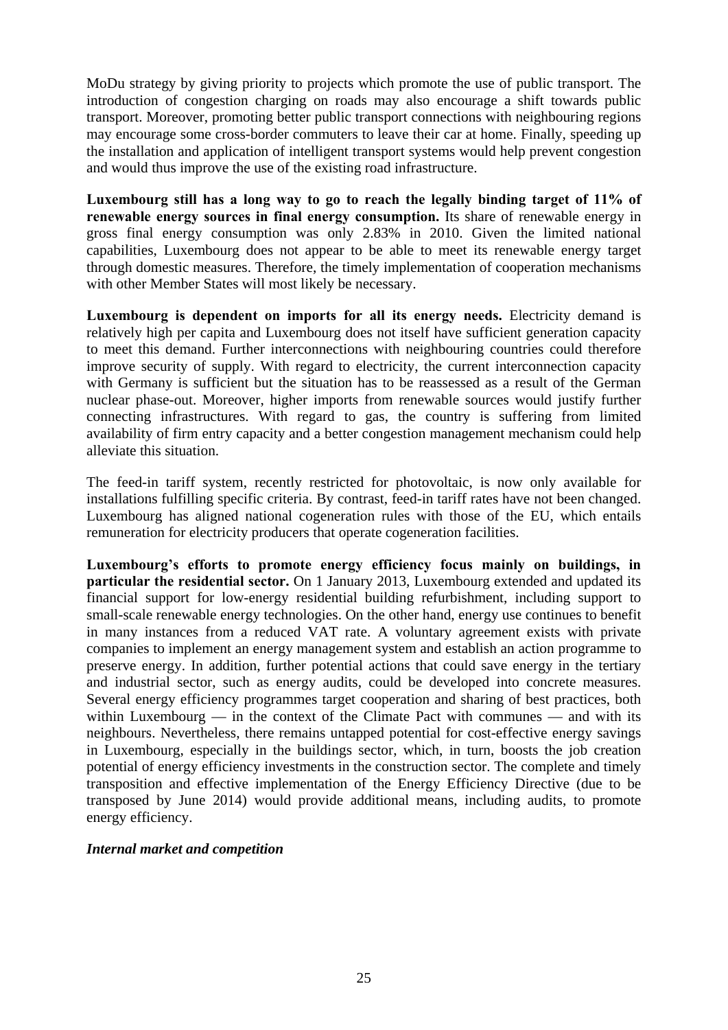MoDu strategy by giving priority to projects which promote the use of public transport. The introduction of congestion charging on roads may also encourage a shift towards public transport. Moreover, promoting better public transport connections with neighbouring regions may encourage some cross-border commuters to leave their car at home. Finally, speeding up the installation and application of intelligent transport systems would help prevent congestion and would thus improve the use of the existing road infrastructure.

**Luxembourg still has a long way to go to reach the legally binding target of 11% of renewable energy sources in final energy consumption.** Its share of renewable energy in gross final energy consumption was only 2.83% in 2010. Given the limited national capabilities, Luxembourg does not appear to be able to meet its renewable energy target through domestic measures. Therefore, the timely implementation of cooperation mechanisms with other Member States will most likely be necessary.

**Luxembourg is dependent on imports for all its energy needs.** Electricity demand is relatively high per capita and Luxembourg does not itself have sufficient generation capacity to meet this demand. Further interconnections with neighbouring countries could therefore improve security of supply. With regard to electricity, the current interconnection capacity with Germany is sufficient but the situation has to be reassessed as a result of the German nuclear phase-out. Moreover, higher imports from renewable sources would justify further connecting infrastructures. With regard to gas, the country is suffering from limited availability of firm entry capacity and a better congestion management mechanism could help alleviate this situation.

The feed-in tariff system, recently restricted for photovoltaic, is now only available for installations fulfilling specific criteria. By contrast, feed-in tariff rates have not been changed. Luxembourg has aligned national cogeneration rules with those of the EU, which entails remuneration for electricity producers that operate cogeneration facilities.

**Luxembourg's efforts to promote energy efficiency focus mainly on buildings, in particular the residential sector.** On 1 January 2013, Luxembourg extended and updated its financial support for low-energy residential building refurbishment, including support to small-scale renewable energy technologies. On the other hand, energy use continues to benefit in many instances from a reduced VAT rate. A voluntary agreement exists with private companies to implement an energy management system and establish an action programme to preserve energy. In addition, further potential actions that could save energy in the tertiary and industrial sector, such as energy audits, could be developed into concrete measures. Several energy efficiency programmes target cooperation and sharing of best practices, both within Luxembourg — in the context of the Climate Pact with communes — and with its neighbours. Nevertheless, there remains untapped potential for cost-effective energy savings in Luxembourg, especially in the buildings sector, which, in turn, boosts the job creation potential of energy efficiency investments in the construction sector. The complete and timely transposition and effective implementation of the Energy Efficiency Directive (due to be transposed by June 2014) would provide additional means, including audits, to promote energy efficiency.

***Internal market and competition***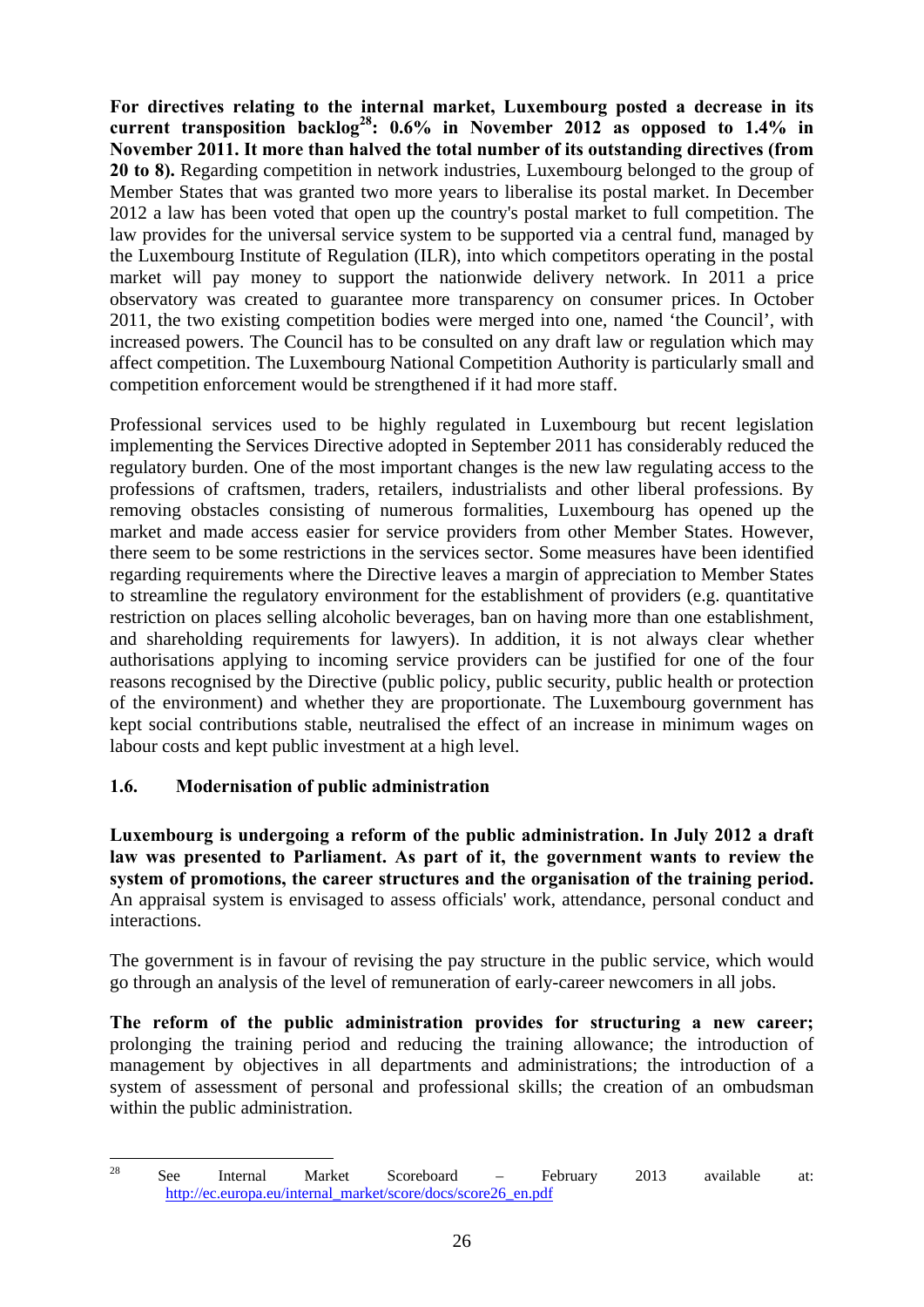**For directives relating to the internal market, Luxembourg posted a decrease in its current transposition backlog[28]: 0.6% in November 2012 as opposed to 1.4% in November 2011. It more than halved the total number of its outstanding directives (from 20 to 8).** Regarding competition in network industries, Luxembourg belonged to the group of Member States that was granted two more years to liberalise its postal market. In December 2012 a law has been voted that open up the country's postal market to full competition. The law provides for the universal service system to be supported via a central fund, managed by the Luxembourg Institute of Regulation (ILR), into which competitors operating in the postal market will pay money to support the nationwide delivery network. In 2011 a price observatory was created to guarantee more transparency on consumer prices. In October 2011, the two existing competition bodies were merged into one, named 'the Council', with increased powers. The Council has to be consulted on any draft law or regulation which may affect competition. The Luxembourg National Competition Authority is particularly small and competition enforcement would be strengthened if it had more staff.

Professional services used to be highly regulated in Luxembourg but recent legislation implementing the Services Directive adopted in September 2011 has considerably reduced the regulatory burden. One of the most important changes is the new law regulating access to the professions of craftsmen, traders, retailers, industrialists and other liberal professions. By removing obstacles consisting of numerous formalities, Luxembourg has opened up the market and made access easier for service providers from other Member States. However, there seem to be some restrictions in the services sector. Some measures have been identified regarding requirements where the Directive leaves a margin of appreciation to Member States to streamline the regulatory environment for the establishment of providers (e.g. quantitative restriction on places selling alcoholic beverages, ban on having more than one establishment, and shareholding requirements for lawyers). In addition, it is not always clear whether authorisations applying to incoming service providers can be justified for one of the four reasons recognised by the Directive (public policy, public security, public health or protection of the environment) and whether they are proportionate. The Luxembourg government has kept social contributions stable, neutralised the effect of an increase in minimum wages on labour costs and kept public investment at a high level.

### 1.6. Modernisation of public administration

**Luxembourg is undergoing a reform of the public administration. In July 2012 a draft law was presented to Parliament. As part of it, the government wants to review the system of promotions, the career structures and the organisation of the training period.** An appraisal system is envisaged to assess officials' work, attendance, personal conduct and interactions.

The government is in favour of revising the pay structure in the public service, which would go through an analysis of the level of remuneration of early-career newcomers in all jobs.

**The reform of the public administration provides for structuring a new career;** prolonging the training period and reducing the training allowance; the introduction of management by objectives in all departments and administrations; the introduction of a system of assessment of personal and professional skills; the creation of an ombudsman within the public administration.

---

[28] See Internal Market Scoreboard – February 2013 available at: http://ec.europa.eu/internal_market/score/docs/score26_en.pdf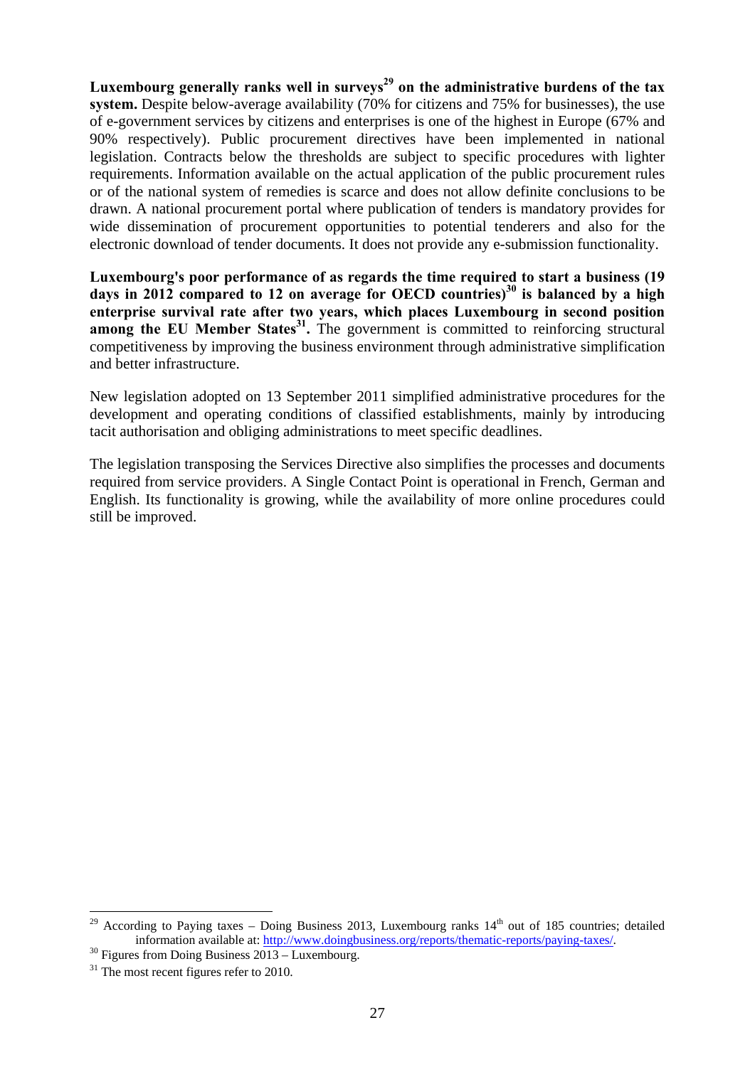**Luxembourg generally ranks well in surveys[29] on the administrative burdens of the tax system.** Despite below-average availability (70% for citizens and 75% for businesses), the use of e-government services by citizens and enterprises is one of the highest in Europe (67% and 90% respectively). Public procurement directives have been implemented in national legislation. Contracts below the thresholds are subject to specific procedures with lighter requirements. Information available on the actual application of the public procurement rules or of the national system of remedies is scarce and does not allow definite conclusions to be drawn. A national procurement portal where publication of tenders is mandatory provides for wide dissemination of procurement opportunities to potential tenderers and also for the electronic download of tender documents. It does not provide any e-submission functionality.

**Luxembourg's poor performance of as regards the time required to start a business (19 days in 2012 compared to 12 on average for OECD countries)[30] is balanced by a high enterprise survival rate after two years, which places Luxembourg in second position among the EU Member States[31].** The government is committed to reinforcing structural competitiveness by improving the business environment through administrative simplification and better infrastructure.

New legislation adopted on 13 September 2011 simplified administrative procedures for the development and operating conditions of classified establishments, mainly by introducing tacit authorisation and obliging administrations to meet specific deadlines.

The legislation transposing the Services Directive also simplifies the processes and documents required from service providers. A Single Contact Point is operational in French, German and English. Its functionality is growing, while the availability of more online procedures could still be improved.

---

[29] According to Paying taxes – Doing Business 2013, Luxembourg ranks 14th out of 185 countries; detailed information available at: http://www.doingbusiness.org/reports/thematic-reports/paying-taxes/.

[30] Figures from Doing Business 2013 – Luxembourg.

[31] The most recent figures refer to 2010.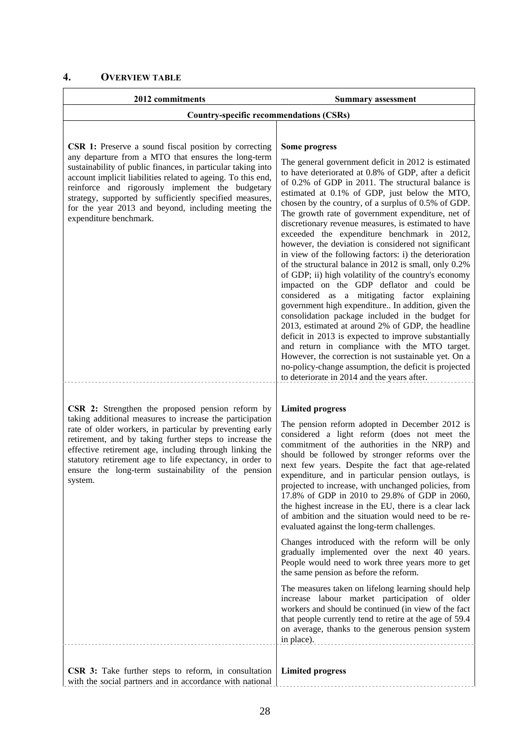## 4. OVERVIEW TABLE

| 2012 commitments | Summary assessment |
|---|---|
| **Country-specific recommendations (CSRs)** | |
| **CSR 1:** Preserve a sound fiscal position by correcting any departure from a MTO that ensures the long-term sustainability of public finances, in particular taking into account implicit liabilities related to ageing. To this end, reinforce and rigorously implement the budgetary strategy, supported by sufficiently specified measures, for the year 2013 and beyond, including meeting the expenditure benchmark. | **Some progress**<br><br>The general government deficit in 2012 is estimated to have deteriorated at 0.8% of GDP, after a deficit of 0.2% of GDP in 2011. The structural balance is estimated at 0.1% of GDP, just below the MTO, chosen by the country, of a surplus of 0.5% of GDP. The growth rate of government expenditure, net of discretionary revenue measures, is estimated to have exceeded the expenditure benchmark in 2012, however, the deviation is considered not significant in view of the following factors: i) the deterioration of the structural balance in 2012 is small, only 0.2% of GDP; ii) high volatility of the country's economy impacted on the GDP deflator and could be considered as a mitigating factor explaining government high expenditure.. In addition, given the consolidation package included in the budget for 2013, estimated at around 2% of GDP, the headline deficit in 2013 is expected to improve substantially and return in compliance with the MTO target. However, the correction is not sustainable yet. On a no-policy-change assumption, the deficit is projected to deteriorate in 2014 and the years after. |
| **CSR 2:** Strengthen the proposed pension reform by taking additional measures to increase the participation rate of older workers, in particular by preventing early retirement, and by taking further steps to increase the effective retirement age, including through linking the statutory retirement age to life expectancy, in order to ensure the long-term sustainability of the pension system. | **Limited progress**<br><br>The pension reform adopted in December 2012 is considered a light reform (does not meet the commitment of the authorities in the NRP) and should be followed by stronger reforms over the next few years. Despite the fact that age-related expenditure, and in particular pension outlays, is projected to increase, with unchanged policies, from 17.8% of GDP in 2010 to 29.8% of GDP in 2060, the highest increase in the EU, there is a clear lack of ambition and the situation would need to be re-evaluated against the long-term challenges.<br><br>Changes introduced with the reform will be only gradually implemented over the next 40 years. People would need to work three years more to get the same pension as before the reform.<br><br>The measures taken on lifelong learning should help increase labour market participation of older workers and should be continued (in view of the fact that people currently tend to retire at the age of 59.4 on average, thanks to the generous pension system in place). |
| **CSR 3:** Take further steps to reform, in consultation with the social partners and in accordance with national | **Limited progress** |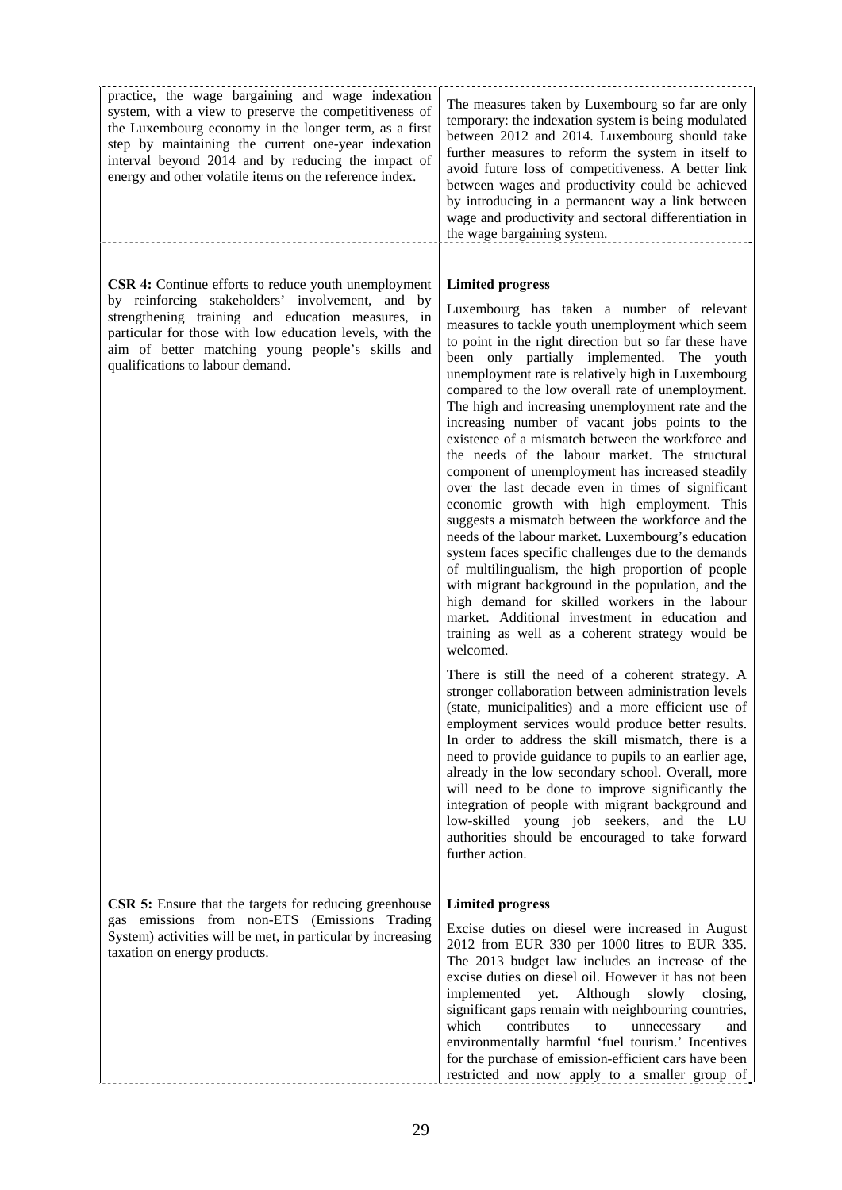| | |
|---|---|
| practice, the wage bargaining and wage indexation system, with a view to preserve the competitiveness of the Luxembourg economy in the longer term, as a first step by maintaining the current one-year indexation interval beyond 2014 and by reducing the impact of energy and other volatile items on the reference index. | The measures taken by Luxembourg so far are only temporary: the indexation system is being modulated between 2012 and 2014. Luxembourg should take further measures to reform the system in itself to avoid future loss of competitiveness. A better link between wages and productivity could be achieved by introducing in a permanent way a link between wage and productivity and sectoral differentiation in the wage bargaining system. |
| **CSR 4:** Continue efforts to reduce youth unemployment by reinforcing stakeholders' involvement, and by strengthening training and education measures, in particular for those with low education levels, with the aim of better matching young people's skills and qualifications to labour demand. | **Limited progress**<br><br>Luxembourg has taken a number of relevant measures to tackle youth unemployment which seem to point in the right direction but so far these have been only partially implemented. The youth unemployment rate is relatively high in Luxembourg compared to the low overall rate of unemployment. The high and increasing unemployment rate and the increasing number of vacant jobs points to the existence of a mismatch between the workforce and the needs of the labour market. The structural component of unemployment has increased steadily over the last decade even in times of significant economic growth with high employment. This suggests a mismatch between the workforce and the needs of the labour market. Luxembourg's education system faces specific challenges due to the demands of multilingualism, the high proportion of people with migrant background in the population, and the high demand for skilled workers in the labour market. Additional investment in education and training as well as a coherent strategy would be welcomed.<br><br>There is still the need of a coherent strategy. A stronger collaboration between administration levels (state, municipalities) and a more efficient use of employment services would produce better results. In order to address the skill mismatch, there is a need to provide guidance to pupils to an earlier age, already in the low secondary school. Overall, more will need to be done to improve significantly the integration of people with migrant background and low-skilled young job seekers, and the LU authorities should be encouraged to take forward further action. |
| **CSR 5:** Ensure that the targets for reducing greenhouse gas emissions from non-ETS (Emissions Trading System) activities will be met, in particular by increasing taxation on energy products. | **Limited progress**<br><br>Excise duties on diesel were increased in August 2012 from EUR 330 per 1000 litres to EUR 335. The 2013 budget law includes an increase of the excise duties on diesel oil. However it has not been implemented yet. Although slowly closing, significant gaps remain with neighbouring countries, which contributes to unnecessary and environmentally harmful 'fuel tourism.' Incentives for the purchase of emission-efficient cars have been restricted and now apply to a smaller group of |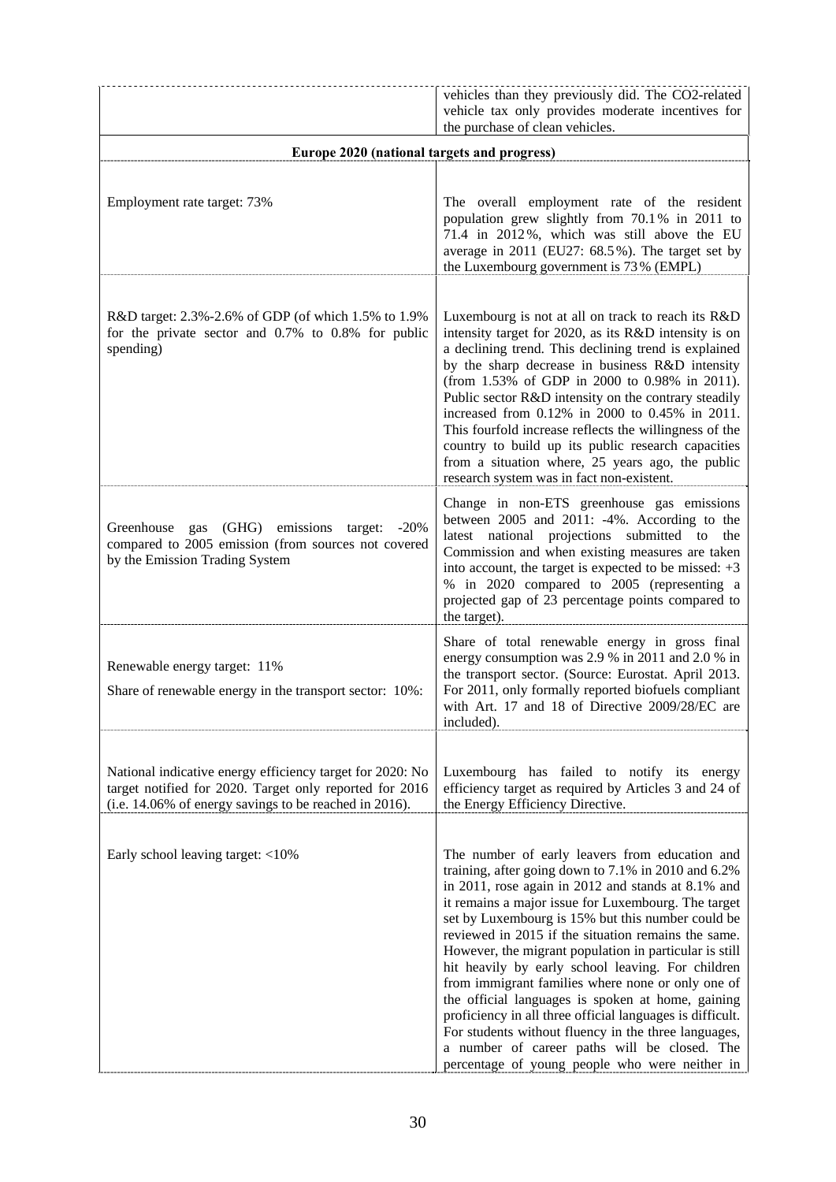| | |
|---|---|
| | vehicles than they previously did. The CO2-related vehicle tax only provides moderate incentives for the purchase of clean vehicles. |
| **Europe 2020 (national targets and progress)** | |
| Employment rate target: 73% | The overall employment rate of the resident population grew slightly from 70.1% in 2011 to 71.4 in 2012%, which was still above the EU average in 2011 (EU27: 68.5%). The target set by the Luxembourg government is 73% (EMPL) |
| R&D target: 2.3%-2.6% of GDP (of which 1.5% to 1.9% for the private sector and 0.7% to 0.8% for public spending) | Luxembourg is not at all on track to reach its R&D intensity target for 2020, as its R&D intensity is on a declining trend. This declining trend is explained by the sharp decrease in business R&D intensity (from 1.53% of GDP in 2000 to 0.98% in 2011). Public sector R&D intensity on the contrary steadily increased from 0.12% in 2000 to 0.45% in 2011. This fourfold increase reflects the willingness of the country to build up its public research capacities from a situation where, 25 years ago, the public research system was in fact non-existent. |
| Greenhouse gas (GHG) emissions target: -20% compared to 2005 emission (from sources not covered by the Emission Trading System | Change in non-ETS greenhouse gas emissions between 2005 and 2011: -4%. According to the latest national projections submitted to the Commission and when existing measures are taken into account, the target is expected to be missed: +3 % in 2020 compared to 2005 (representing a projected gap of 23 percentage points compared to the target). |
| Renewable energy target: 11%<br><br>Share of renewable energy in the transport sector: 10%: | Share of total renewable energy in gross final energy consumption was 2.9 % in 2011 and 2.0 % in the transport sector. (Source: Eurostat. April 2013. For 2011, only formally reported biofuels compliant with Art. 17 and 18 of Directive 2009/28/EC are included). |
| National indicative energy efficiency target for 2020: No target notified for 2020. Target only reported for 2016 (i.e. 14.06% of energy savings to be reached in 2016). | Luxembourg has failed to notify its energy efficiency target as required by Articles 3 and 24 of the Energy Efficiency Directive. |
| Early school leaving target: <10% | The number of early leavers from education and training, after going down to 7.1% in 2010 and 6.2% in 2011, rose again in 2012 and stands at 8.1% and it remains a major issue for Luxembourg. The target set by Luxembourg is 15% but this number could be reviewed in 2015 if the situation remains the same. However, the migrant population in particular is still hit heavily by early school leaving. For children from immigrant families where none or only one of the official languages is spoken at home, gaining proficiency in all three official languages is difficult. For students without fluency in the three languages, a number of career paths will be closed. The percentage of young people who were neither in |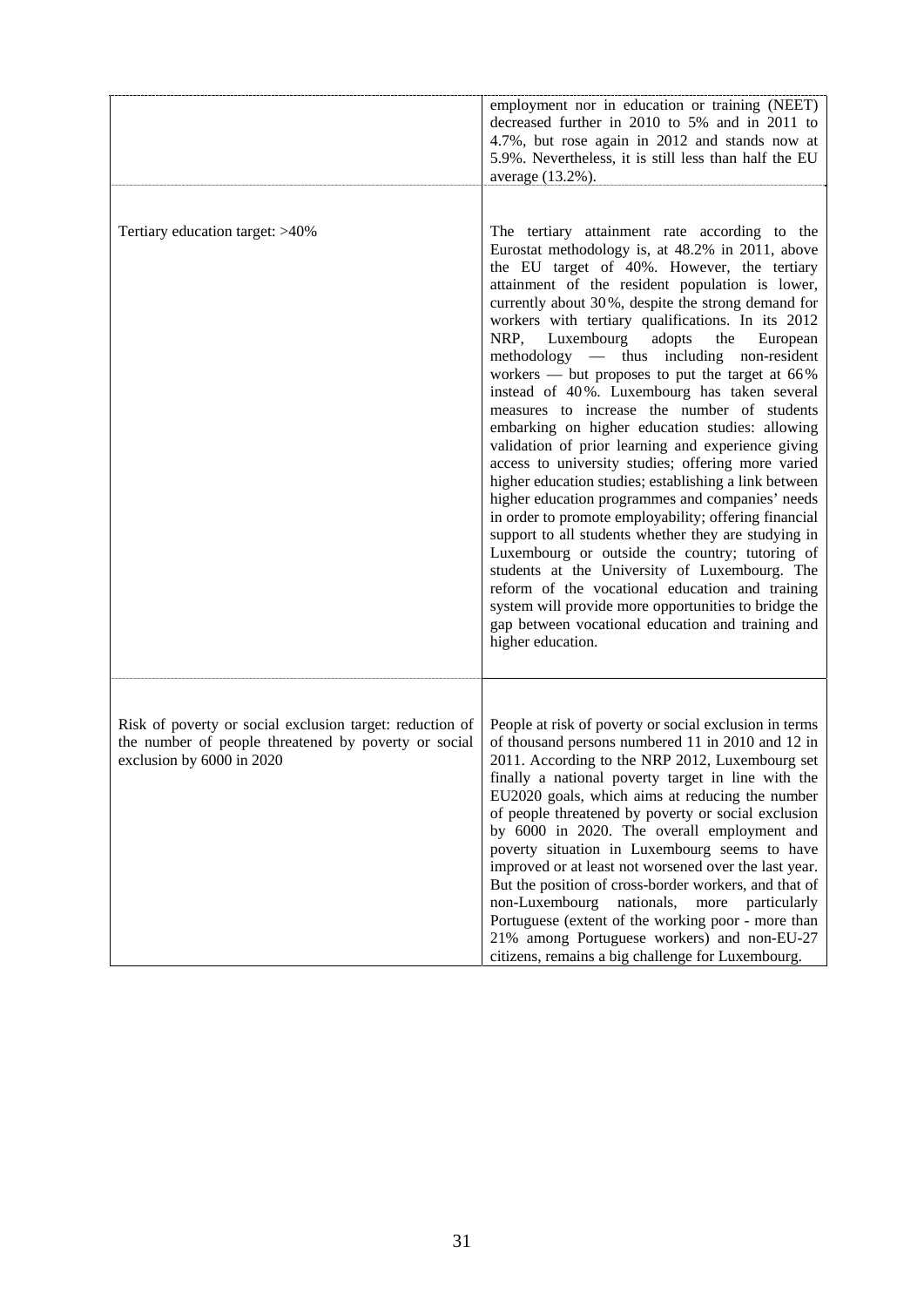| | |
|---|---|
| | employment nor in education or training (NEET) decreased further in 2010 to 5% and in 2011 to 4.7%, but rose again in 2012 and stands now at 5.9%. Nevertheless, it is still less than half the EU average (13.2%). |
| Tertiary education target: >40% | The tertiary attainment rate according to the Eurostat methodology is, at 48.2% in 2011, above the EU target of 40%. However, the tertiary attainment of the resident population is lower, currently about 30%, despite the strong demand for workers with tertiary qualifications. In its 2012 NRP, Luxembourg adopts the European methodology — thus including non-resident workers — but proposes to put the target at 66% instead of 40%. Luxembourg has taken several measures to increase the number of students embarking on higher education studies: allowing validation of prior learning and experience giving access to university studies; offering more varied higher education studies; establishing a link between higher education programmes and companies' needs in order to promote employability; offering financial support to all students whether they are studying in Luxembourg or outside the country; tutoring of students at the University of Luxembourg. The reform of the vocational education and training system will provide more opportunities to bridge the gap between vocational education and training and higher education. |
| Risk of poverty or social exclusion target: reduction of the number of people threatened by poverty or social exclusion by 6000 in 2020 | People at risk of poverty or social exclusion in terms of thousand persons numbered 11 in 2010 and 12 in 2011. According to the NRP 2012, Luxembourg set finally a national poverty target in line with the EU2020 goals, which aims at reducing the number of people threatened by poverty or social exclusion by 6000 in 2020. The overall employment and poverty situation in Luxembourg seems to have improved or at least not worsened over the last year. But the position of cross-border workers, and that of non-Luxembourg nationals, more particularly Portuguese (extent of the working poor - more than 21% among Portuguese workers) and non-EU-27 citizens, remains a big challenge for Luxembourg. |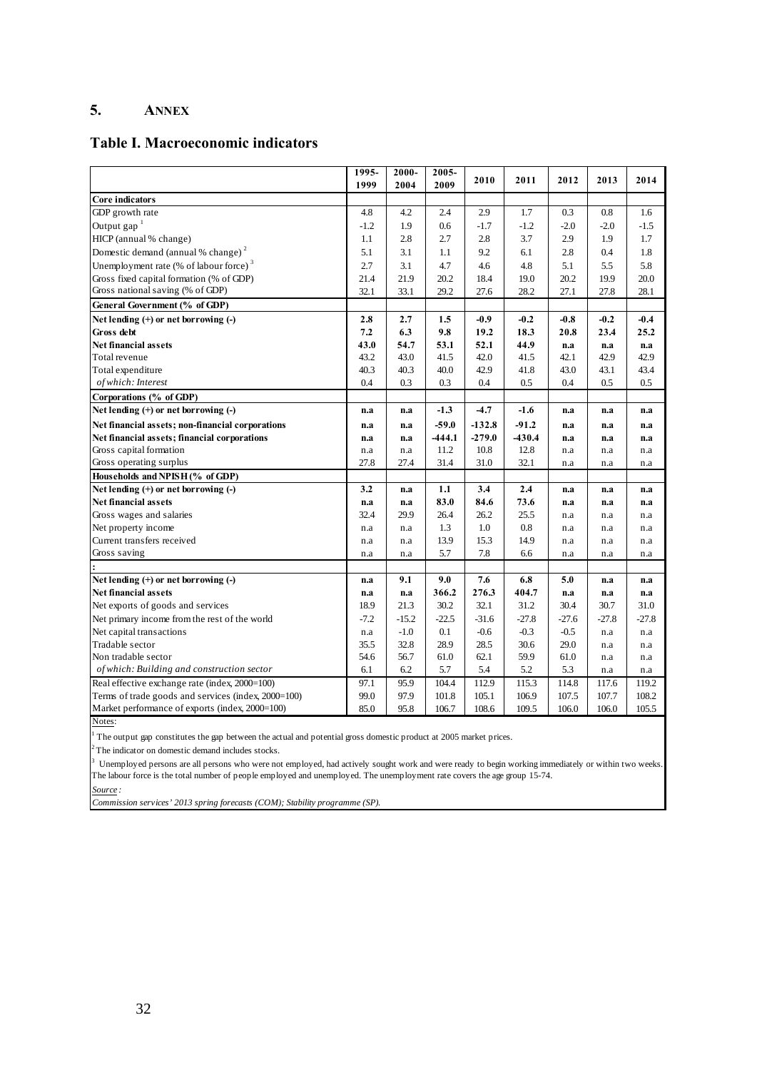## 5. ANNEX

## Table I. Macroeconomic indicators

| | 1995-1999 | 2000-2004 | 2005-2009 | 2010 | 2011 | 2012 | 2013 | 2014 |
|---|---|---|---|---|---|---|---|---|
| **Core indicators** | | | | | | | | |
| GDP growth rate | 4.8 | 4.2 | 2.4 | 2.9 | 1.7 | 0.3 | 0.8 | 1.6 |
| Output gap [1] | -1.2 | 1.9 | 0.6 | -1.7 | -1.2 | -2.0 | -2.0 | -1.5 |
| HICP (annual % change) | 1.1 | 2.8 | 2.7 | 2.8 | 3.7 | 2.9 | 1.9 | 1.7 |
| Domestic demand (annual % change) [2] | 5.1 | 3.1 | 1.1 | 9.2 | 6.1 | 2.8 | 0.4 | 1.8 |
| Unemployment rate (% of labour force) [3] | 2.7 | 3.1 | 4.7 | 4.6 | 4.8 | 5.1 | 5.5 | 5.8 |
| Gross fixed capital formation (% of GDP) | 21.4 | 21.9 | 20.2 | 18.4 | 19.0 | 20.2 | 19.9 | 20.0 |
| Gross national saving (% of GDP) | 32.1 | 33.1 | 29.2 | 27.6 | 28.2 | 27.1 | 27.8 | 28.1 |
| **General Government (% of GDP)** | | | | | | | | |
| **Net lending (+) or net borrowing (-)** | **2.8** | **2.7** | **1.5** | **-0.9** | **-0.2** | **-0.8** | **-0.2** | **-0.4** |
| **Gross debt** | **7.2** | **6.3** | **9.8** | **19.2** | **18.3** | **20.8** | **23.4** | **25.2** |
| **Net financial assets** | **43.0** | **54.7** | **53.1** | **52.1** | **44.9** | **n.a** | **n.a** | **n.a** |
| Total revenue | 43.2 | 43.0 | 41.5 | 42.0 | 41.5 | 42.1 | 42.9 | 42.9 |
| Total expenditure | 40.3 | 40.3 | 40.0 | 42.9 | 41.8 | 43.0 | 43.1 | 43.4 |
| *of which: Interest* | 0.4 | 0.3 | 0.3 | 0.4 | 0.5 | 0.4 | 0.5 | 0.5 |
| **Corporations (% of GDP)** | | | | | | | | |
| **Net lending (+) or net borrowing (-)** | **n.a** | **n.a** | **-1.3** | **-4.7** | **-1.6** | **n.a** | **n.a** | **n.a** |
| **Net financial assets; non-financial corporations** | **n.a** | **n.a** | **-59.0** | **-132.8** | **-91.2** | **n.a** | **n.a** | **n.a** |
| **Net financial assets; financial corporations** | **n.a** | **n.a** | **-444.1** | **-279.0** | **-430.4** | **n.a** | **n.a** | **n.a** |
| Gross capital formation | n.a | n.a | 11.2 | 10.8 | 12.8 | n.a | n.a | n.a |
| Gross operating surplus | 27.8 | 27.4 | 31.4 | 31.0 | 32.1 | n.a | n.a | n.a |
| **Households and NPISH (% of GDP)** | | | | | | | | |
| **Net lending (+) or net borrowing (-)** | **3.2** | **n.a** | **1.1** | **3.4** | **2.4** | **n.a** | **n.a** | **n.a** |
| **Net financial assets** | **n.a** | **n.a** | **83.0** | **84.6** | **73.6** | **n.a** | **n.a** | **n.a** |
| Gross wages and salaries | 32.4 | 29.9 | 26.4 | 26.2 | 25.5 | n.a | n.a | n.a |
| Net property income | n.a | n.a | 1.3 | 1.0 | 0.8 | n.a | n.a | n.a |
| Current transfers received | n.a | n.a | 13.9 | 15.3 | 14.9 | n.a | n.a | n.a |
| Gross saving | n.a | n.a | 5.7 | 7.8 | 6.6 | n.a | n.a | n.a |
| **:** | | | | | | | | |
| **Net lending (+) or net borrowing (-)** | **n.a** | **9.1** | **9.0** | **7.6** | **6.8** | **5.0** | **n.a** | **n.a** |
| **Net financial assets** | **n.a** | **n.a** | **366.2** | **276.3** | **404.7** | **n.a** | **n.a** | **n.a** |
| Net exports of goods and services | 18.9 | 21.3 | 30.2 | 32.1 | 31.2 | 30.4 | 30.7 | 31.0 |
| Net primary income from the rest of the world | -7.2 | -15.2 | -22.5 | -31.6 | -27.8 | -27.6 | -27.8 | -27.8 |
| Net capital transactions | n.a | -1.0 | 0.1 | -0.6 | -0.3 | -0.5 | n.a | n.a |
| Tradable sector | 35.5 | 32.8 | 28.9 | 28.5 | 30.6 | 29.0 | n.a | n.a |
| Non tradable sector | 54.6 | 56.7 | 61.0 | 62.1 | 59.9 | 61.0 | n.a | n.a |
| *of which: Building and construction sector* | 6.1 | 6.2 | 5.7 | 5.4 | 5.2 | 5.3 | n.a | n.a |
| Real effective exchange rate (index, 2000=100) | 97.1 | 95.9 | 104.4 | 112.9 | 115.3 | 114.8 | 117.6 | 119.2 |
| Terms of trade goods and services (index, 2000=100) | 99.0 | 97.9 | 101.8 | 105.1 | 106.9 | 107.5 | 107.7 | 108.2 |
| Market performance of exports (index, 2000=100) | 85.0 | 95.8 | 106.7 | 108.6 | 109.5 | 106.0 | 106.0 | 105.5 |

Notes:

[1] The output gap constitutes the gap between the actual and potential gross domestic product at 2005 market prices.

[2] The indicator on domestic demand includes stocks.

[3] Unemployed persons are all persons who were not employed, had actively sought work and were ready to begin working immediately or within two weeks. The labour force is the total number of people employed and unemployed. The unemployment rate covers the age group 15-74.

*Source:*

*Commission services' 2013 spring forecasts (COM); Stability programme (SP).*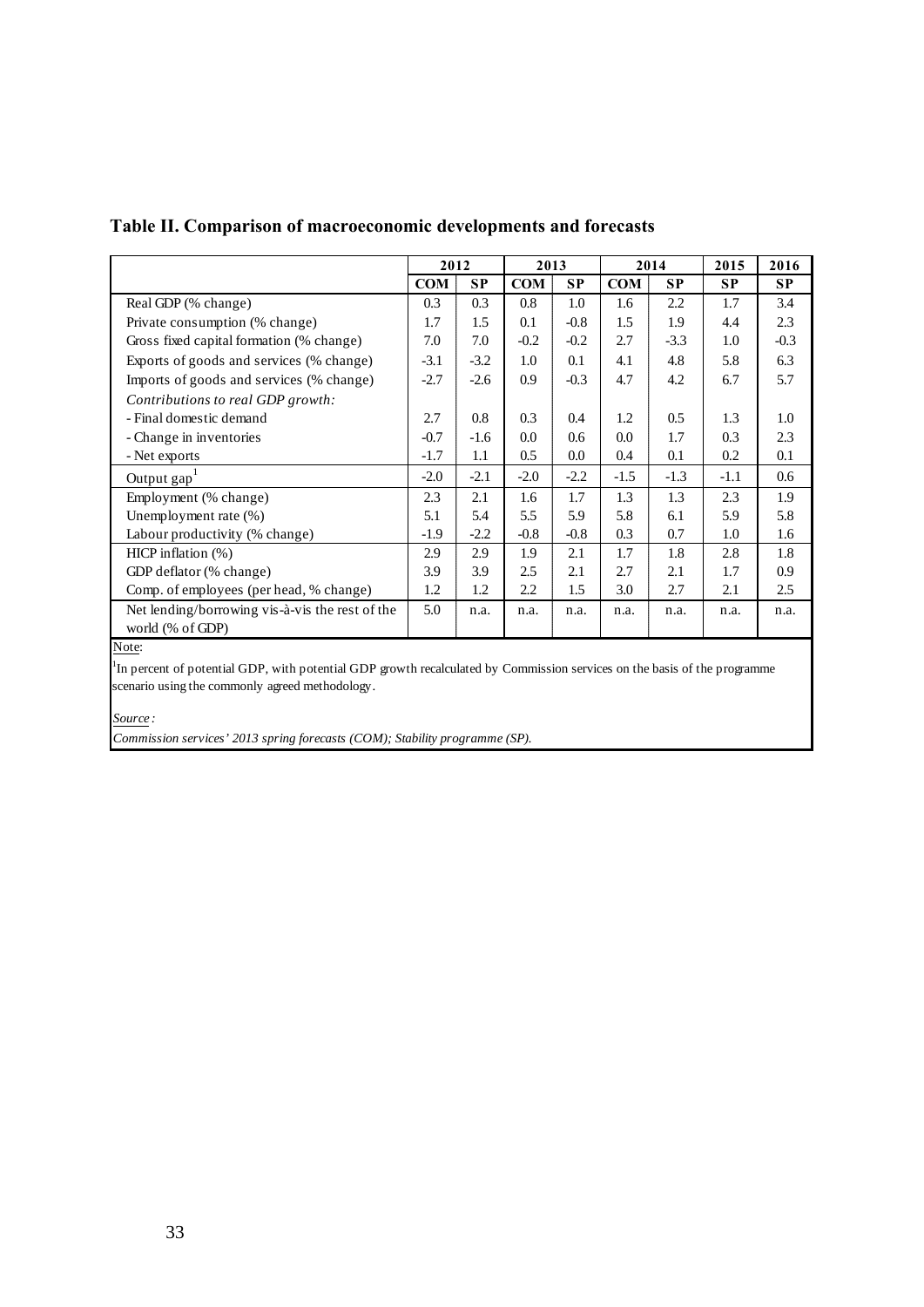## Table II. Comparison of macroeconomic developments and forecasts

| | 2012 | | 2013 | | 2014 | | 2015 | 2016 |
|---|---|---|---|---|---|---|---|---|
| | **COM** | **SP** | **COM** | **SP** | **COM** | **SP** | **SP** | **SP** |
| Real GDP (% change) | 0.3 | 0.3 | 0.8 | 1.0 | 1.6 | 2.2 | 1.7 | 3.4 |
| Private consumption (% change) | 1.7 | 1.5 | 0.1 | -0.8 | 1.5 | 1.9 | 4.4 | 2.3 |
| Gross fixed capital formation (% change) | 7.0 | 7.0 | -0.2 | -0.2 | 2.7 | -3.3 | 1.0 | -0.3 |
| Exports of goods and services (% change) | -3.1 | -3.2 | 1.0 | 0.1 | 4.1 | 4.8 | 5.8 | 6.3 |
| Imports of goods and services (% change) | -2.7 | -2.6 | 0.9 | -0.3 | 4.7 | 4.2 | 6.7 | 5.7 |
| *Contributions to real GDP growth:* | | | | | | | | |
| - Final domestic demand | 2.7 | 0.8 | 0.3 | 0.4 | 1.2 | 0.5 | 1.3 | 1.0 |
| - Change in inventories | -0.7 | -1.6 | 0.0 | 0.6 | 0.0 | 1.7 | 0.3 | 2.3 |
| - Net exports | -1.7 | 1.1 | 0.5 | 0.0 | 0.4 | 0.1 | 0.2 | 0.1 |
| Output gap[1] | -2.0 | -2.1 | -2.0 | -2.2 | -1.5 | -1.3 | -1.1 | 0.6 |
| Employment (% change) | 2.3 | 2.1 | 1.6 | 1.7 | 1.3 | 1.3 | 2.3 | 1.9 |
| Unemployment rate (%) | 5.1 | 5.4 | 5.5 | 5.9 | 5.8 | 6.1 | 5.9 | 5.8 |
| Labour productivity (% change) | -1.9 | -2.2 | -0.8 | -0.8 | 0.3 | 0.7 | 1.0 | 1.6 |
| HICP inflation (%) | 2.9 | 2.9 | 1.9 | 2.1 | 1.7 | 1.8 | 2.8 | 1.8 |
| GDP deflator (% change) | 3.9 | 3.9 | 2.5 | 2.1 | 2.7 | 2.1 | 1.7 | 0.9 |
| Comp. of employees (per head, % change) | 1.2 | 1.2 | 2.2 | 1.5 | 3.0 | 2.7 | 2.1 | 2.5 |
| Net lending/borrowing vis-à-vis the rest of the world (% of GDP) | 5.0 | n.a. | n.a. | n.a. | n.a. | n.a. | n.a. | n.a. |

Note:

[1]In percent of potential GDP, with potential GDP growth recalculated by Commission services on the basis of the programme scenario using the commonly agreed methodology.

*Source :*

*Commission services' 2013 spring forecasts (COM); Stability programme (SP).*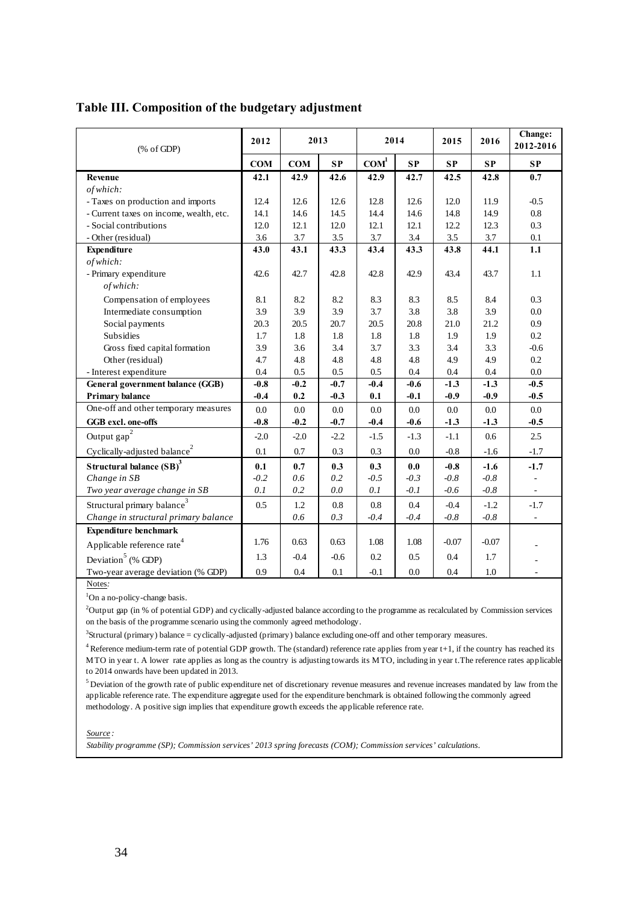## Table III. Composition of the budgetary adjustment

| (% of GDP) | 2012 | 2013 | | 2014 | | 2015 | 2016 | Change: 2012-2016 |
|---|---|---|---|---|---|---|---|---|
| | **COM** | **COM** | **SP** | **COM**[1] | **SP** | **SP** | **SP** | **SP** |
| **Revenue** | **42.1** | **42.9** | **42.6** | **42.9** | **42.7** | **42.5** | **42.8** | **0.7** |
| *of which:* | | | | | | | | |
| - Taxes on production and imports | 12.4 | 12.6 | 12.6 | 12.8 | 12.6 | 12.0 | 11.9 | -0.5 |
| - Current taxes on income, wealth, etc. | 14.1 | 14.6 | 14.5 | 14.4 | 14.6 | 14.8 | 14.9 | 0.8 |
| - Social contributions | 12.0 | 12.1 | 12.0 | 12.1 | 12.1 | 12.2 | 12.3 | 0.3 |
| - Other (residual) | 3.6 | 3.7 | 3.5 | 3.7 | 3.4 | 3.5 | 3.7 | 0.1 |
| **Expenditure** | **43.0** | **43.1** | **43.3** | **43.4** | **43.3** | **43.8** | **44.1** | **1.1** |
| *of which:* | | | | | | | | |
| - Primary expenditure | 42.6 | 42.7 | 42.8 | 42.8 | 42.9 | 43.4 | 43.7 | 1.1 |
| *of which:* | | | | | | | | |
| Compensation of employees | 8.1 | 8.2 | 8.2 | 8.3 | 8.3 | 8.5 | 8.4 | 0.3 |
| Intermediate consumption | 3.9 | 3.9 | 3.9 | 3.7 | 3.8 | 3.8 | 3.9 | 0.0 |
| Social payments | 20.3 | 20.5 | 20.7 | 20.5 | 20.8 | 21.0 | 21.2 | 0.9 |
| Subsidies | 1.7 | 1.8 | 1.8 | 1.8 | 1.8 | 1.9 | 1.9 | 0.2 |
| Gross fixed capital formation | 3.9 | 3.6 | 3.4 | 3.7 | 3.3 | 3.4 | 3.3 | -0.6 |
| Other (residual) | 4.7 | 4.8 | 4.8 | 4.8 | 4.8 | 4.9 | 4.9 | 0.2 |
| - Interest expenditure | 0.4 | 0.5 | 0.5 | 0.5 | 0.4 | 0.4 | 0.4 | 0.0 |
| **General government balance (GGB)** | **-0.8** | **-0.2** | **-0.7** | **-0.4** | **-0.6** | **-1.3** | **-1.3** | **-0.5** |
| **Primary balance** | **-0.4** | **0.2** | **-0.3** | **0.1** | **-0.1** | **-0.9** | **-0.9** | **-0.5** |
| One-off and other temporary measures | 0.0 | 0.0 | 0.0 | 0.0 | 0.0 | 0.0 | 0.0 | 0.0 |
| **GGB excl. one-offs** | **-0.8** | **-0.2** | **-0.7** | **-0.4** | **-0.6** | **-1.3** | **-1.3** | **-0.5** |
| Output gap[2] | -2.0 | -2.0 | -2.2 | -1.5 | -1.3 | -1.1 | 0.6 | 2.5 |
| Cyclically-adjusted balance[2] | 0.1 | 0.7 | 0.3 | 0.3 | 0.0 | -0.8 | -1.6 | -1.7 |
| **Structural balance (SB)**[3] | **0.1** | **0.7** | **0.3** | **0.3** | **0.0** | **-0.8** | **-1.6** | **-1.7** |
| *Change in SB* | *-0.2* | *0.6* | *0.2* | *-0.5* | *-0.3* | *-0.8* | *-0.8* | - |
| *Two year average change in SB* | *0.1* | *0.2* | *0.0* | *0.1* | *-0.1* | *-0.6* | *-0.8* | - |
| Structural primary balance[3] | 0.5 | 1.2 | 0.8 | 0.8 | 0.4 | -0.4 | -1.2 | -1.7 |
| *Change in structural primary balance* | | *0.6* | *0.3* | *-0.4* | *-0.4* | *-0.8* | *-0.8* | - |
| **Expenditure benchmark** | | | | | | | | |
| Applicable reference rate[4] | 1.76 | 0.63 | 0.63 | 1.08 | 1.08 | -0.07 | -0.07 | - |
| Deviation[5] (% GDP) | 1.3 | -0.4 | -0.6 | 0.2 | 0.5 | 0.4 | 1.7 | - |
| Two-year average deviation (% GDP) | 0.9 | 0.4 | 0.1 | -0.1 | 0.0 | 0.4 | 1.0 | - |

Notes:

[1]On a no-policy-change basis.

[2]Output gap (in % of potential GDP) and cyclically-adjusted balance according to the programme as recalculated by Commission services on the basis of the programme scenario using the commonly agreed methodology.

[3]Structural (primary) balance = cyclically-adjusted (primary) balance excluding one-off and other temporary measures.

[4] Reference medium-term rate of potential GDP growth. The (standard) reference rate applies from year t+1, if the country has reached its MTO in year t. A lower rate applies as long as the country is adjusting towards its MTO, including in year t.The reference rates applicable to 2014 onwards have been updated in 2013.

[5] Deviation of the growth rate of public expenditure net of discretionary revenue measures and revenue increases mandated by law from the applicable reference rate. The expenditure aggregate used for the expenditure benchmark is obtained following the commonly agreed methodology. A positive sign implies that expenditure growth exceeds the applicable reference rate.

*Source :*

*Stability programme (SP); Commission services' 2013 spring forecasts (COM); Commission services' calculations.*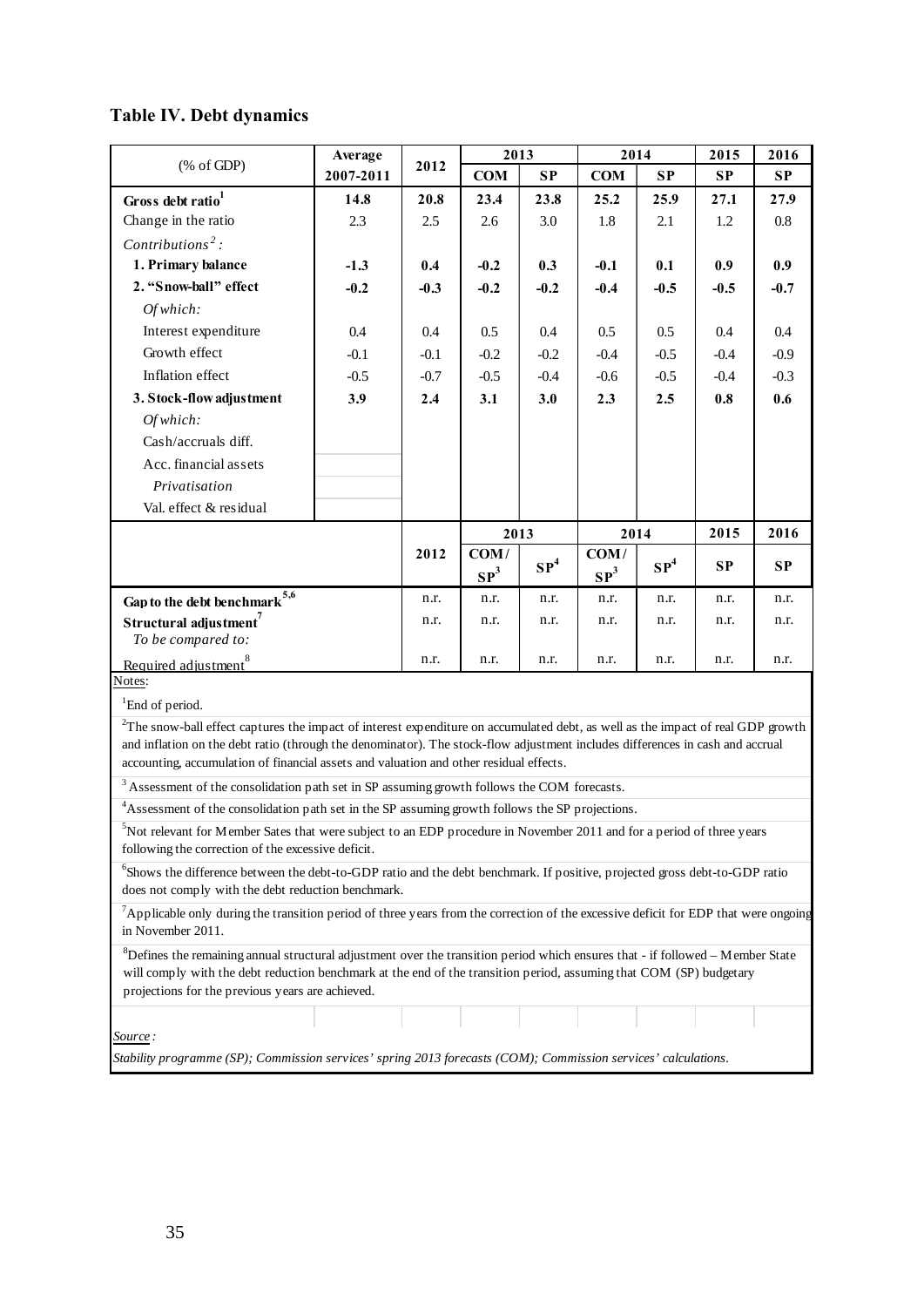## Table IV. Debt dynamics

| (% of GDP) | Average 2007-2011 | 2012 | 2013 COM | 2013 SP | 2014 COM | 2014 SP | 2015 SP | 2016 SP |
|---|---|---|---|---|---|---|---|---|
| **Gross debt ratio**[1] | **14.8** | **20.8** | **23.4** | **23.8** | **25.2** | **25.9** | **27.1** | **27.9** |
| Change in the ratio | 2.3 | 2.5 | 2.6 | 3.0 | 1.8 | 2.1 | 1.2 | 0.8 |
| *Contributions*[2] *:* | | | | | | | | |
| **1. Primary balance** | **-1.3** | **0.4** | **-0.2** | **0.3** | **-0.1** | **0.1** | **0.9** | **0.9** |
| **2. "Snow-ball" effect** | **-0.2** | **-0.3** | **-0.2** | **-0.2** | **-0.4** | **-0.5** | **-0.5** | **-0.7** |
| *Of which:* | | | | | | | | |
| Interest expenditure | 0.4 | 0.4 | 0.5 | 0.4 | 0.5 | 0.5 | 0.4 | 0.4 |
| Growth effect | -0.1 | -0.1 | -0.2 | -0.2 | -0.4 | -0.5 | -0.4 | -0.9 |
| Inflation effect | -0.5 | -0.7 | -0.5 | -0.4 | -0.6 | -0.5 | -0.4 | -0.3 |
| **3. Stock-flow adjustment** | **3.9** | **2.4** | **3.1** | **3.0** | **2.3** | **2.5** | **0.8** | **0.6** |
| *Of which:* | | | | | | | | |
| Cash/accruals diff. | | | | | | | | |
| Acc. financial assets | | | | | | | | |
| *Privatisation* | | | | | | | | |
| Val. effect & residual | | | | | | | | |

| | 2012 | 2013 COM/SP[3] | 2013 SP[4] | 2014 COM/SP[3] | 2014 SP[4] | 2015 SP | 2016 SP |
|---|---|---|---|---|---|---|---|
| **Gap to the debt benchmark**[5,6] | n.r. | n.r. | n.r. | n.r. | n.r. | n.r. | n.r. |
| **Structural adjustment**[7] | n.r. | n.r. | n.r. | n.r. | n.r. | n.r. | n.r. |
| *To be compared to:* | | | | | | | |
| Required adjustment[8] | n.r. | n.r. | n.r. | n.r. | n.r. | n.r. | n.r. |

Notes:

[1]End of period.

[2]The snow-ball effect captures the impact of interest expenditure on accumulated debt, as well as the impact of real GDP growth and inflation on the debt ratio (through the denominator). The stock-flow adjustment includes differences in cash and accrual accounting, accumulation of financial assets and valuation and other residual effects.

[3] Assessment of the consolidation path set in SP assuming growth follows the COM forecasts.

[4]Assessment of the consolidation path set in the SP assuming growth follows the SP projections.

[5]Not relevant for Member Sates that were subject to an EDP procedure in November 2011 and for a period of three years following the correction of the excessive deficit.

[6]Shows the difference between the debt-to-GDP ratio and the debt benchmark. If positive, projected gross debt-to-GDP ratio does not comply with the debt reduction benchmark.

[7]Applicable only during the transition period of three years from the correction of the excessive deficit for EDP that were ongoing in November 2011.

[8]Defines the remaining annual structural adjustment over the transition period which ensures that - if followed – Member State will comply with the debt reduction benchmark at the end of the transition period, assuming that COM (SP) budgetary projections for the previous years are achieved.

*Source:*

*Stability programme (SP); Commission services' spring 2013 forecasts (COM); Commission services' calculations.*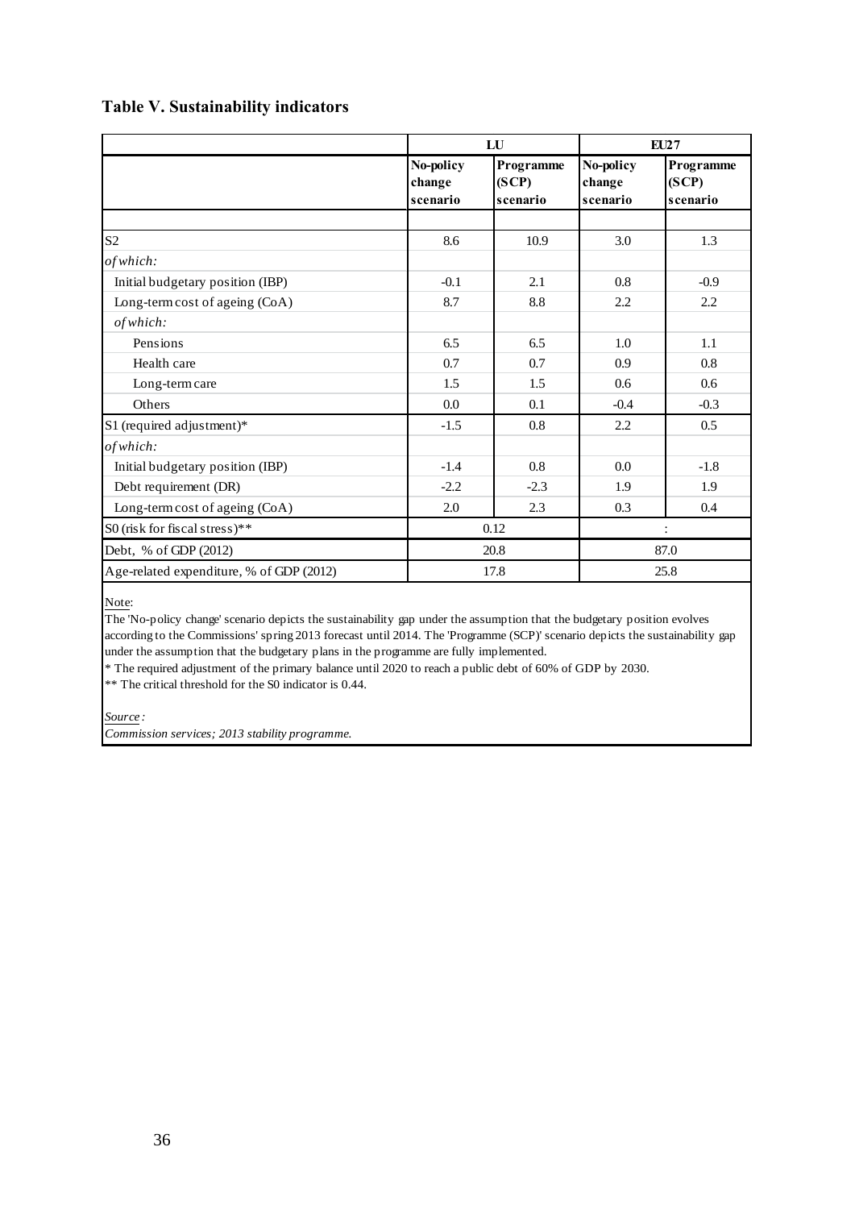**Table V. Sustainability indicators**

| | LU | | EU27 | |
|---|---|---|---|---|
| | **No-policy change scenario** | **Programme (SCP) scenario** | **No-policy change scenario** | **Programme (SCP) scenario** |
| S2 | 8.6 | 10.9 | 3.0 | 1.3 |
| *of which:* | | | | |
| Initial budgetary position (IBP) | -0.1 | 2.1 | 0.8 | -0.9 |
| Long-term cost of ageing (CoA) | 8.7 | 8.8 | 2.2 | 2.2 |
| *of which:* | | | | |
| Pensions | 6.5 | 6.5 | 1.0 | 1.1 |
| Health care | 0.7 | 0.7 | 0.9 | 0.8 |
| Long-term care | 1.5 | 1.5 | 0.6 | 0.6 |
| Others | 0.0 | 0.1 | -0.4 | -0.3 |
| S1 (required adjustment)* | -1.5 | 0.8 | 2.2 | 0.5 |
| *of which:* | | | | |
| Initial budgetary position (IBP) | -1.4 | 0.8 | 0.0 | -1.8 |
| Debt requirement (DR) | -2.2 | -2.3 | 1.9 | 1.9 |
| Long-term cost of ageing (CoA) | 2.0 | 2.3 | 0.3 | 0.4 |
| S0 (risk for fiscal stress)** | 0.12 | | : | |
| Debt, % of GDP (2012) | 20.8 | | 87.0 | |
| Age-related expenditure, % of GDP (2012) | 17.8 | | 25.8 | |

Note:
The 'No-policy change' scenario depicts the sustainability gap under the assumption that the budgetary position evolves according to the Commissions' spring 2013 forecast until 2014. The 'Programme (SCP)' scenario depicts the sustainability gap under the assumption that the budgetary plans in the programme are fully implemented.
* The required adjustment of the primary balance until 2020 to reach a public debt of 60% of GDP by 2030.
** The critical threshold for the S0 indicator is 0.44.

*Source:*
*Commission services; 2013 stability programme.*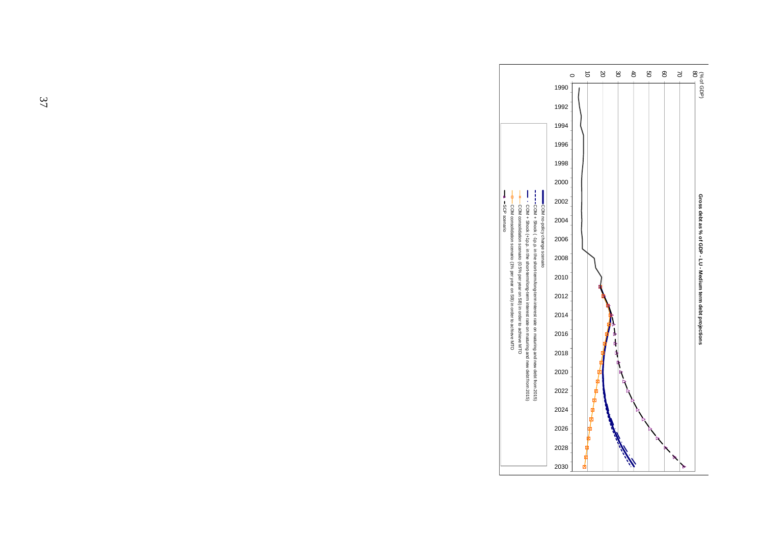**Gross debt as % of GDP - LU - Medium term debt projections**

(% of GDP)

- COM no-policy change scenario
- COM + Shock (-1p.p. in the short-term/long-term interest rate on maturing and new debt from 2015)
- COM + Shock (+1p.p. in the short-term/long-term interest rate on maturing and new debt from 2015)
- COM consolidation scenario (0.5% per year on SB) in order to achieve MTO
- COM consolidation scenario (1% per year on SB) in order to achieve MTO
- SCP scenario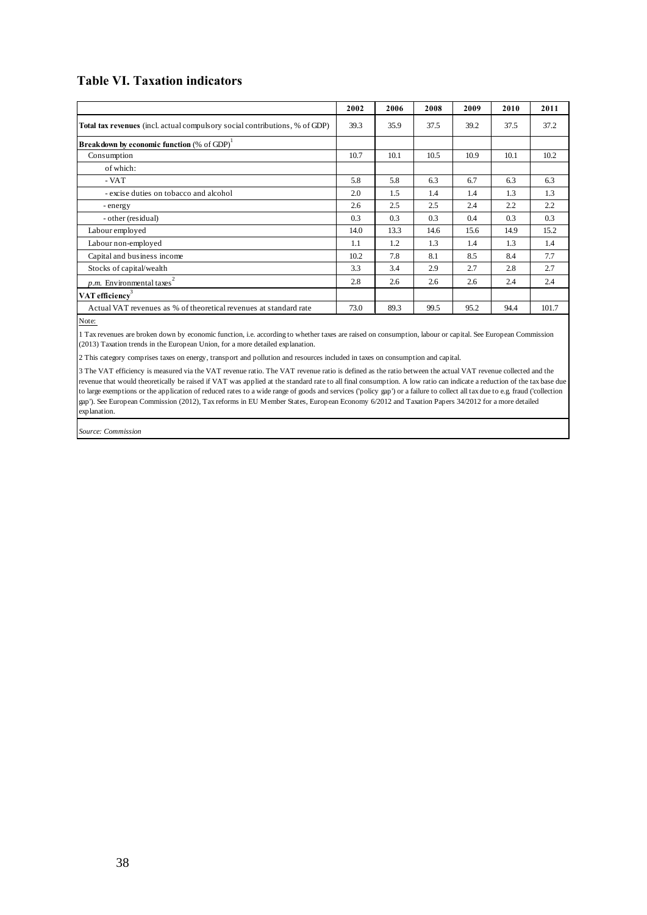## Table VI. Taxation indicators

| | 2002 | 2006 | 2008 | 2009 | 2010 | 2011 |
|---|---|---|---|---|---|---|
| **Total tax revenues** (incl. actual compulsory social contributions, % of GDP) | 39.3 | 35.9 | 37.5 | 39.2 | 37.5 | 37.2 |
| **Breakdown by economic function** (% of GDP)[1] | | | | | | |
| Consumption | 10.7 | 10.1 | 10.5 | 10.9 | 10.1 | 10.2 |
| of which: | | | | | | |
| - VAT | 5.8 | 5.8 | 6.3 | 6.7 | 6.3 | 6.3 |
| - excise duties on tobacco and alcohol | 2.0 | 1.5 | 1.4 | 1.4 | 1.3 | 1.3 |
| - energy | 2.6 | 2.5 | 2.5 | 2.4 | 2.2 | 2.2 |
| - other (residual) | 0.3 | 0.3 | 0.3 | 0.4 | 0.3 | 0.3 |
| Labour employed | 14.0 | 13.3 | 14.6 | 15.6 | 14.9 | 15.2 |
| Labour non-employed | 1.1 | 1.2 | 1.3 | 1.4 | 1.3 | 1.4 |
| Capital and business income | 10.2 | 7.8 | 8.1 | 8.5 | 8.4 | 7.7 |
| Stocks of capital/wealth | 3.3 | 3.4 | 2.9 | 2.7 | 2.8 | 2.7 |
| *p.m.* Environmental taxes[2] | 2.8 | 2.6 | 2.6 | 2.6 | 2.4 | 2.4 |
| **VAT efficiency**[3] | | | | | | |
| Actual VAT revenues as % of theoretical revenues at standard rate | 73.0 | 89.3 | 99.5 | 95.2 | 94.4 | 101.7 |

Note:

1 Tax revenues are broken down by economic function, i.e. according to whether taxes are raised on consumption, labour or capital. See European Commission (2013) Taxation trends in the European Union, for a more detailed explanation.

2 This category comprises taxes on energy, transport and pollution and resources included in taxes on consumption and capital.

3 The VAT efficiency is measured via the VAT revenue ratio. The VAT revenue ratio is defined as the ratio between the actual VAT revenue collected and the revenue that would theoretically be raised if VAT was applied at the standard rate to all final consumption. A low ratio can indicate a reduction of the tax base due to large exemptions or the application of reduced rates to a wide range of goods and services ('policy gap') or a failure to collect all tax due to e.g. fraud ('collection gap'). See European Commission (2012), Tax reforms in EU Member States, European Economy 6/2012 and Taxation Papers 34/2012 for a more detailed explanation.

*Source: Commission*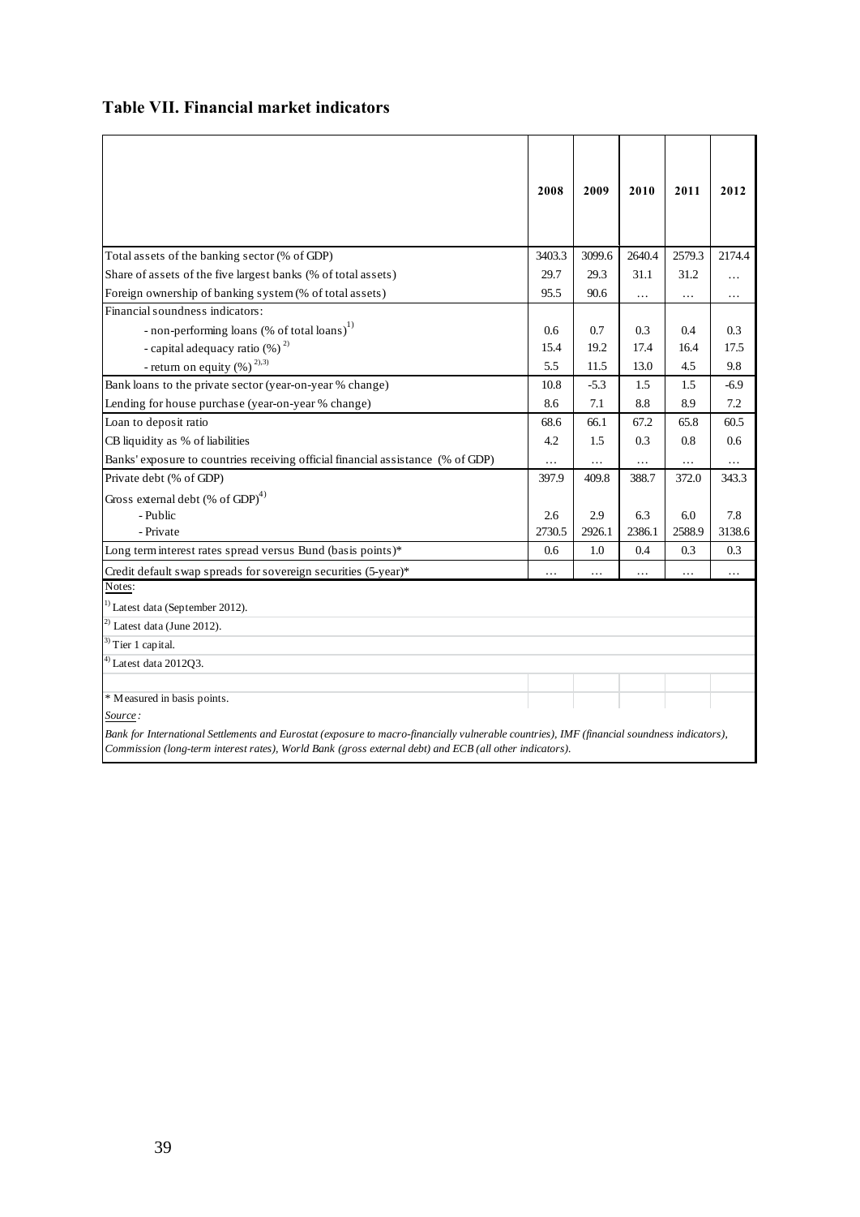## Table VII. Financial market indicators

| | 2008 | 2009 | 2010 | 2011 | 2012 |
|---|---|---|---|---|---|
| Total assets of the banking sector (% of GDP) | 3403.3 | 3099.6 | 2640.4 | 2579.3 | 2174.4 |
| Share of assets of the five largest banks (% of total assets) | 29.7 | 29.3 | 31.1 | 31.2 | … |
| Foreign ownership of banking system (% of total assets) | 95.5 | 90.6 | … | … | … |
| Financial soundness indicators: | | | | | |
| - non-performing loans (% of total loans)[1] | 0.6 | 0.7 | 0.3 | 0.4 | 0.3 |
| - capital adequacy ratio (%)[2] | 15.4 | 19.2 | 17.4 | 16.4 | 17.5 |
| - return on equity (%)[2),3)] | 5.5 | 11.5 | 13.0 | 4.5 | 9.8 |
| Bank loans to the private sector (year-on-year % change) | 10.8 | -5.3 | 1.5 | 1.5 | -6.9 |
| Lending for house purchase (year-on-year % change) | 8.6 | 7.1 | 8.8 | 8.9 | 7.2 |
| Loan to deposit ratio | 68.6 | 66.1 | 67.2 | 65.8 | 60.5 |
| CB liquidity as % of liabilities | 4.2 | 1.5 | 0.3 | 0.8 | 0.6 |
| Banks' exposure to countries receiving official financial assistance (% of GDP) | … | … | … | … | … |
| Private debt (% of GDP) | 397.9 | 409.8 | 388.7 | 372.0 | 343.3 |
| Gross external debt (% of GDP)[4] | | | | | |
| - Public | 2.6 | 2.9 | 6.3 | 6.0 | 7.8 |
| - Private | 2730.5 | 2926.1 | 2386.1 | 2588.9 | 3138.6 |
| Long term interest rates spread versus Bund (basis points)* | 0.6 | 1.0 | 0.4 | 0.3 | 0.3 |
| Credit default swap spreads for sovereign securities (5-year)* | … | … | … | … | … |

Notes:

[1] Latest data (September 2012).

[2] Latest data (June 2012).

[3] Tier 1 capital.

[4] Latest data 2012Q3.

\* Measured in basis points.

*Source:*

*Bank for International Settlements and Eurostat (exposure to macro-financially vulnerable countries), IMF (financial soundness indicators), Commission (long-term interest rates), World Bank (gross external debt) and ECB (all other indicators).*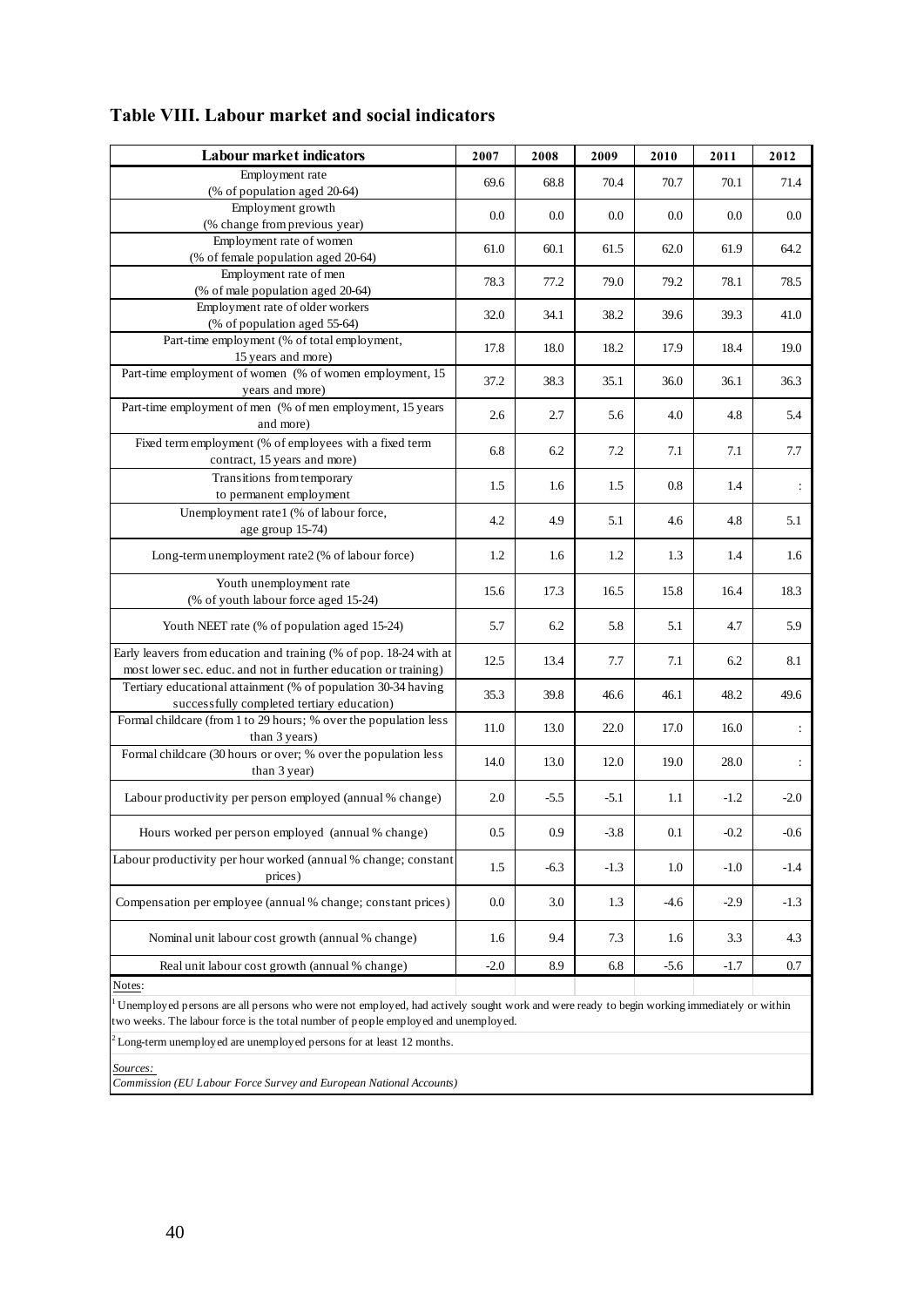## Table VIII. Labour market and social indicators

| Labour market indicators | 2007 | 2008 | 2009 | 2010 | 2011 | 2012 |
|---|---|---|---|---|---|---|
| Employment rate (% of population aged 20-64) | 69.6 | 68.8 | 70.4 | 70.7 | 70.1 | 71.4 |
| Employment growth (% change from previous year) | 0.0 | 0.0 | 0.0 | 0.0 | 0.0 | 0.0 |
| Employment rate of women (% of female population aged 20-64) | 61.0 | 60.1 | 61.5 | 62.0 | 61.9 | 64.2 |
| Employment rate of men (% of male population aged 20-64) | 78.3 | 77.2 | 79.0 | 79.2 | 78.1 | 78.5 |
| Employment rate of older workers (% of population aged 55-64) | 32.0 | 34.1 | 38.2 | 39.6 | 39.3 | 41.0 |
| Part-time employment (% of total employment, 15 years and more) | 17.8 | 18.0 | 18.2 | 17.9 | 18.4 | 19.0 |
| Part-time employment of women (% of women employment, 15 years and more) | 37.2 | 38.3 | 35.1 | 36.0 | 36.1 | 36.3 |
| Part-time employment of men (% of men employment, 15 years and more) | 2.6 | 2.7 | 5.6 | 4.0 | 4.8 | 5.4 |
| Fixed term employment (% of employees with a fixed term contract, 15 years and more) | 6.8 | 6.2 | 7.2 | 7.1 | 7.1 | 7.7 |
| Transitions from temporary to permanent employment | 1.5 | 1.6 | 1.5 | 0.8 | 1.4 | : |
| Unemployment rate1 (% of labour force, age group 15-74) | 4.2 | 4.9 | 5.1 | 4.6 | 4.8 | 5.1 |
| Long-term unemployment rate2 (% of labour force) | 1.2 | 1.6 | 1.2 | 1.3 | 1.4 | 1.6 |
| Youth unemployment rate (% of youth labour force aged 15-24) | 15.6 | 17.3 | 16.5 | 15.8 | 16.4 | 18.3 |
| Youth NEET rate (% of population aged 15-24) | 5.7 | 6.2 | 5.8 | 5.1 | 4.7 | 5.9 |
| Early leavers from education and training (% of pop. 18-24 with at most lower sec. educ. and not in further education or training) | 12.5 | 13.4 | 7.7 | 7.1 | 6.2 | 8.1 |
| Tertiary educational attainment (% of population 30-34 having successfully completed tertiary education) | 35.3 | 39.8 | 46.6 | 46.1 | 48.2 | 49.6 |
| Formal childcare (from 1 to 29 hours; % over the population less than 3 years) | 11.0 | 13.0 | 22.0 | 17.0 | 16.0 | : |
| Formal childcare (30 hours or over; % over the population less than 3 year) | 14.0 | 13.0 | 12.0 | 19.0 | 28.0 | : |
| Labour productivity per person employed (annual % change) | 2.0 | -5.5 | -5.1 | 1.1 | -1.2 | -2.0 |
| Hours worked per person employed (annual % change) | 0.5 | 0.9 | -3.8 | 0.1 | -0.2 | -0.6 |
| Labour productivity per hour worked (annual % change; constant prices) | 1.5 | -6.3 | -1.3 | 1.0 | -1.0 | -1.4 |
| Compensation per employee (annual % change; constant prices) | 0.0 | 3.0 | 1.3 | -4.6 | -2.9 | -1.3 |
| Nominal unit labour cost growth (annual % change) | 1.6 | 9.4 | 7.3 | 1.6 | 3.3 | 4.3 |
| Real unit labour cost growth (annual % change) | -2.0 | 8.9 | 6.8 | -5.6 | -1.7 | 0.7 |

Notes:

[1] Unemployed persons are all persons who were not employed, had actively sought work and were ready to begin working immediately or within two weeks. The labour force is the total number of people employed and unemployed.

[2] Long-term unemployed are unemployed persons for at least 12 months.

*Sources:*

*Commission (EU Labour Force Survey and European National Accounts)*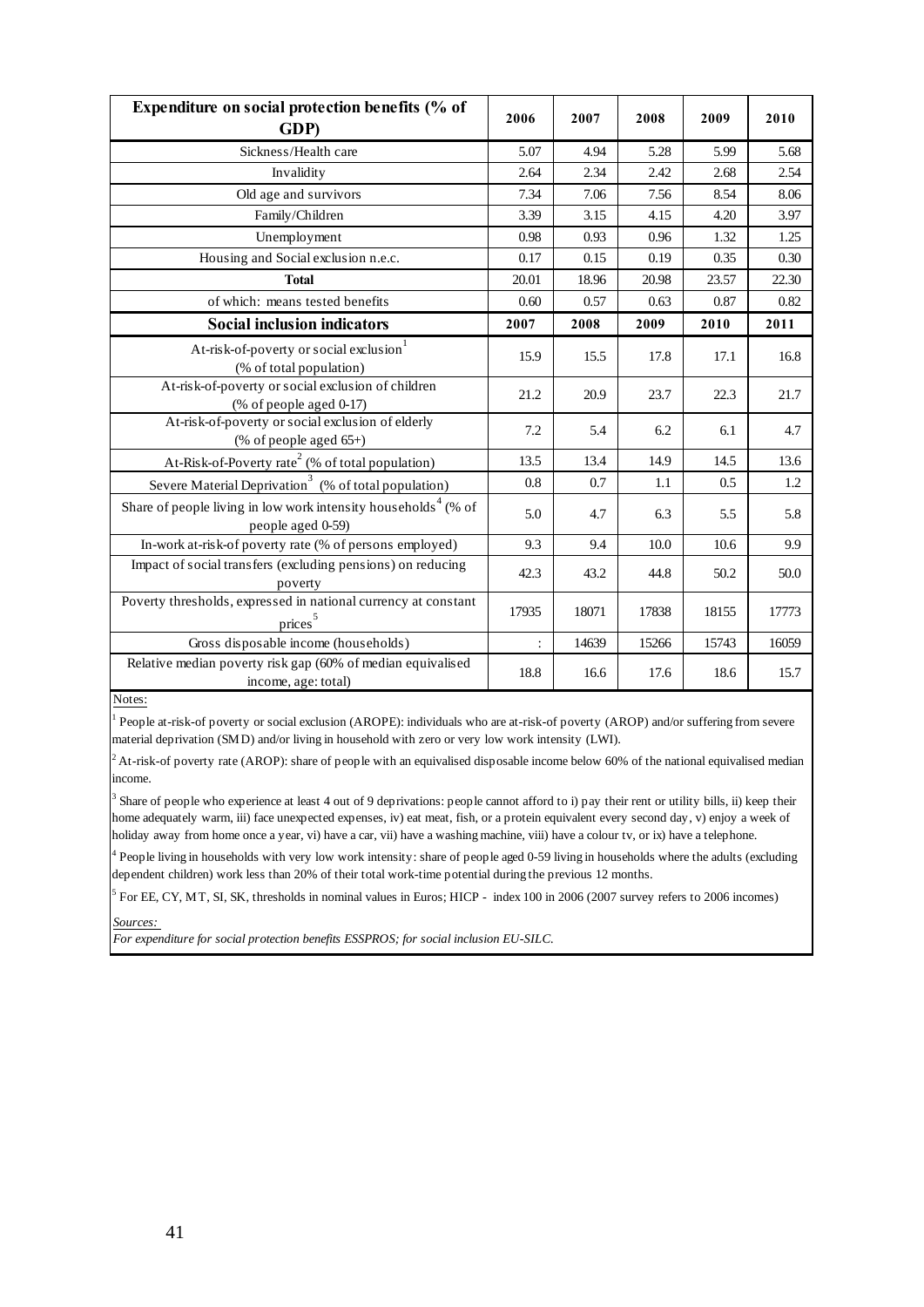| Expenditure on social protection benefits (% of GDP) | 2006 | 2007 | 2008 | 2009 | 2010 |
|---|---|---|---|---|---|
| Sickness/Health care | 5.07 | 4.94 | 5.28 | 5.99 | 5.68 |
| Invalidity | 2.64 | 2.34 | 2.42 | 2.68 | 2.54 |
| Old age and survivors | 7.34 | 7.06 | 7.56 | 8.54 | 8.06 |
| Family/Children | 3.39 | 3.15 | 4.15 | 4.20 | 3.97 |
| Unemployment | 0.98 | 0.93 | 0.96 | 1.32 | 1.25 |
| Housing and Social exclusion n.e.c. | 0.17 | 0.15 | 0.19 | 0.35 | 0.30 |
| **Total** | 20.01 | 18.96 | 20.98 | 23.57 | 22.30 |
| of which: means tested benefits | 0.60 | 0.57 | 0.63 | 0.87 | 0.82 |
| **Social inclusion indicators** | **2007** | **2008** | **2009** | **2010** | **2011** |
| At-risk-of-poverty or social exclusion[1] (% of total population) | 15.9 | 15.5 | 17.8 | 17.1 | 16.8 |
| At-risk-of-poverty or social exclusion of children (% of people aged 0-17) | 21.2 | 20.9 | 23.7 | 22.3 | 21.7 |
| At-risk-of-poverty or social exclusion of elderly (% of people aged 65+) | 7.2 | 5.4 | 6.2 | 6.1 | 4.7 |
| At-Risk-of-Poverty rate[2] (% of total population) | 13.5 | 13.4 | 14.9 | 14.5 | 13.6 |
| Severe Material Deprivation[3] (% of total population) | 0.8 | 0.7 | 1.1 | 0.5 | 1.2 |
| Share of people living in low work intensity households[4] (% of people aged 0-59) | 5.0 | 4.7 | 6.3 | 5.5 | 5.8 |
| In-work at-risk-of poverty rate (% of persons employed) | 9.3 | 9.4 | 10.0 | 10.6 | 9.9 |
| Impact of social transfers (excluding pensions) on reducing poverty | 42.3 | 43.2 | 44.8 | 50.2 | 50.0 |
| Poverty thresholds, expressed in national currency at constant prices[5] | 17935 | 18071 | 17838 | 18155 | 17773 |
| Gross disposable income (households) | : | 14639 | 15266 | 15743 | 16059 |
| Relative median poverty risk gap (60% of median equivalised income, age: total) | 18.8 | 16.6 | 17.6 | 18.6 | 15.7 |

Notes:

[1] People at-risk-of poverty or social exclusion (AROPE): individuals who are at-risk-of poverty (AROP) and/or suffering from severe material deprivation (SMD) and/or living in household with zero or very low work intensity (LWI).

[2] At-risk-of poverty rate (AROP): share of people with an equivalised disposable income below 60% of the national equivalised median income.

[3] Share of people who experience at least 4 out of 9 deprivations: people cannot afford to i) pay their rent or utility bills, ii) keep their home adequately warm, iii) face unexpected expenses, iv) eat meat, fish, or a protein equivalent every second day, v) enjoy a week of holiday away from home once a year, vi) have a car, vii) have a washing machine, viii) have a colour tv, or ix) have a telephone.

[4] People living in households with very low work intensity: share of people aged 0-59 living in households where the adults (excluding dependent children) work less than 20% of their total work-time potential during the previous 12 months.

[5] For EE, CY, MT, SI, SK, thresholds in nominal values in Euros; HICP - index 100 in 2006 (2007 survey refers to 2006 incomes)

*Sources:*

*For expenditure for social protection benefits ESSPROS; for social inclusion EU-SILC.*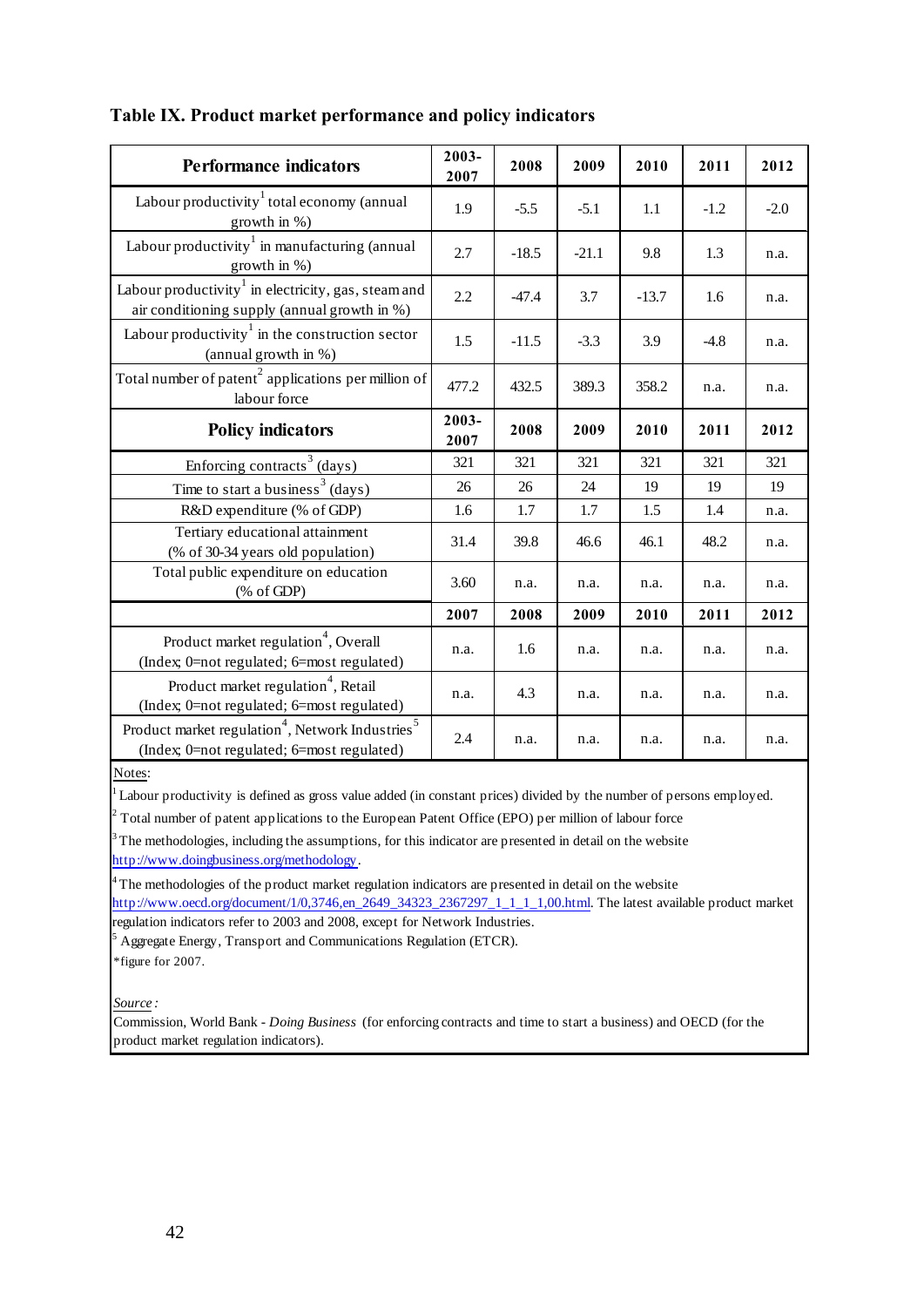## Table IX. Product market performance and policy indicators

| Performance indicators | 2003-2007 | 2008 | 2009 | 2010 | 2011 | 2012 |
|---|---|---|---|---|---|---|
| Labour productivity[1] total economy (annual growth in %) | 1.9 | -5.5 | -5.1 | 1.1 | -1.2 | -2.0 |
| Labour productivity[1] in manufacturing (annual growth in %) | 2.7 | -18.5 | -21.1 | 9.8 | 1.3 | n.a. |
| Labour productivity[1] in electricity, gas, steam and air conditioning supply (annual growth in %) | 2.2 | -47.4 | 3.7 | -13.7 | 1.6 | n.a. |
| Labour productivity[1] in the construction sector (annual growth in %) | 1.5 | -11.5 | -3.3 | 3.9 | -4.8 | n.a. |
| Total number of patent[2] applications per million of labour force | 477.2 | 432.5 | 389.3 | 358.2 | n.a. | n.a. |
| **Policy indicators** | **2003-2007** | **2008** | **2009** | **2010** | **2011** | **2012** |
| Enforcing contracts[3] (days) | 321 | 321 | 321 | 321 | 321 | 321 |
| Time to start a business[3] (days) | 26 | 26 | 24 | 19 | 19 | 19 |
| R&D expenditure (% of GDP) | 1.6 | 1.7 | 1.7 | 1.5 | 1.4 | n.a. |
| Tertiary educational attainment (% of 30-34 years old population) | 31.4 | 39.8 | 46.6 | 46.1 | 48.2 | n.a. |
| Total public expenditure on education (% of GDP) | 3.60 | n.a. | n.a. | n.a. | n.a. | n.a. |
| | **2007** | **2008** | **2009** | **2010** | **2011** | **2012** |
| Product market regulation[4], Overall (Index; 0=not regulated; 6=most regulated) | n.a. | 1.6 | n.a. | n.a. | n.a. | n.a. |
| Product market regulation[4], Retail (Index; 0=not regulated; 6=most regulated) | n.a. | 4.3 | n.a. | n.a. | n.a. | n.a. |
| Product market regulation[4], Network Industries[5] (Index; 0=not regulated; 6=most regulated) | 2.4 | n.a. | n.a. | n.a. | n.a. | n.a. |

Notes:

[1] Labour productivity is defined as gross value added (in constant prices) divided by the number of persons employed.

[2] Total number of patent applications to the European Patent Office (EPO) per million of labour force

[3] The methodologies, including the assumptions, for this indicator are presented in detail on the website http://www.doingbusiness.org/methodology.

[4] The methodologies of the product market regulation indicators are presented in detail on the website http://www.oecd.org/document/1/0,3746,en_2649_34323_2367297_1_1_1_1,00.html. The latest available product market regulation indicators refer to 2003 and 2008, except for Network Industries.

[5] Aggregate Energy, Transport and Communications Regulation (ETCR).

*figure for 2007.

*Source:*

Commission, World Bank - *Doing Business* (for enforcing contracts and time to start a business) and OECD (for the product market regulation indicators).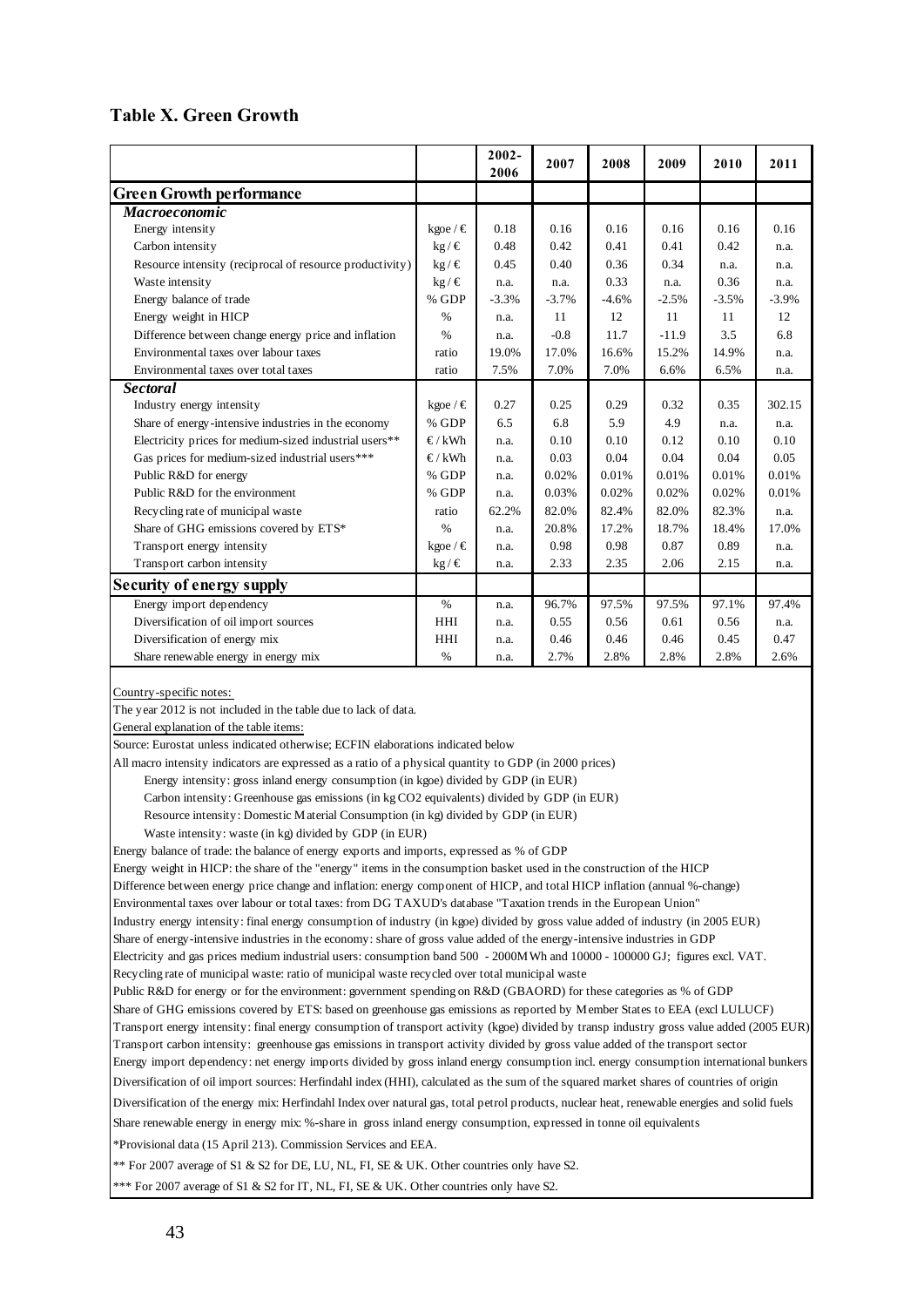## Table X. Green Growth

| | | 2002-2006 | 2007 | 2008 | 2009 | 2010 | 2011 |
|---|---|---|---|---|---|---|---|
| **Green Growth performance** | | | | | | | |
| ***Macroeconomic*** | | | | | | | |
| Energy intensity | kgoe / € | 0.18 | 0.16 | 0.16 | 0.16 | 0.16 | 0.16 |
| Carbon intensity | kg / € | 0.48 | 0.42 | 0.41 | 0.41 | 0.42 | n.a. |
| Resource intensity (reciprocal of resource productivity) | kg / € | 0.45 | 0.40 | 0.36 | 0.34 | n.a. | n.a. |
| Waste intensity | kg / € | n.a. | n.a. | 0.33 | n.a. | 0.36 | n.a. |
| Energy balance of trade | % GDP | -3.3% | -3.7% | -4.6% | -2.5% | -3.5% | -3.9% |
| Energy weight in HICP | % | n.a. | 11 | 12 | 11 | 11 | 12 |
| Difference between change energy price and inflation | % | n.a. | -0.8 | 11.7 | -11.9 | 3.5 | 6.8 |
| Environmental taxes over labour taxes | ratio | 19.0% | 17.0% | 16.6% | 15.2% | 14.9% | n.a. |
| Environmental taxes over total taxes | ratio | 7.5% | 7.0% | 7.0% | 6.6% | 6.5% | n.a. |
| ***Sectoral*** | | | | | | | |
| Industry energy intensity | kgoe / € | 0.27 | 0.25 | 0.29 | 0.32 | 0.35 | 302.15 |
| Share of energy-intensive industries in the economy | % GDP | 6.5 | 6.8 | 5.9 | 4.9 | n.a. | n.a. |
| Electricity prices for medium-sized industrial users** | € / kWh | n.a. | 0.10 | 0.10 | 0.12 | 0.10 | 0.10 |
| Gas prices for medium-sized industrial users*** | € / kWh | n.a. | 0.03 | 0.04 | 0.04 | 0.04 | 0.05 |
| Public R&D for energy | % GDP | n.a. | 0.02% | 0.01% | 0.01% | 0.01% | 0.01% |
| Public R&D for the environment | % GDP | n.a. | 0.03% | 0.02% | 0.02% | 0.02% | 0.01% |
| Recycling rate of municipal waste | ratio | 62.2% | 82.0% | 82.4% | 82.0% | 82.3% | n.a. |
| Share of GHG emissions covered by ETS* | % | n.a. | 20.8% | 17.2% | 18.7% | 18.4% | 17.0% |
| Transport energy intensity | kgoe / € | n.a. | 0.98 | 0.98 | 0.87 | 0.89 | n.a. |
| Transport carbon intensity | kg / € | n.a. | 2.33 | 2.35 | 2.06 | 2.15 | n.a. |
| **Security of energy supply** | | | | | | | |
| Energy import dependency | % | n.a. | 96.7% | 97.5% | 97.5% | 97.1% | 97.4% |
| Diversification of oil import sources | HHI | n.a. | 0.55 | 0.56 | 0.61 | 0.56 | n.a. |
| Diversification of energy mix | HHI | n.a. | 0.46 | 0.46 | 0.46 | 0.45 | 0.47 |
| Share renewable energy in energy mix | % | n.a. | 2.7% | 2.8% | 2.8% | 2.8% | 2.6% |

Country-specific notes:

The year 2012 is not included in the table due to lack of data.

General explanation of the table items:

Source: Eurostat unless indicated otherwise; ECFIN elaborations indicated below

All macro intensity indicators are expressed as a ratio of a physical quantity to GDP (in 2000 prices)

Energy intensity: gross inland energy consumption (in kgoe) divided by GDP (in EUR)

Carbon intensity: Greenhouse gas emissions (in kg CO2 equivalents) divided by GDP (in EUR)

Resource intensity: Domestic Material Consumption (in kg) divided by GDP (in EUR)

Waste intensity: waste (in kg) divided by GDP (in EUR)

Energy balance of trade: the balance of energy exports and imports, expressed as % of GDP

Energy weight in HICP: the share of the "energy" items in the consumption basket used in the construction of the HICP

Difference between energy price change and inflation: energy component of HICP, and total HICP inflation (annual %-change)

Environmental taxes over labour or total taxes: from DG TAXUD's database "Taxation trends in the European Union"

Industry energy intensity: final energy consumption of industry (in kgoe) divided by gross value added of industry (in 2005 EUR)

Share of energy-intensive industries in the economy: share of gross value added of the energy-intensive industries in GDP

Electricity and gas prices medium industrial users: consumption band 500 - 2000MWh and 10000 - 100000 GJ; figures excl. VAT.

Recycling rate of municipal waste: ratio of municipal waste recycled over total municipal waste

Public R&D for energy or for the environment: government spending on R&D (GBAORD) for these categories as % of GDP

Share of GHG emissions covered by ETS: based on greenhouse gas emissions as reported by Member States to EEA (excl LULUCF)

Transport energy intensity: final energy consumption of transport activity (kgoe) divided by transp industry gross value added (2005 EUR)

Transport carbon intensity: greenhouse gas emissions in transport activity divided by gross value added of the transport sector

Energy import dependency: net energy imports divided by gross inland energy consumption incl. energy consumption international bunkers

Diversification of oil import sources: Herfindahl index (HHI), calculated as the sum of the squared market shares of countries of origin

Diversification of the energy mix: Herfindahl Index over natural gas, total petrol products, nuclear heat, renewable energies and solid fuels

Share renewable energy in energy mix: %-share in gross inland energy consumption, expressed in tonne oil equivalents

*Provisional data (15 April 213). Commission Services and EEA.

** For 2007 average of S1 & S2 for DE, LU, NL, FI, SE & UK. Other countries only have S2.

*** For 2007 average of S1 & S2 for IT, NL, FI, SE & UK. Other countries only have S2.